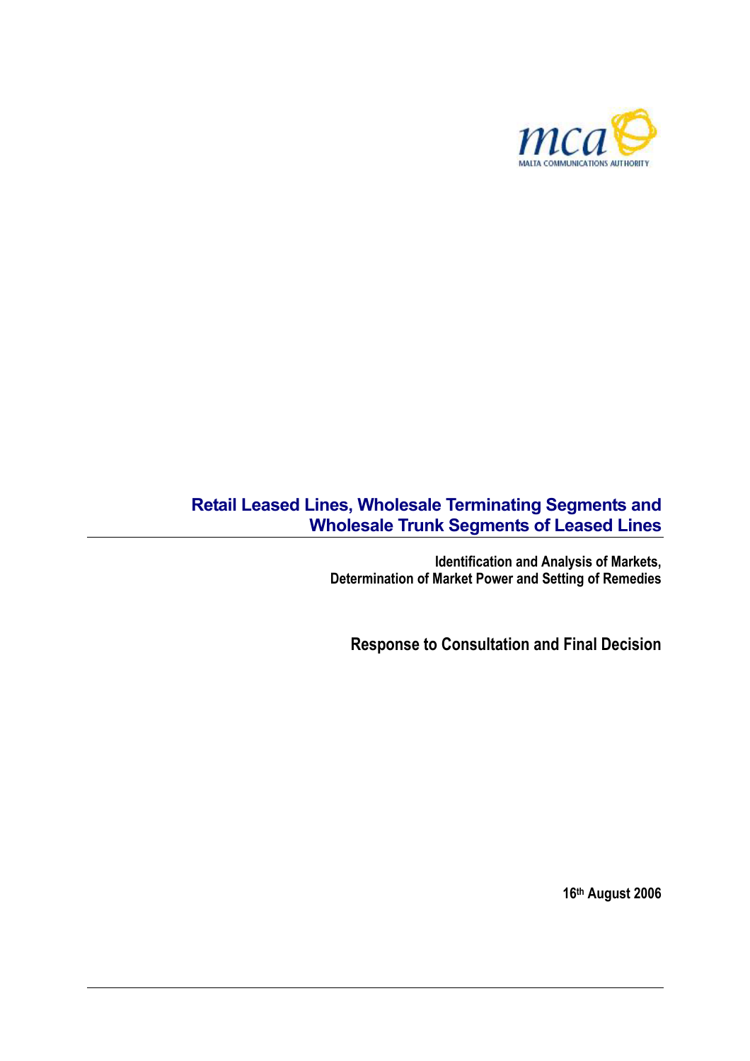mca

MALTA COMMUNICATIONS AUTHORITY

# Retail Leased Lines, Wholesale Terminating Segments and Wholesale Trunk Segments of Leased Lines

**Identification and Analysis of Markets, Determination of Market Power and Setting of Remedies**

## Response to Consultation and Final Decision

**16th August 2006**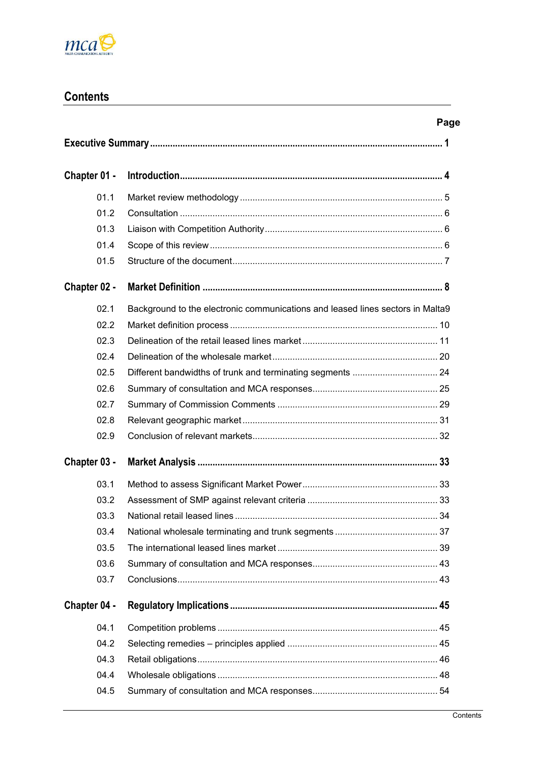## Contents

| | | Page |
|---|---|---|
| **Executive Summary** | | **1** |
| **Chapter 01 -** | **Introduction** | **4** |
| 01.1 | Market review methodology | 5 |
| 01.2 | Consultation | 6 |
| 01.3 | Liaison with Competition Authority | 6 |
| 01.4 | Scope of this review | 6 |
| 01.5 | Structure of the document | 7 |
| **Chapter 02 -** | **Market Definition** | **8** |
| 02.1 | Background to the electronic communications and leased lines sectors in Malta | 9 |
| 02.2 | Market definition process | 10 |
| 02.3 | Delineation of the retail leased lines market | 11 |
| 02.4 | Delineation of the wholesale market | 20 |
| 02.5 | Different bandwidths of trunk and terminating segments | 24 |
| 02.6 | Summary of consultation and MCA responses | 25 |
| 02.7 | Summary of Commission Comments | 29 |
| 02.8 | Relevant geographic market | 31 |
| 02.9 | Conclusion of relevant markets | 32 |
| **Chapter 03 -** | **Market Analysis** | **33** |
| 03.1 | Method to assess Significant Market Power | 33 |
| 03.2 | Assessment of SMP against relevant criteria | 33 |
| 03.3 | National retail leased lines | 34 |
| 03.4 | National wholesale terminating and trunk segments | 37 |
| 03.5 | The international leased lines market | 39 |
| 03.6 | Summary of consultation and MCA responses | 43 |
| 03.7 | Conclusions | 43 |
| **Chapter 04 -** | **Regulatory Implications** | **45** |
| 04.1 | Competition problems | 45 |
| 04.2 | Selecting remedies – principles applied | 45 |
| 04.3 | Retail obligations | 46 |
| 04.4 | Wholesale obligations | 48 |
| 04.5 | Summary of consultation and MCA responses | 54 |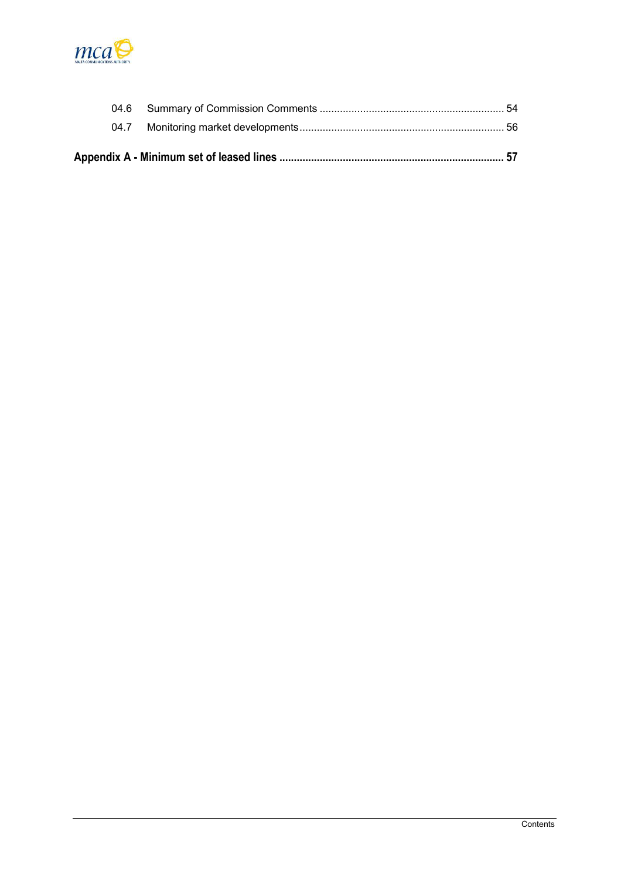04.6 Summary of Commission Comments ............................................................... 54

04.7 Monitoring market developments...................................................................... 56

**Appendix A - Minimum set of leased lines ............................................................................ 57**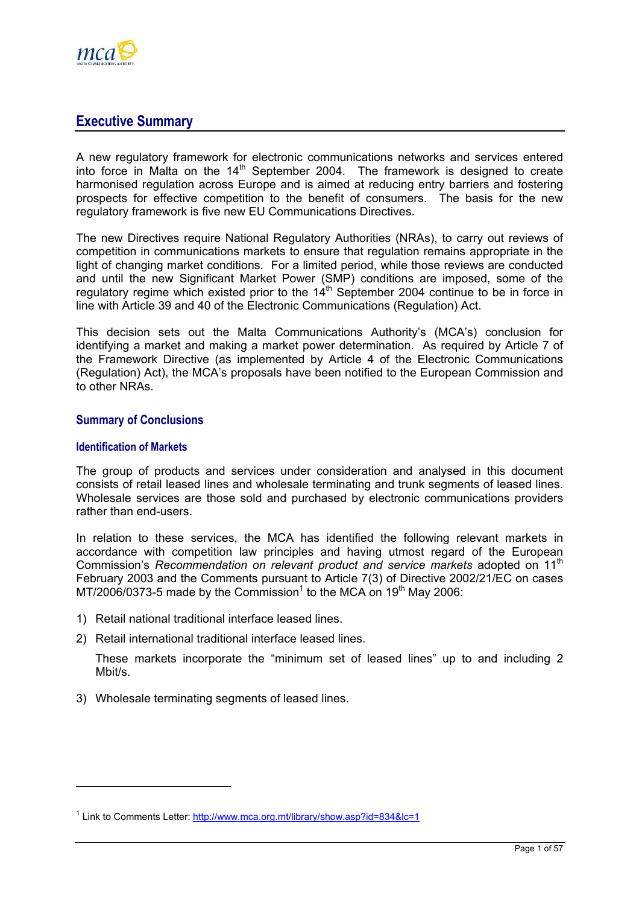## Executive Summary

A new regulatory framework for electronic communications networks and services entered into force in Malta on the 14th September 2004. The framework is designed to create harmonised regulation across Europe and is aimed at reducing entry barriers and fostering prospects for effective competition to the benefit of consumers. The basis for the new regulatory framework is five new EU Communications Directives.

The new Directives require National Regulatory Authorities (NRAs), to carry out reviews of competition in communications markets to ensure that regulation remains appropriate in the light of changing market conditions. For a limited period, while those reviews are conducted and until the new Significant Market Power (SMP) conditions are imposed, some of the regulatory regime which existed prior to the 14th September 2004 continue to be in force in line with Article 39 and 40 of the Electronic Communications (Regulation) Act.

This decision sets out the Malta Communications Authority's (MCA's) conclusion for identifying a market and making a market power determination. As required by Article 7 of the Framework Directive (as implemented by Article 4 of the Electronic Communications (Regulation) Act), the MCA's proposals have been notified to the European Commission and to other NRAs.

### Summary of Conclusions

#### Identification of Markets

The group of products and services under consideration and analysed in this document consists of retail leased lines and wholesale terminating and trunk segments of leased lines. Wholesale services are those sold and purchased by electronic communications providers rather than end-users.

In relation to these services, the MCA has identified the following relevant markets in accordance with competition law principles and having utmost regard of the European Commission's *Recommendation on relevant product and service markets* adopted on 11th February 2003 and the Comments pursuant to Article 7(3) of Directive 2002/21/EC on cases MT/2006/0373-5 made by the Commission[1] to the MCA on 19th May 2006:

1) Retail national traditional interface leased lines.
2) Retail international traditional interface leased lines.

   These markets incorporate the "minimum set of leased lines" up to and including 2 Mbit/s.

3) Wholesale terminating segments of leased lines.

---

[1] Link to Comments Letter: http://www.mca.org.mt/library/show.asp?id=834&lc=1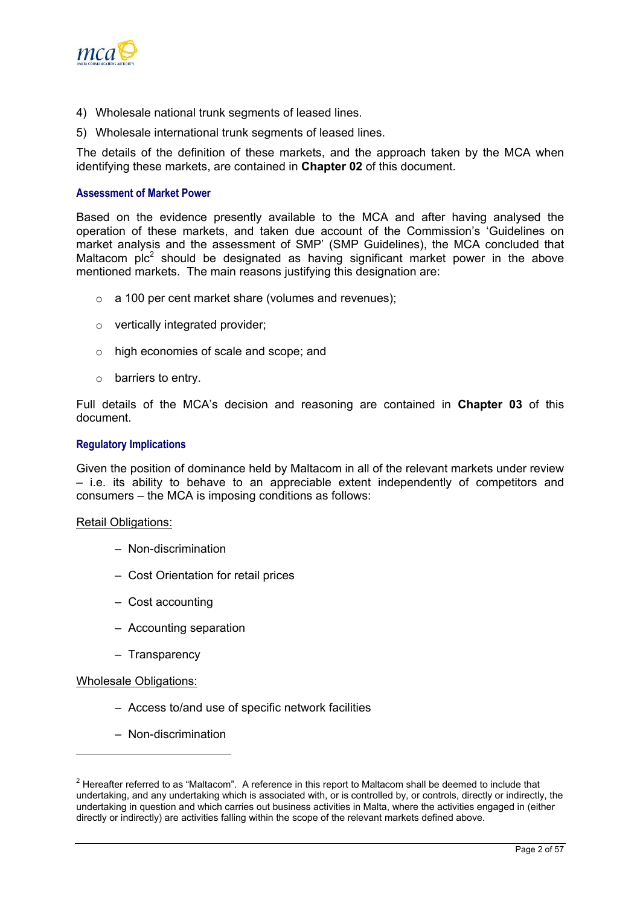4) Wholesale national trunk segments of leased lines.

5) Wholesale international trunk segments of leased lines.

The details of the definition of these markets, and the approach taken by the MCA when identifying these markets, are contained in **Chapter 02** of this document.

### Assessment of Market Power

Based on the evidence presently available to the MCA and after having analysed the operation of these markets, and taken due account of the Commission's 'Guidelines on market analysis and the assessment of SMP' (SMP Guidelines), the MCA concluded that Maltacom plc[2] should be designated as having significant market power in the above mentioned markets. The main reasons justifying this designation are:

- a 100 per cent market share (volumes and revenues);
- vertically integrated provider;
- high economies of scale and scope; and
- barriers to entry.

Full details of the MCA's decision and reasoning are contained in **Chapter 03** of this document.

### Regulatory Implications

Given the position of dominance held by Maltacom in all of the relevant markets under review – i.e. its ability to behave to an appreciable extent independently of competitors and consumers – the MCA is imposing conditions as follows:

Retail Obligations:

- Non-discrimination
- Cost Orientation for retail prices
- Cost accounting
- Accounting separation
- Transparency

Wholesale Obligations:

- Access to/and use of specific network facilities
- Non-discrimination

---

[2] Hereafter referred to as "Maltacom". A reference in this report to Maltacom shall be deemed to include that undertaking, and any undertaking which is associated with, or is controlled by, or controls, directly or indirectly, the undertaking in question and which carries out business activities in Malta, where the activities engaged in (either directly or indirectly) are activities falling within the scope of the relevant markets defined above.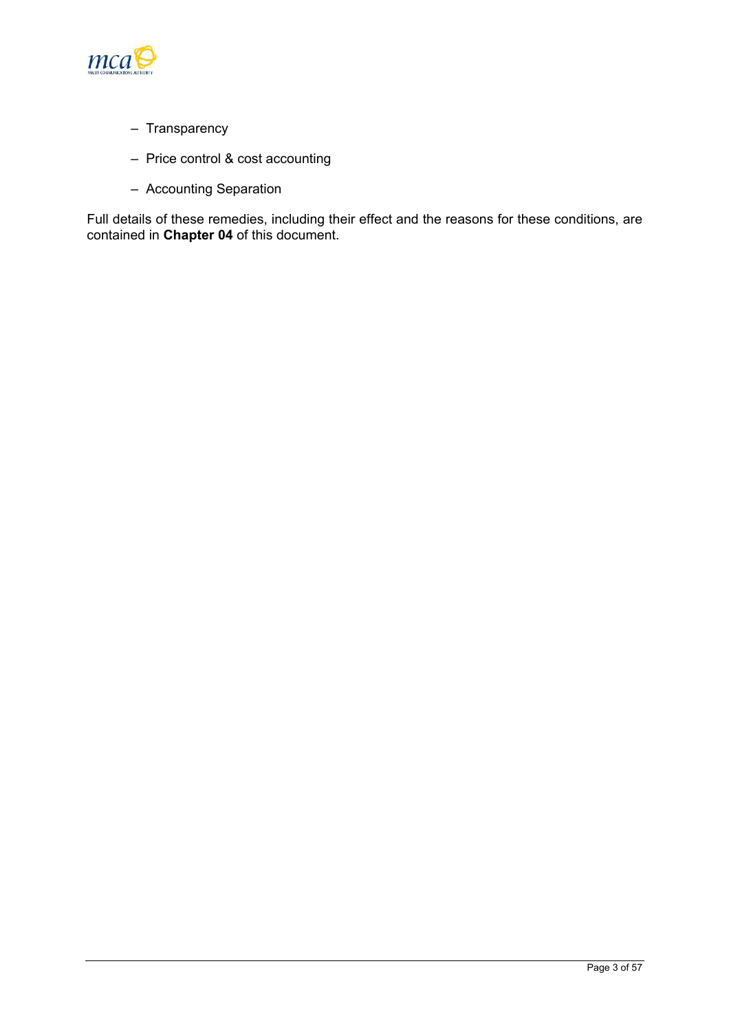- Transparency
- Price control & cost accounting
- Accounting Separation

Full details of these remedies, including their effect and the reasons for these conditions, are contained in **Chapter 04** of this document.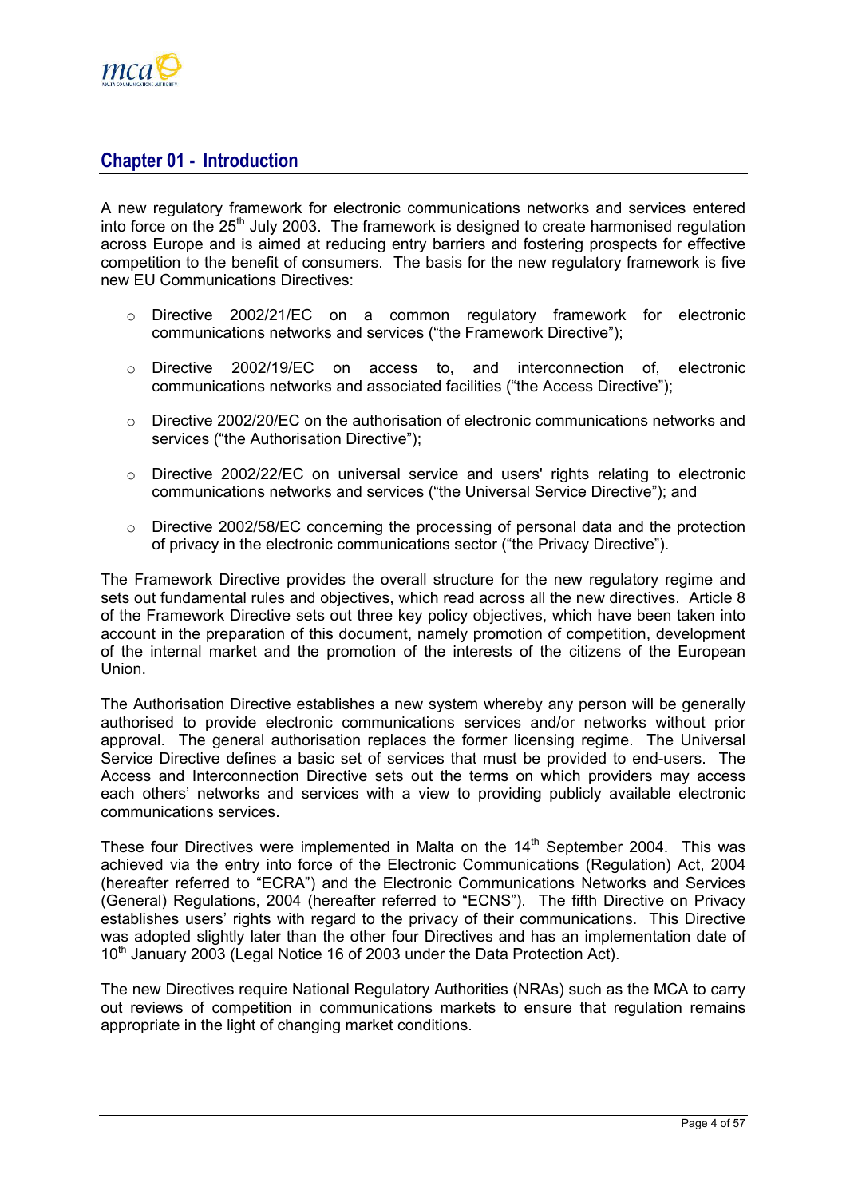## Chapter 01 - Introduction

A new regulatory framework for electronic communications networks and services entered into force on the 25th July 2003. The framework is designed to create harmonised regulation across Europe and is aimed at reducing entry barriers and fostering prospects for effective competition to the benefit of consumers. The basis for the new regulatory framework is five new EU Communications Directives:

- Directive 2002/21/EC on a common regulatory framework for electronic communications networks and services ("the Framework Directive");
- Directive 2002/19/EC on access to, and interconnection of, electronic communications networks and associated facilities ("the Access Directive");
- Directive 2002/20/EC on the authorisation of electronic communications networks and services ("the Authorisation Directive");
- Directive 2002/22/EC on universal service and users' rights relating to electronic communications networks and services ("the Universal Service Directive"); and
- Directive 2002/58/EC concerning the processing of personal data and the protection of privacy in the electronic communications sector ("the Privacy Directive").

The Framework Directive provides the overall structure for the new regulatory regime and sets out fundamental rules and objectives, which read across all the new directives. Article 8 of the Framework Directive sets out three key policy objectives, which have been taken into account in the preparation of this document, namely promotion of competition, development of the internal market and the promotion of the interests of the citizens of the European Union.

The Authorisation Directive establishes a new system whereby any person will be generally authorised to provide electronic communications services and/or networks without prior approval. The general authorisation replaces the former licensing regime. The Universal Service Directive defines a basic set of services that must be provided to end-users. The Access and Interconnection Directive sets out the terms on which providers may access each others' networks and services with a view to providing publicly available electronic communications services.

These four Directives were implemented in Malta on the 14th September 2004. This was achieved via the entry into force of the Electronic Communications (Regulation) Act, 2004 (hereafter referred to "ECRA") and the Electronic Communications Networks and Services (General) Regulations, 2004 (hereafter referred to "ECNS"). The fifth Directive on Privacy establishes users' rights with regard to the privacy of their communications. This Directive was adopted slightly later than the other four Directives and has an implementation date of 10th January 2003 (Legal Notice 16 of 2003 under the Data Protection Act).

The new Directives require National Regulatory Authorities (NRAs) such as the MCA to carry out reviews of competition in communications markets to ensure that regulation remains appropriate in the light of changing market conditions.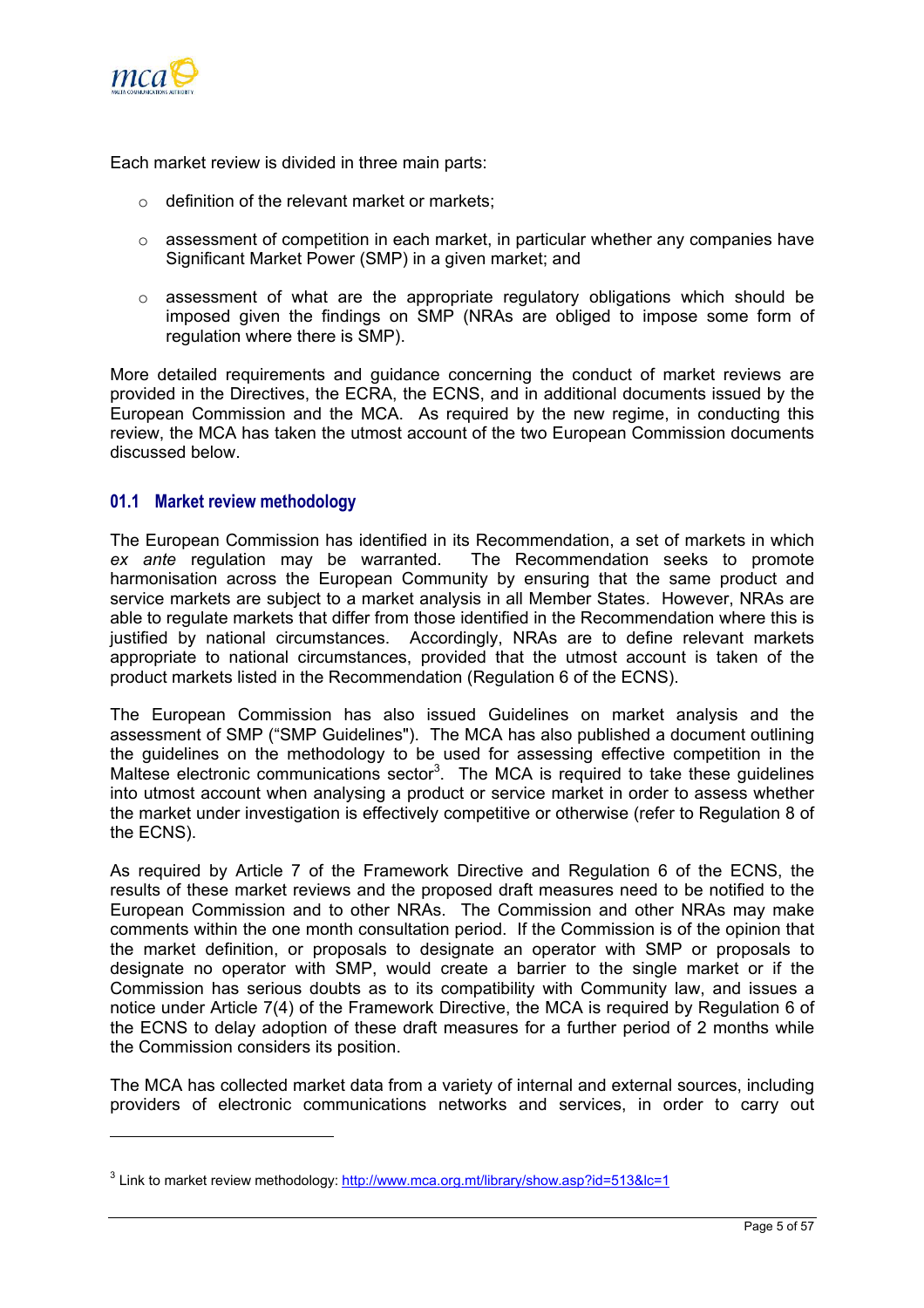Each market review is divided in three main parts:

- definition of the relevant market or markets;
- assessment of competition in each market, in particular whether any companies have Significant Market Power (SMP) in a given market; and
- assessment of what are the appropriate regulatory obligations which should be imposed given the findings on SMP (NRAs are obliged to impose some form of regulation where there is SMP).

More detailed requirements and guidance concerning the conduct of market reviews are provided in the Directives, the ECRA, the ECNS, and in additional documents issued by the European Commission and the MCA. As required by the new regime, in conducting this review, the MCA has taken the utmost account of the two European Commission documents discussed below.

## 01.1 Market review methodology

The European Commission has identified in its Recommendation, a set of markets in which *ex ante* regulation may be warranted. The Recommendation seeks to promote harmonisation across the European Community by ensuring that the same product and service markets are subject to a market analysis in all Member States. However, NRAs are able to regulate markets that differ from those identified in the Recommendation where this is justified by national circumstances. Accordingly, NRAs are to define relevant markets appropriate to national circumstances, provided that the utmost account is taken of the product markets listed in the Recommendation (Regulation 6 of the ECNS).

The European Commission has also issued Guidelines on market analysis and the assessment of SMP ("SMP Guidelines"). The MCA has also published a document outlining the guidelines on the methodology to be used for assessing effective competition in the Maltese electronic communications sector[3]. The MCA is required to take these guidelines into utmost account when analysing a product or service market in order to assess whether the market under investigation is effectively competitive or otherwise (refer to Regulation 8 of the ECNS).

As required by Article 7 of the Framework Directive and Regulation 6 of the ECNS, the results of these market reviews and the proposed draft measures need to be notified to the European Commission and to other NRAs. The Commission and other NRAs may make comments within the one month consultation period. If the Commission is of the opinion that the market definition, or proposals to designate an operator with SMP or proposals to designate no operator with SMP, would create a barrier to the single market or if the Commission has serious doubts as to its compatibility with Community law, and issues a notice under Article 7(4) of the Framework Directive, the MCA is required by Regulation 6 of the ECNS to delay adoption of these draft measures for a further period of 2 months while the Commission considers its position.

The MCA has collected market data from a variety of internal and external sources, including providers of electronic communications networks and services, in order to carry out

---

[3] Link to market review methodology: http://www.mca.org.mt/library/show.asp?id=513&lc=1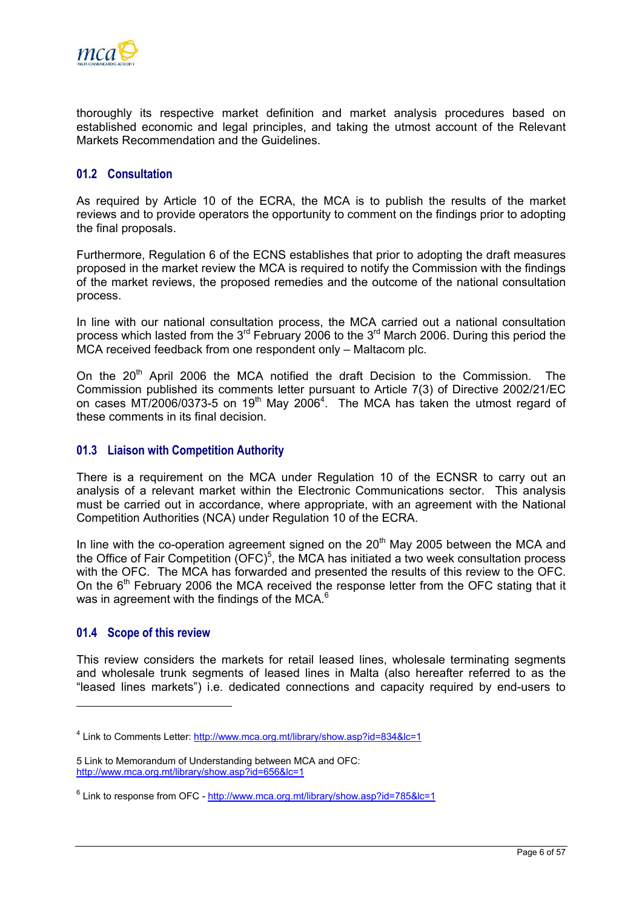thoroughly its respective market definition and market analysis procedures based on established economic and legal principles, and taking the utmost account of the Relevant Markets Recommendation and the Guidelines.

### 01.2 Consultation

As required by Article 10 of the ECRA, the MCA is to publish the results of the market reviews and to provide operators the opportunity to comment on the findings prior to adopting the final proposals.

Furthermore, Regulation 6 of the ECNS establishes that prior to adopting the draft measures proposed in the market review the MCA is required to notify the Commission with the findings of the market reviews, the proposed remedies and the outcome of the national consultation process.

In line with our national consultation process, the MCA carried out a national consultation process which lasted from the 3rd February 2006 to the 3rd March 2006. During this period the MCA received feedback from one respondent only – Maltacom plc.

On the 20th April 2006 the MCA notified the draft Decision to the Commission. The Commission published its comments letter pursuant to Article 7(3) of Directive 2002/21/EC on cases MT/2006/0373-5 on 19th May 2006[4]. The MCA has taken the utmost regard of these comments in its final decision.

### 01.3 Liaison with Competition Authority

There is a requirement on the MCA under Regulation 10 of the ECNSR to carry out an analysis of a relevant market within the Electronic Communications sector. This analysis must be carried out in accordance, where appropriate, with an agreement with the National Competition Authorities (NCA) under Regulation 10 of the ECRA.

In line with the co-operation agreement signed on the 20th May 2005 between the MCA and the Office of Fair Competition (OFC)[5], the MCA has initiated a two week consultation process with the OFC. The MCA has forwarded and presented the results of this review to the OFC. On the 6th February 2006 the MCA received the response letter from the OFC stating that it was in agreement with the findings of the MCA.[6]

### 01.4 Scope of this review

This review considers the markets for retail leased lines, wholesale terminating segments and wholesale trunk segments of leased lines in Malta (also hereafter referred to as the “leased lines markets”) i.e. dedicated connections and capacity required by end-users to

---

[4] Link to Comments Letter: http://www.mca.org.mt/library/show.asp?id=834&lc=1

5 Link to Memorandum of Understanding between MCA and OFC: http://www.mca.org.mt/library/show.asp?id=656&lc=1

[6] Link to response from OFC - http://www.mca.org.mt/library/show.asp?id=785&lc=1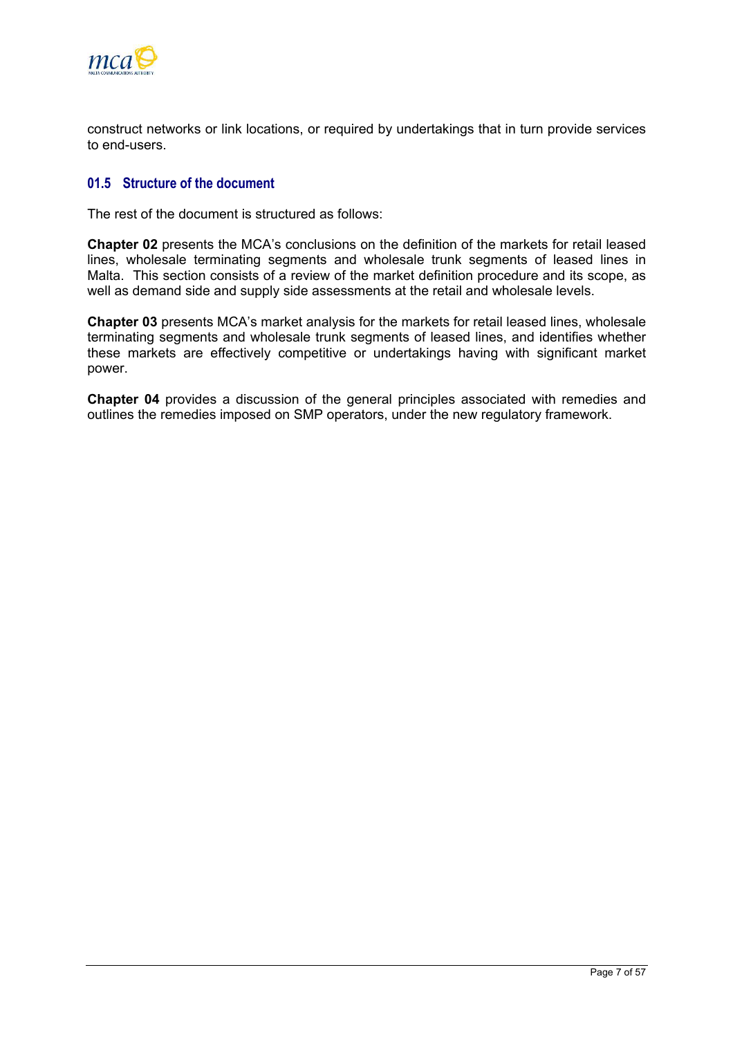construct networks or link locations, or required by undertakings that in turn provide services to end-users.

### 01.5 Structure of the document

The rest of the document is structured as follows:

**Chapter 02** presents the MCA's conclusions on the definition of the markets for retail leased lines, wholesale terminating segments and wholesale trunk segments of leased lines in Malta. This section consists of a review of the market definition procedure and its scope, as well as demand side and supply side assessments at the retail and wholesale levels.

**Chapter 03** presents MCA's market analysis for the markets for retail leased lines, wholesale terminating segments and wholesale trunk segments of leased lines, and identifies whether these markets are effectively competitive or undertakings having with significant market power.

**Chapter 04** provides a discussion of the general principles associated with remedies and outlines the remedies imposed on SMP operators, under the new regulatory framework.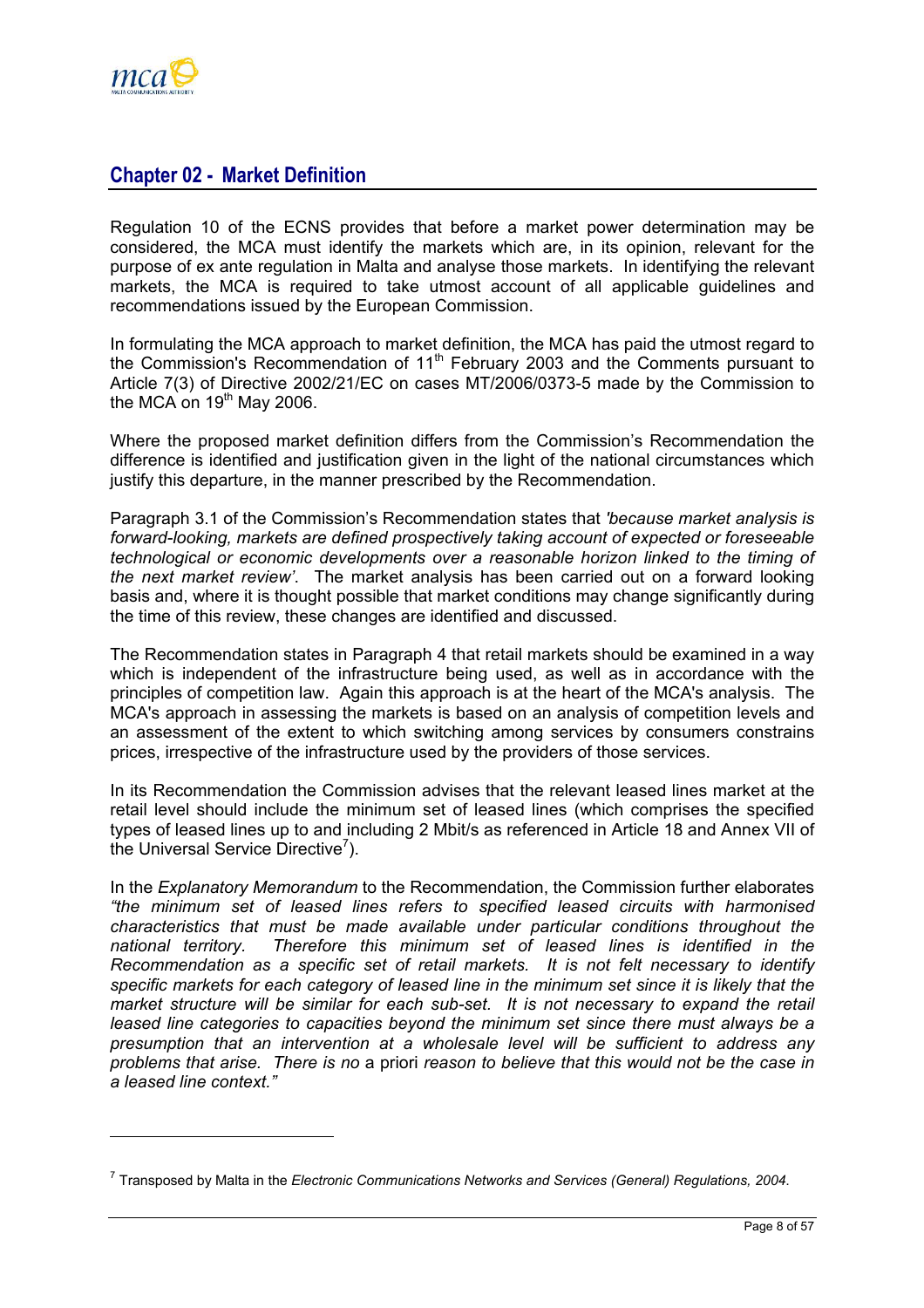## Chapter 02 - Market Definition

Regulation 10 of the ECNS provides that before a market power determination may be considered, the MCA must identify the markets which are, in its opinion, relevant for the purpose of ex ante regulation in Malta and analyse those markets. In identifying the relevant markets, the MCA is required to take utmost account of all applicable guidelines and recommendations issued by the European Commission.

In formulating the MCA approach to market definition, the MCA has paid the utmost regard to the Commission's Recommendation of 11th February 2003 and the Comments pursuant to Article 7(3) of Directive 2002/21/EC on cases MT/2006/0373-5 made by the Commission to the MCA on 19th May 2006.

Where the proposed market definition differs from the Commission's Recommendation the difference is identified and justification given in the light of the national circumstances which justify this departure, in the manner prescribed by the Recommendation.

Paragraph 3.1 of the Commission's Recommendation states that *'because market analysis is forward-looking, markets are defined prospectively taking account of expected or foreseeable technological or economic developments over a reasonable horizon linked to the timing of the next market review'*. The market analysis has been carried out on a forward looking basis and, where it is thought possible that market conditions may change significantly during the time of this review, these changes are identified and discussed.

The Recommendation states in Paragraph 4 that retail markets should be examined in a way which is independent of the infrastructure being used, as well as in accordance with the principles of competition law. Again this approach is at the heart of the MCA's analysis. The MCA's approach in assessing the markets is based on an analysis of competition levels and an assessment of the extent to which switching among services by consumers constrains prices, irrespective of the infrastructure used by the providers of those services.

In its Recommendation the Commission advises that the relevant leased lines market at the retail level should include the minimum set of leased lines (which comprises the specified types of leased lines up to and including 2 Mbit/s as referenced in Article 18 and Annex VII of the Universal Service Directive[7]).

In the *Explanatory Memorandum* to the Recommendation, the Commission further elaborates *"the minimum set of leased lines refers to specified leased circuits with harmonised characteristics that must be made available under particular conditions throughout the national territory. Therefore this minimum set of leased lines is identified in the Recommendation as a specific set of retail markets. It is not felt necessary to identify specific markets for each category of leased line in the minimum set since it is likely that the market structure will be similar for each sub-set. It is not necessary to expand the retail leased line categories to capacities beyond the minimum set since there must always be a presumption that an intervention at a wholesale level will be sufficient to address any problems that arise. There is no* a priori *reason to believe that this would not be the case in a leased line context."*

---

[7] Transposed by Malta in the *Electronic Communications Networks and Services (General) Regulations, 2004.*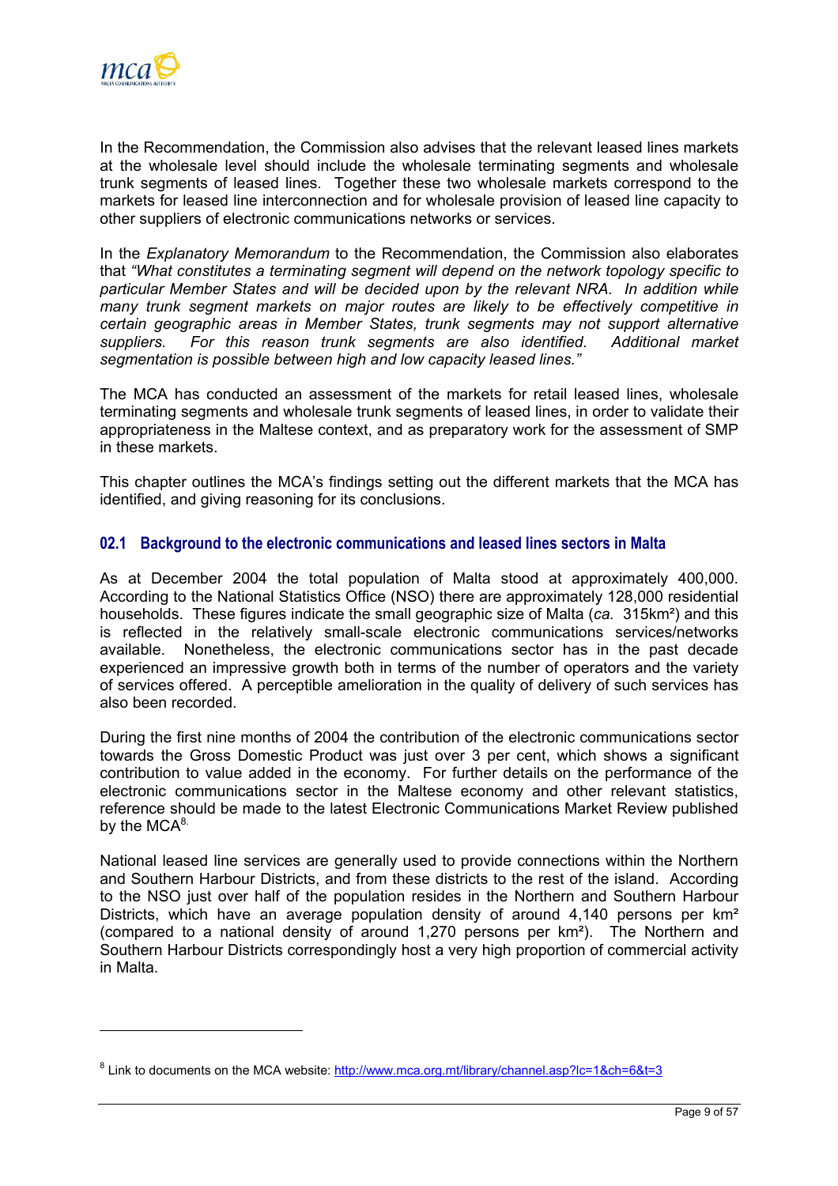In the Recommendation, the Commission also advises that the relevant leased lines markets at the wholesale level should include the wholesale terminating segments and wholesale trunk segments of leased lines. Together these two wholesale markets correspond to the markets for leased line interconnection and for wholesale provision of leased line capacity to other suppliers of electronic communications networks or services.

In the *Explanatory Memorandum* to the Recommendation, the Commission also elaborates that *"What constitutes a terminating segment will depend on the network topology specific to particular Member States and will be decided upon by the relevant NRA. In addition while many trunk segment markets on major routes are likely to be effectively competitive in certain geographic areas in Member States, trunk segments may not support alternative suppliers. For this reason trunk segments are also identified. Additional market segmentation is possible between high and low capacity leased lines."*

The MCA has conducted an assessment of the markets for retail leased lines, wholesale terminating segments and wholesale trunk segments of leased lines, in order to validate their appropriateness in the Maltese context, and as preparatory work for the assessment of SMP in these markets.

This chapter outlines the MCA's findings setting out the different markets that the MCA has identified, and giving reasoning for its conclusions.

## 02.1 Background to the electronic communications and leased lines sectors in Malta

As at December 2004 the total population of Malta stood at approximately 400,000. According to the National Statistics Office (NSO) there are approximately 128,000 residential households. These figures indicate the small geographic size of Malta (*ca.* 315km²) and this is reflected in the relatively small-scale electronic communications services/networks available. Nonetheless, the electronic communications sector has in the past decade experienced an impressive growth both in terms of the number of operators and the variety of services offered. A perceptible amelioration in the quality of delivery of such services has also been recorded.

During the first nine months of 2004 the contribution of the electronic communications sector towards the Gross Domestic Product was just over 3 per cent, which shows a significant contribution to value added in the economy. For further details on the performance of the electronic communications sector in the Maltese economy and other relevant statistics, reference should be made to the latest Electronic Communications Market Review published by the MCA[8].

National leased line services are generally used to provide connections within the Northern and Southern Harbour Districts, and from these districts to the rest of the island. According to the NSO just over half of the population resides in the Northern and Southern Harbour Districts, which have an average population density of around 4,140 persons per km² (compared to a national density of around 1,270 persons per km²). The Northern and Southern Harbour Districts correspondingly host a very high proportion of commercial activity in Malta.

---

[8] Link to documents on the MCA website: http://www.mca.org.mt/library/channel.asp?lc=1&ch=6&t=3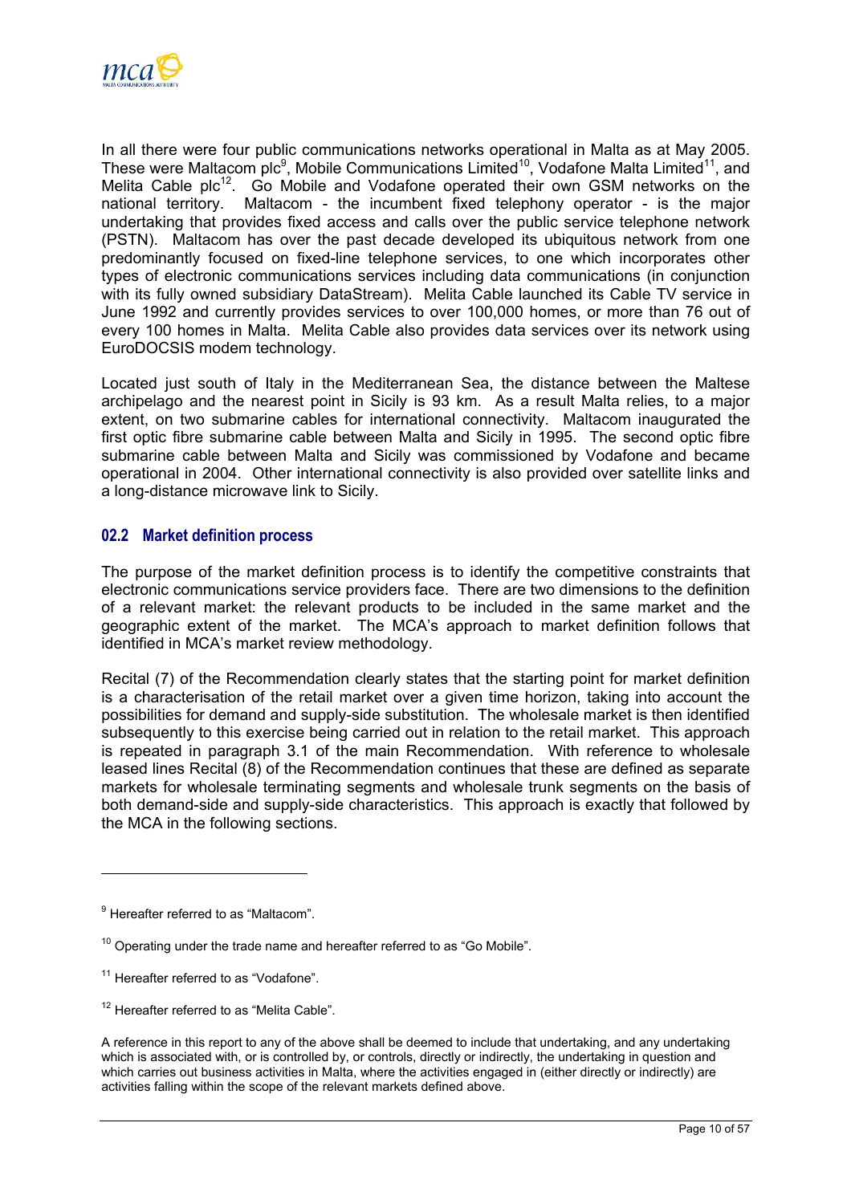In all there were four public communications networks operational in Malta as at May 2005. These were Maltacom plc[9], Mobile Communications Limited[10], Vodafone Malta Limited[11], and Melita Cable plc[12]. Go Mobile and Vodafone operated their own GSM networks on the national territory. Maltacom - the incumbent fixed telephony operator - is the major undertaking that provides fixed access and calls over the public service telephone network (PSTN). Maltacom has over the past decade developed its ubiquitous network from one predominantly focused on fixed-line telephone services, to one which incorporates other types of electronic communications services including data communications (in conjunction with its fully owned subsidiary DataStream). Melita Cable launched its Cable TV service in June 1992 and currently provides services to over 100,000 homes, or more than 76 out of every 100 homes in Malta. Melita Cable also provides data services over its network using EuroDOCSIS modem technology.

Located just south of Italy in the Mediterranean Sea, the distance between the Maltese archipelago and the nearest point in Sicily is 93 km. As a result Malta relies, to a major extent, on two submarine cables for international connectivity. Maltacom inaugurated the first optic fibre submarine cable between Malta and Sicily in 1995. The second optic fibre submarine cable between Malta and Sicily was commissioned by Vodafone and became operational in 2004. Other international connectivity is also provided over satellite links and a long-distance microwave link to Sicily.

## 02.2 Market definition process

The purpose of the market definition process is to identify the competitive constraints that electronic communications service providers face. There are two dimensions to the definition of a relevant market: the relevant products to be included in the same market and the geographic extent of the market. The MCA's approach to market definition follows that identified in MCA's market review methodology.

Recital (7) of the Recommendation clearly states that the starting point for market definition is a characterisation of the retail market over a given time horizon, taking into account the possibilities for demand and supply-side substitution. The wholesale market is then identified subsequently to this exercise being carried out in relation to the retail market. This approach is repeated in paragraph 3.1 of the main Recommendation. With reference to wholesale leased lines Recital (8) of the Recommendation continues that these are defined as separate markets for wholesale terminating segments and wholesale trunk segments on the basis of both demand-side and supply-side characteristics. This approach is exactly that followed by the MCA in the following sections.

---

[9] Hereafter referred to as "Maltacom".

[10] Operating under the trade name and hereafter referred to as "Go Mobile".

[11] Hereafter referred to as "Vodafone".

[12] Hereafter referred to as "Melita Cable".

A reference in this report to any of the above shall be deemed to include that undertaking, and any undertaking which is associated with, or is controlled by, or controls, directly or indirectly, the undertaking in question and which carries out business activities in Malta, where the activities engaged in (either directly or indirectly) are activities falling within the scope of the relevant markets defined above.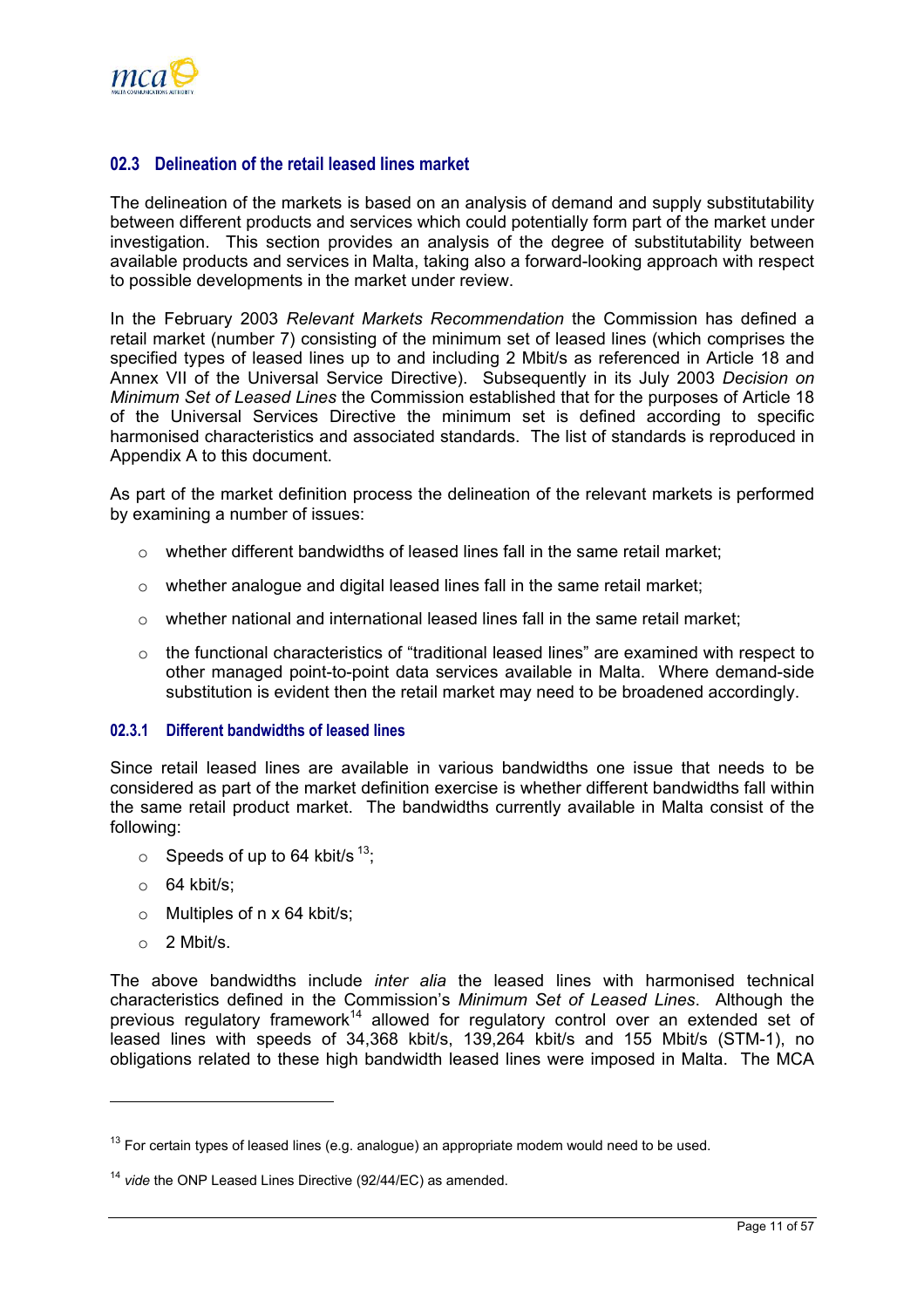## 02.3 Delineation of the retail leased lines market

The delineation of the markets is based on an analysis of demand and supply substitutability between different products and services which could potentially form part of the market under investigation. This section provides an analysis of the degree of substitutability between available products and services in Malta, taking also a forward-looking approach with respect to possible developments in the market under review.

In the February 2003 *Relevant Markets Recommendation* the Commission has defined a retail market (number 7) consisting of the minimum set of leased lines (which comprises the specified types of leased lines up to and including 2 Mbit/s as referenced in Article 18 and Annex VII of the Universal Service Directive). Subsequently in its July 2003 *Decision on Minimum Set of Leased Lines* the Commission established that for the purposes of Article 18 of the Universal Services Directive the minimum set is defined according to specific harmonised characteristics and associated standards. The list of standards is reproduced in Appendix A to this document.

As part of the market definition process the delineation of the relevant markets is performed by examining a number of issues:

- whether different bandwidths of leased lines fall in the same retail market;
- whether analogue and digital leased lines fall in the same retail market;
- whether national and international leased lines fall in the same retail market;
- the functional characteristics of "traditional leased lines" are examined with respect to other managed point-to-point data services available in Malta. Where demand-side substitution is evident then the retail market may need to be broadened accordingly.

### 02.3.1 Different bandwidths of leased lines

Since retail leased lines are available in various bandwidths one issue that needs to be considered as part of the market definition exercise is whether different bandwidths fall within the same retail product market. The bandwidths currently available in Malta consist of the following:

- Speeds of up to 64 kbit/s [13];
- 64 kbit/s;
- Multiples of n x 64 kbit/s;
- 2 Mbit/s.

The above bandwidths include *inter alia* the leased lines with harmonised technical characteristics defined in the Commission's *Minimum Set of Leased Lines*. Although the previous regulatory framework[14] allowed for regulatory control over an extended set of leased lines with speeds of 34,368 kbit/s, 139,264 kbit/s and 155 Mbit/s (STM-1), no obligations related to these high bandwidth leased lines were imposed in Malta. The MCA

---

[13] For certain types of leased lines (e.g. analogue) an appropriate modem would need to be used.

[14] *vide* the ONP Leased Lines Directive (92/44/EC) as amended.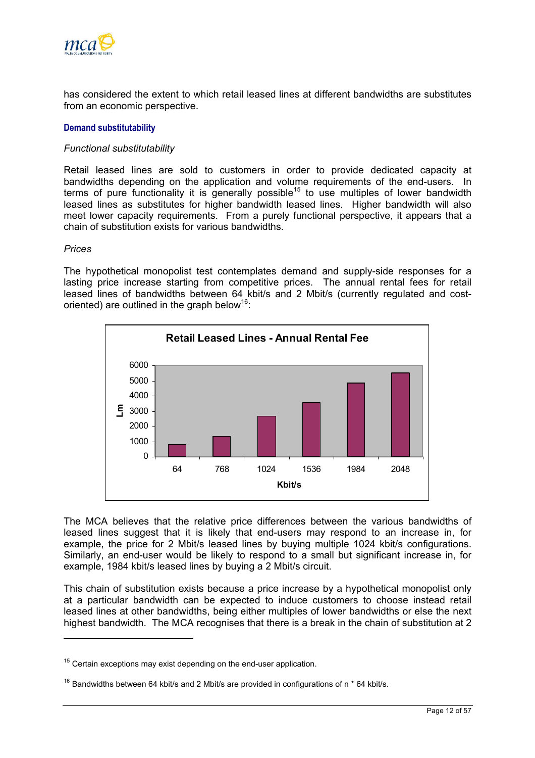has considered the extent to which retail leased lines at different bandwidths are substitutes from an economic perspective.

### Demand substitutability

*Functional substitutability*

Retail leased lines are sold to customers in order to provide dedicated capacity at bandwidths depending on the application and volume requirements of the end-users. In terms of pure functionality it is generally possible[15] to use multiples of lower bandwidth leased lines as substitutes for higher bandwidth leased lines. Higher bandwidth will also meet lower capacity requirements. From a purely functional perspective, it appears that a chain of substitution exists for various bandwidths.

*Prices*

The hypothetical monopolist test contemplates demand and supply-side responses for a lasting price increase starting from competitive prices. The annual rental fees for retail leased lines of bandwidths between 64 kbit/s and 2 Mbit/s (currently regulated and cost-oriented) are outlined in the graph below[16]:

**Retail Leased Lines - Annual Rental Fee**

(Bar chart: y-axis "Lm" from 0 to 6000; x-axis "Kbit/s" with bars at 64, 768, 1024, 1536, 1984, 2048)

The MCA believes that the relative price differences between the various bandwidths of leased lines suggest that it is likely that end-users may respond to an increase in, for example, the price for 2 Mbit/s leased lines by buying multiple 1024 kbit/s configurations. Similarly, an end-user would be likely to respond to a small but significant increase in, for example, 1984 kbit/s leased lines by buying a 2 Mbit/s circuit.

This chain of substitution exists because a price increase by a hypothetical monopolist only at a particular bandwidth can be expected to induce customers to choose instead retail leased lines at other bandwidths, being either multiples of lower bandwidths or else the next highest bandwidth. The MCA recognises that there is a break in the chain of substitution at 2

---

[15] Certain exceptions may exist depending on the end-user application.

[16] Bandwidths between 64 kbit/s and 2 Mbit/s are provided in configurations of n * 64 kbit/s.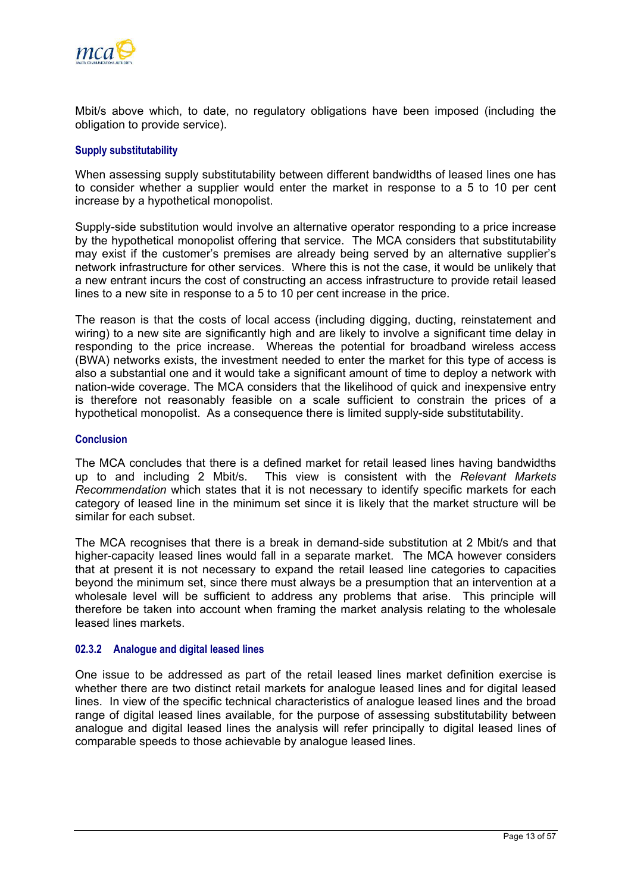Mbit/s above which, to date, no regulatory obligations have been imposed (including the obligation to provide service).

### Supply substitutability

When assessing supply substitutability between different bandwidths of leased lines one has to consider whether a supplier would enter the market in response to a 5 to 10 per cent increase by a hypothetical monopolist.

Supply-side substitution would involve an alternative operator responding to a price increase by the hypothetical monopolist offering that service. The MCA considers that substitutability may exist if the customer's premises are already being served by an alternative supplier's network infrastructure for other services. Where this is not the case, it would be unlikely that a new entrant incurs the cost of constructing an access infrastructure to provide retail leased lines to a new site in response to a 5 to 10 per cent increase in the price.

The reason is that the costs of local access (including digging, ducting, reinstatement and wiring) to a new site are significantly high and are likely to involve a significant time delay in responding to the price increase. Whereas the potential for broadband wireless access (BWA) networks exists, the investment needed to enter the market for this type of access is also a substantial one and it would take a significant amount of time to deploy a network with nation-wide coverage. The MCA considers that the likelihood of quick and inexpensive entry is therefore not reasonably feasible on a scale sufficient to constrain the prices of a hypothetical monopolist. As a consequence there is limited supply-side substitutability.

### Conclusion

The MCA concludes that there is a defined market for retail leased lines having bandwidths up to and including 2 Mbit/s. This view is consistent with the *Relevant Markets Recommendation* which states that it is not necessary to identify specific markets for each category of leased line in the minimum set since it is likely that the market structure will be similar for each subset.

The MCA recognises that there is a break in demand-side substitution at 2 Mbit/s and that higher-capacity leased lines would fall in a separate market. The MCA however considers that at present it is not necessary to expand the retail leased line categories to capacities beyond the minimum set, since there must always be a presumption that an intervention at a wholesale level will be sufficient to address any problems that arise. This principle will therefore be taken into account when framing the market analysis relating to the wholesale leased lines markets.

### 02.3.2 Analogue and digital leased lines

One issue to be addressed as part of the retail leased lines market definition exercise is whether there are two distinct retail markets for analogue leased lines and for digital leased lines. In view of the specific technical characteristics of analogue leased lines and the broad range of digital leased lines available, for the purpose of assessing substitutability between analogue and digital leased lines the analysis will refer principally to digital leased lines of comparable speeds to those achievable by analogue leased lines.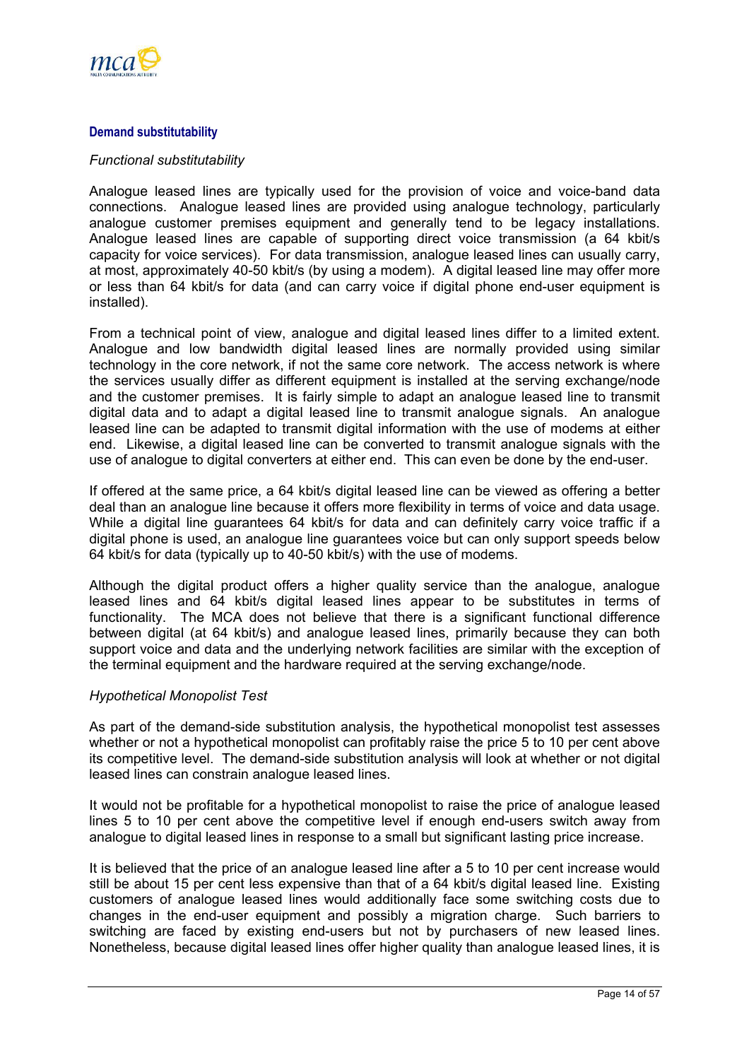### Demand substitutability

*Functional substitutability*

Analogue leased lines are typically used for the provision of voice and voice-band data connections. Analogue leased lines are provided using analogue technology, particularly analogue customer premises equipment and generally tend to be legacy installations. Analogue leased lines are capable of supporting direct voice transmission (a 64 kbit/s capacity for voice services). For data transmission, analogue leased lines can usually carry, at most, approximately 40-50 kbit/s (by using a modem). A digital leased line may offer more or less than 64 kbit/s for data (and can carry voice if digital phone end-user equipment is installed).

From a technical point of view, analogue and digital leased lines differ to a limited extent. Analogue and low bandwidth digital leased lines are normally provided using similar technology in the core network, if not the same core network. The access network is where the services usually differ as different equipment is installed at the serving exchange/node and the customer premises. It is fairly simple to adapt an analogue leased line to transmit digital data and to adapt a digital leased line to transmit analogue signals. An analogue leased line can be adapted to transmit digital information with the use of modems at either end. Likewise, a digital leased line can be converted to transmit analogue signals with the use of analogue to digital converters at either end. This can even be done by the end-user.

If offered at the same price, a 64 kbit/s digital leased line can be viewed as offering a better deal than an analogue line because it offers more flexibility in terms of voice and data usage. While a digital line guarantees 64 kbit/s for data and can definitely carry voice traffic if a digital phone is used, an analogue line guarantees voice but can only support speeds below 64 kbit/s for data (typically up to 40-50 kbit/s) with the use of modems.

Although the digital product offers a higher quality service than the analogue, analogue leased lines and 64 kbit/s digital leased lines appear to be substitutes in terms of functionality. The MCA does not believe that there is a significant functional difference between digital (at 64 kbit/s) and analogue leased lines, primarily because they can both support voice and data and the underlying network facilities are similar with the exception of the terminal equipment and the hardware required at the serving exchange/node.

*Hypothetical Monopolist Test*

As part of the demand-side substitution analysis, the hypothetical monopolist test assesses whether or not a hypothetical monopolist can profitably raise the price 5 to 10 per cent above its competitive level. The demand-side substitution analysis will look at whether or not digital leased lines can constrain analogue leased lines.

It would not be profitable for a hypothetical monopolist to raise the price of analogue leased lines 5 to 10 per cent above the competitive level if enough end-users switch away from analogue to digital leased lines in response to a small but significant lasting price increase.

It is believed that the price of an analogue leased line after a 5 to 10 per cent increase would still be about 15 per cent less expensive than that of a 64 kbit/s digital leased line. Existing customers of analogue leased lines would additionally face some switching costs due to changes in the end-user equipment and possibly a migration charge. Such barriers to switching are faced by existing end-users but not by purchasers of new leased lines. Nonetheless, because digital leased lines offer higher quality than analogue leased lines, it is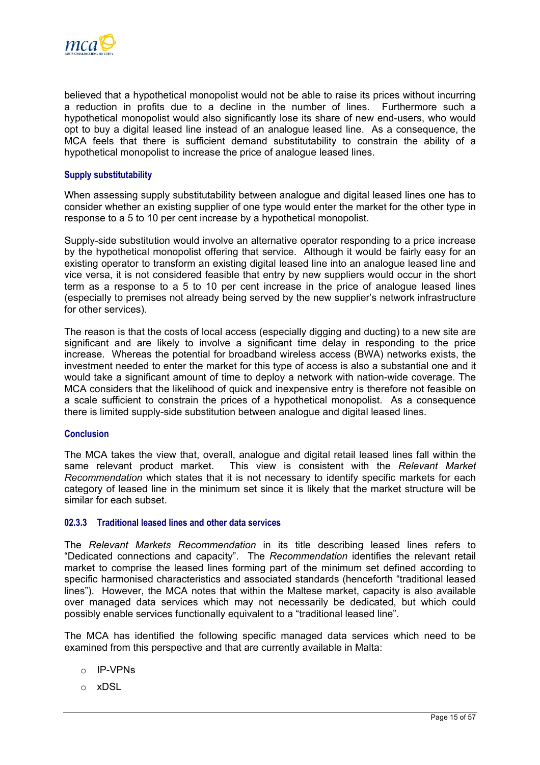believed that a hypothetical monopolist would not be able to raise its prices without incurring a reduction in profits due to a decline in the number of lines. Furthermore such a hypothetical monopolist would also significantly lose its share of new end-users, who would opt to buy a digital leased line instead of an analogue leased line. As a consequence, the MCA feels that there is sufficient demand substitutability to constrain the ability of a hypothetical monopolist to increase the price of analogue leased lines.

#### Supply substitutability

When assessing supply substitutability between analogue and digital leased lines one has to consider whether an existing supplier of one type would enter the market for the other type in response to a 5 to 10 per cent increase by a hypothetical monopolist.

Supply-side substitution would involve an alternative operator responding to a price increase by the hypothetical monopolist offering that service. Although it would be fairly easy for an existing operator to transform an existing digital leased line into an analogue leased line and vice versa, it is not considered feasible that entry by new suppliers would occur in the short term as a response to a 5 to 10 per cent increase in the price of analogue leased lines (especially to premises not already being served by the new supplier's network infrastructure for other services).

The reason is that the costs of local access (especially digging and ducting) to a new site are significant and are likely to involve a significant time delay in responding to the price increase. Whereas the potential for broadband wireless access (BWA) networks exists, the investment needed to enter the market for this type of access is also a substantial one and it would take a significant amount of time to deploy a network with nation-wide coverage. The MCA considers that the likelihood of quick and inexpensive entry is therefore not feasible on a scale sufficient to constrain the prices of a hypothetical monopolist. As a consequence there is limited supply-side substitution between analogue and digital leased lines.

#### Conclusion

The MCA takes the view that, overall, analogue and digital retail leased lines fall within the same relevant product market. This view is consistent with the *Relevant Market Recommendation* which states that it is not necessary to identify specific markets for each category of leased line in the minimum set since it is likely that the market structure will be similar for each subset.

### 02.3.3 Traditional leased lines and other data services

The *Relevant Markets Recommendation* in its title describing leased lines refers to "Dedicated connections and capacity". The *Recommendation* identifies the relevant retail market to comprise the leased lines forming part of the minimum set defined according to specific harmonised characteristics and associated standards (henceforth "traditional leased lines"). However, the MCA notes that within the Maltese market, capacity is also available over managed data services which may not necessarily be dedicated, but which could possibly enable services functionally equivalent to a "traditional leased line".

The MCA has identified the following specific managed data services which need to be examined from this perspective and that are currently available in Malta:

- IP-VPNs
- xDSL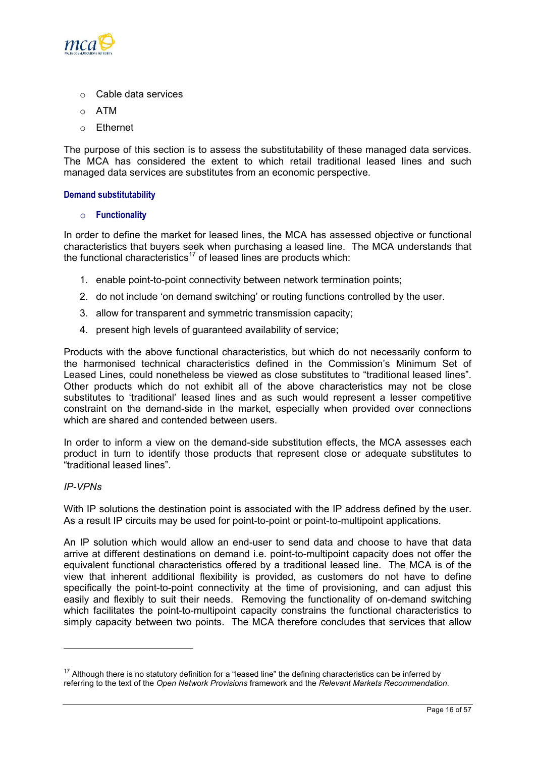- Cable data services
- ATM
- Ethernet

The purpose of this section is to assess the substitutability of these managed data services. The MCA has considered the extent to which retail traditional leased lines and such managed data services are substitutes from an economic perspective.

#### Demand substitutability

- **Functionality**

In order to define the market for leased lines, the MCA has assessed objective or functional characteristics that buyers seek when purchasing a leased line. The MCA understands that the functional characteristics[17] of leased lines are products which:

1. enable point-to-point connectivity between network termination points;
2. do not include 'on demand switching' or routing functions controlled by the user.
3. allow for transparent and symmetric transmission capacity;
4. present high levels of guaranteed availability of service;

Products with the above functional characteristics, but which do not necessarily conform to the harmonised technical characteristics defined in the Commission's Minimum Set of Leased Lines, could nonetheless be viewed as close substitutes to "traditional leased lines". Other products which do not exhibit all of the above characteristics may not be close substitutes to 'traditional' leased lines and as such would represent a lesser competitive constraint on the demand-side in the market, especially when provided over connections which are shared and contended between users.

In order to inform a view on the demand-side substitution effects, the MCA assesses each product in turn to identify those products that represent close or adequate substitutes to "traditional leased lines".

*IP-VPNs*

With IP solutions the destination point is associated with the IP address defined by the user. As a result IP circuits may be used for point-to-point or point-to-multipoint applications.

An IP solution which would allow an end-user to send data and choose to have that data arrive at different destinations on demand i.e. point-to-multipoint capacity does not offer the equivalent functional characteristics offered by a traditional leased line. The MCA is of the view that inherent additional flexibility is provided, as customers do not have to define specifically the point-to-point connectivity at the time of provisioning, and can adjust this easily and flexibly to suit their needs. Removing the functionality of on-demand switching which facilitates the point-to-multipoint capacity constrains the functional characteristics to simply capacity between two points. The MCA therefore concludes that services that allow

[17] Although there is no statutory definition for a "leased line" the defining characteristics can be inferred by referring to the text of the *Open Network Provisions* framework and the *Relevant Markets Recommendation*.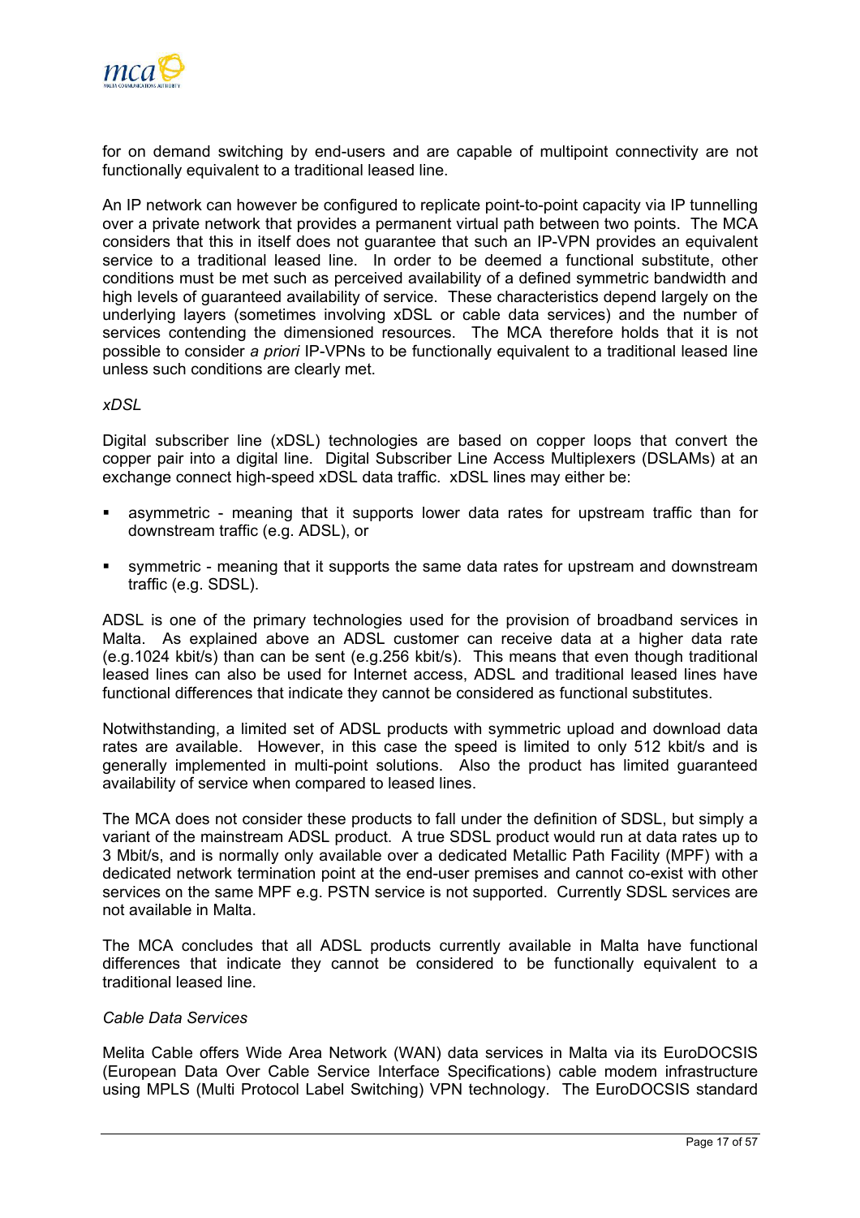for on demand switching by end-users and are capable of multipoint connectivity are not functionally equivalent to a traditional leased line.

An IP network can however be configured to replicate point-to-point capacity via IP tunnelling over a private network that provides a permanent virtual path between two points. The MCA considers that this in itself does not guarantee that such an IP-VPN provides an equivalent service to a traditional leased line. In order to be deemed a functional substitute, other conditions must be met such as perceived availability of a defined symmetric bandwidth and high levels of guaranteed availability of service. These characteristics depend largely on the underlying layers (sometimes involving xDSL or cable data services) and the number of services contending the dimensioned resources. The MCA therefore holds that it is not possible to consider *a priori* IP-VPNs to be functionally equivalent to a traditional leased line unless such conditions are clearly met.

*xDSL*

Digital subscriber line (xDSL) technologies are based on copper loops that convert the copper pair into a digital line. Digital Subscriber Line Access Multiplexers (DSLAMs) at an exchange connect high-speed xDSL data traffic. xDSL lines may either be:

- asymmetric - meaning that it supports lower data rates for upstream traffic than for downstream traffic (e.g. ADSL), or
- symmetric - meaning that it supports the same data rates for upstream and downstream traffic (e.g. SDSL).

ADSL is one of the primary technologies used for the provision of broadband services in Malta. As explained above an ADSL customer can receive data at a higher data rate (e.g.1024 kbit/s) than can be sent (e.g.256 kbit/s). This means that even though traditional leased lines can also be used for Internet access, ADSL and traditional leased lines have functional differences that indicate they cannot be considered as functional substitutes.

Notwithstanding, a limited set of ADSL products with symmetric upload and download data rates are available. However, in this case the speed is limited to only 512 kbit/s and is generally implemented in multi-point solutions. Also the product has limited guaranteed availability of service when compared to leased lines.

The MCA does not consider these products to fall under the definition of SDSL, but simply a variant of the mainstream ADSL product. A true SDSL product would run at data rates up to 3 Mbit/s, and is normally only available over a dedicated Metallic Path Facility (MPF) with a dedicated network termination point at the end-user premises and cannot co-exist with other services on the same MPF e.g. PSTN service is not supported. Currently SDSL services are not available in Malta.

The MCA concludes that all ADSL products currently available in Malta have functional differences that indicate they cannot be considered to be functionally equivalent to a traditional leased line.

*Cable Data Services*

Melita Cable offers Wide Area Network (WAN) data services in Malta via its EuroDOCSIS (European Data Over Cable Service Interface Specifications) cable modem infrastructure using MPLS (Multi Protocol Label Switching) VPN technology. The EuroDOCSIS standard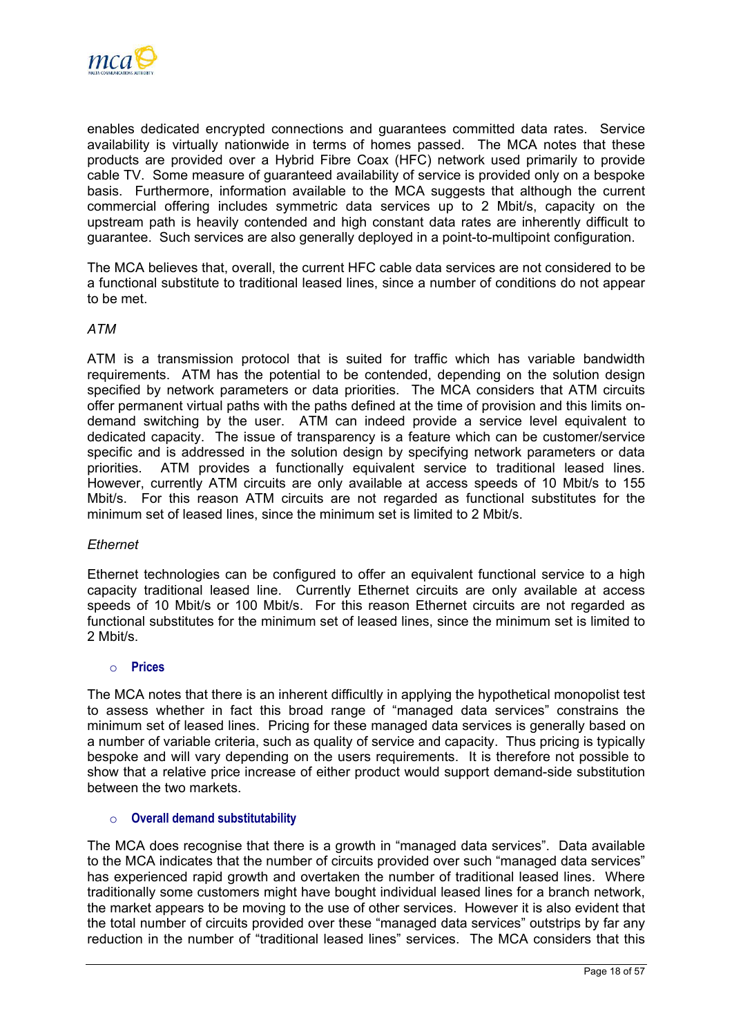enables dedicated encrypted connections and guarantees committed data rates. Service availability is virtually nationwide in terms of homes passed. The MCA notes that these products are provided over a Hybrid Fibre Coax (HFC) network used primarily to provide cable TV. Some measure of guaranteed availability of service is provided only on a bespoke basis. Furthermore, information available to the MCA suggests that although the current commercial offering includes symmetric data services up to 2 Mbit/s, capacity on the upstream path is heavily contended and high constant data rates are inherently difficult to guarantee. Such services are also generally deployed in a point-to-multipoint configuration.

The MCA believes that, overall, the current HFC cable data services are not considered to be a functional substitute to traditional leased lines, since a number of conditions do not appear to be met.

*ATM*

ATM is a transmission protocol that is suited for traffic which has variable bandwidth requirements. ATM has the potential to be contended, depending on the solution design specified by network parameters or data priorities. The MCA considers that ATM circuits offer permanent virtual paths with the paths defined at the time of provision and this limits on-demand switching by the user. ATM can indeed provide a service level equivalent to dedicated capacity. The issue of transparency is a feature which can be customer/service specific and is addressed in the solution design by specifying network parameters or data priorities. ATM provides a functionally equivalent service to traditional leased lines. However, currently ATM circuits are only available at access speeds of 10 Mbit/s to 155 Mbit/s. For this reason ATM circuits are not regarded as functional substitutes for the minimum set of leased lines, since the minimum set is limited to 2 Mbit/s.

*Ethernet*

Ethernet technologies can be configured to offer an equivalent functional service to a high capacity traditional leased line. Currently Ethernet circuits are only available at access speeds of 10 Mbit/s or 100 Mbit/s. For this reason Ethernet circuits are not regarded as functional substitutes for the minimum set of leased lines, since the minimum set is limited to 2 Mbit/s.

- **Prices**

The MCA notes that there is an inherent difficultly in applying the hypothetical monopolist test to assess whether in fact this broad range of "managed data services" constrains the minimum set of leased lines. Pricing for these managed data services is generally based on a number of variable criteria, such as quality of service and capacity. Thus pricing is typically bespoke and will vary depending on the users requirements. It is therefore not possible to show that a relative price increase of either product would support demand-side substitution between the two markets.

- **Overall demand substitutability**

The MCA does recognise that there is a growth in "managed data services". Data available to the MCA indicates that the number of circuits provided over such "managed data services" has experienced rapid growth and overtaken the number of traditional leased lines. Where traditionally some customers might have bought individual leased lines for a branch network, the market appears to be moving to the use of other services. However it is also evident that the total number of circuits provided over these "managed data services" outstrips by far any reduction in the number of "traditional leased lines" services. The MCA considers that this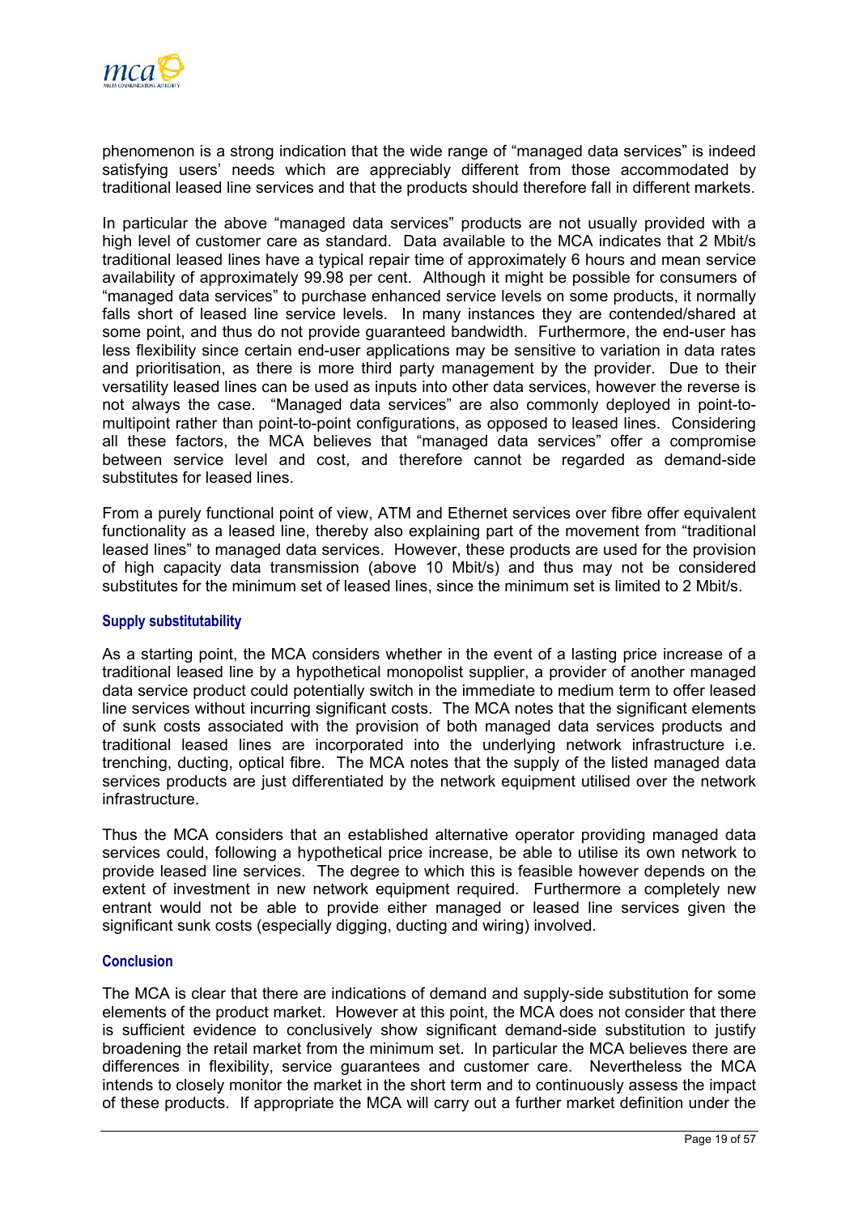phenomenon is a strong indication that the wide range of "managed data services" is indeed satisfying users' needs which are appreciably different from those accommodated by traditional leased line services and that the products should therefore fall in different markets.

In particular the above "managed data services" products are not usually provided with a high level of customer care as standard. Data available to the MCA indicates that 2 Mbit/s traditional leased lines have a typical repair time of approximately 6 hours and mean service availability of approximately 99.98 per cent. Although it might be possible for consumers of "managed data services" to purchase enhanced service levels on some products, it normally falls short of leased line service levels. In many instances they are contended/shared at some point, and thus do not provide guaranteed bandwidth. Furthermore, the end-user has less flexibility since certain end-user applications may be sensitive to variation in data rates and prioritisation, as there is more third party management by the provider. Due to their versatility leased lines can be used as inputs into other data services, however the reverse is not always the case. "Managed data services" are also commonly deployed in point-to-multipoint rather than point-to-point configurations, as opposed to leased lines. Considering all these factors, the MCA believes that "managed data services" offer a compromise between service level and cost, and therefore cannot be regarded as demand-side substitutes for leased lines.

From a purely functional point of view, ATM and Ethernet services over fibre offer equivalent functionality as a leased line, thereby also explaining part of the movement from "traditional leased lines" to managed data services. However, these products are used for the provision of high capacity data transmission (above 10 Mbit/s) and thus may not be considered substitutes for the minimum set of leased lines, since the minimum set is limited to 2 Mbit/s.

#### Supply substitutability

As a starting point, the MCA considers whether in the event of a lasting price increase of a traditional leased line by a hypothetical monopolist supplier, a provider of another managed data service product could potentially switch in the immediate to medium term to offer leased line services without incurring significant costs. The MCA notes that the significant elements of sunk costs associated with the provision of both managed data services products and traditional leased lines are incorporated into the underlying network infrastructure i.e. trenching, ducting, optical fibre. The MCA notes that the supply of the listed managed data services products are just differentiated by the network equipment utilised over the network infrastructure.

Thus the MCA considers that an established alternative operator providing managed data services could, following a hypothetical price increase, be able to utilise its own network to provide leased line services. The degree to which this is feasible however depends on the extent of investment in new network equipment required. Furthermore a completely new entrant would not be able to provide either managed or leased line services given the significant sunk costs (especially digging, ducting and wiring) involved.

#### Conclusion

The MCA is clear that there are indications of demand and supply-side substitution for some elements of the product market. However at this point, the MCA does not consider that there is sufficient evidence to conclusively show significant demand-side substitution to justify broadening the retail market from the minimum set. In particular the MCA believes there are differences in flexibility, service guarantees and customer care. Nevertheless the MCA intends to closely monitor the market in the short term and to continuously assess the impact of these products. If appropriate the MCA will carry out a further market definition under the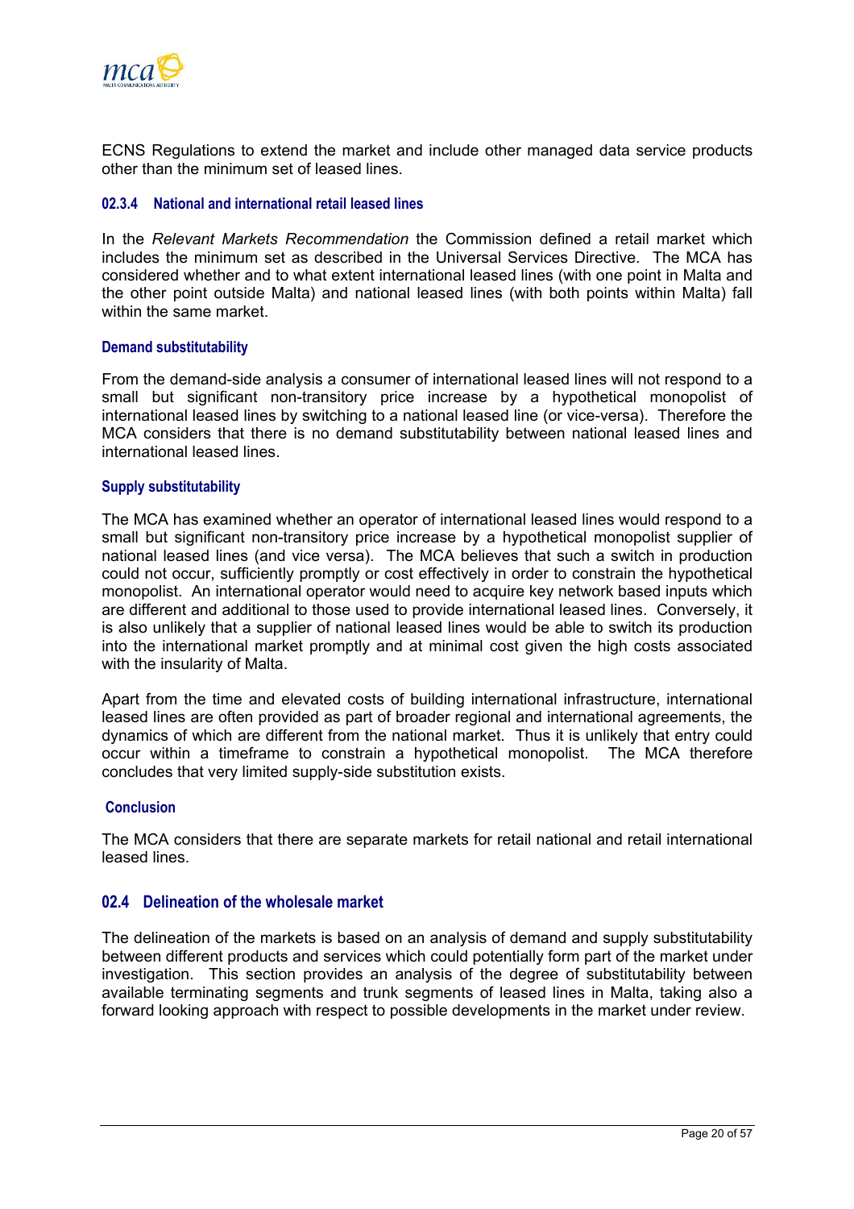ECNS Regulations to extend the market and include other managed data service products other than the minimum set of leased lines.

### 02.3.4 National and international retail leased lines

In the *Relevant Markets Recommendation* the Commission defined a retail market which includes the minimum set as described in the Universal Services Directive. The MCA has considered whether and to what extent international leased lines (with one point in Malta and the other point outside Malta) and national leased lines (with both points within Malta) fall within the same market.

#### Demand substitutability

From the demand-side analysis a consumer of international leased lines will not respond to a small but significant non-transitory price increase by a hypothetical monopolist of international leased lines by switching to a national leased line (or vice-versa). Therefore the MCA considers that there is no demand substitutability between national leased lines and international leased lines.

#### Supply substitutability

The MCA has examined whether an operator of international leased lines would respond to a small but significant non-transitory price increase by a hypothetical monopolist supplier of national leased lines (and vice versa). The MCA believes that such a switch in production could not occur, sufficiently promptly or cost effectively in order to constrain the hypothetical monopolist. An international operator would need to acquire key network based inputs which are different and additional to those used to provide international leased lines. Conversely, it is also unlikely that a supplier of national leased lines would be able to switch its production into the international market promptly and at minimal cost given the high costs associated with the insularity of Malta.

Apart from the time and elevated costs of building international infrastructure, international leased lines are often provided as part of broader regional and international agreements, the dynamics of which are different from the national market. Thus it is unlikely that entry could occur within a timeframe to constrain a hypothetical monopolist. The MCA therefore concludes that very limited supply-side substitution exists.

#### Conclusion

The MCA considers that there are separate markets for retail national and retail international leased lines.

## 02.4 Delineation of the wholesale market

The delineation of the markets is based on an analysis of demand and supply substitutability between different products and services which could potentially form part of the market under investigation. This section provides an analysis of the degree of substitutability between available terminating segments and trunk segments of leased lines in Malta, taking also a forward looking approach with respect to possible developments in the market under review.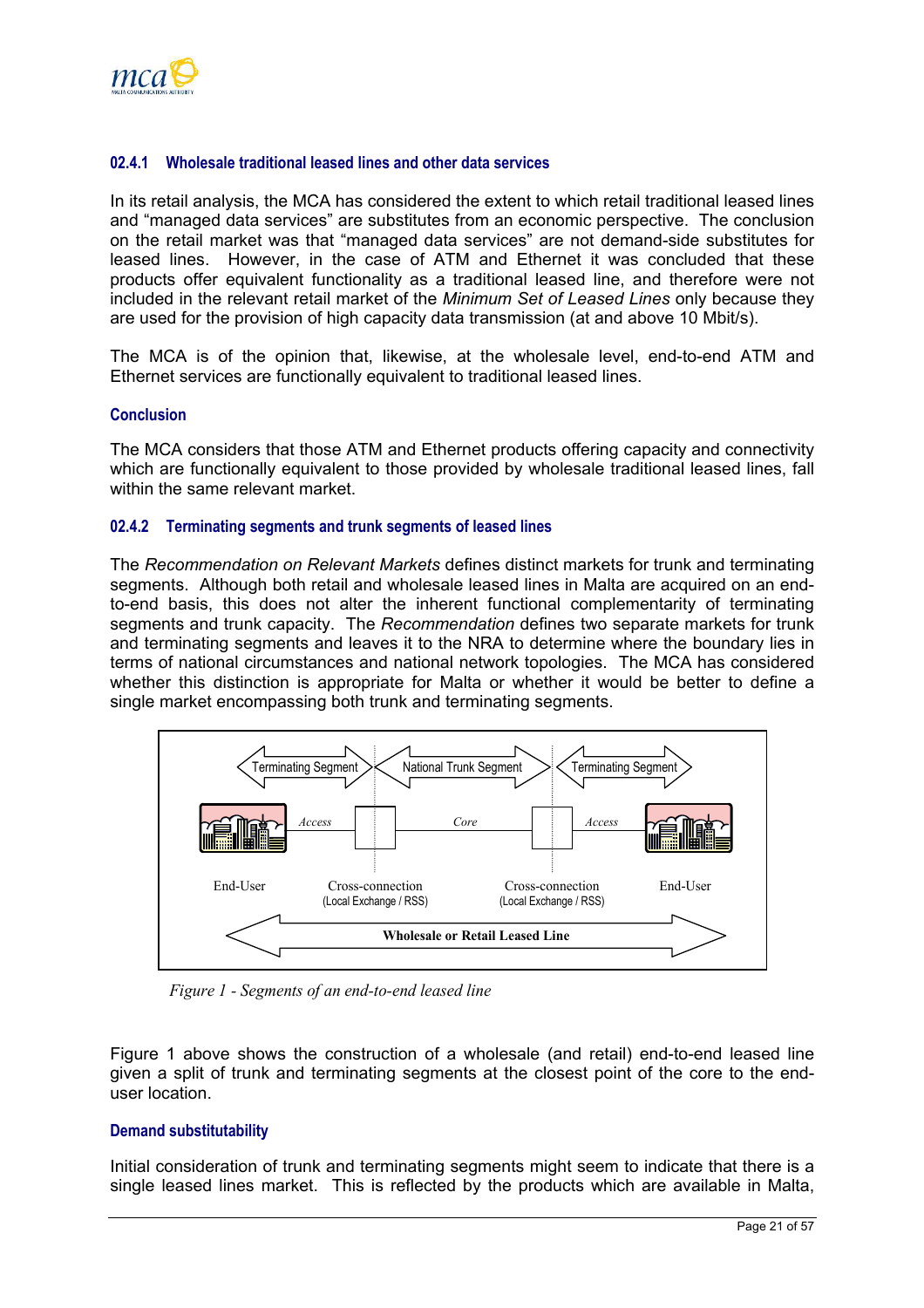### 02.4.1 Wholesale traditional leased lines and other data services

In its retail analysis, the MCA has considered the extent to which retail traditional leased lines and "managed data services" are substitutes from an economic perspective. The conclusion on the retail market was that "managed data services" are not demand-side substitutes for leased lines. However, in the case of ATM and Ethernet it was concluded that these products offer equivalent functionality as a traditional leased line, and therefore were not included in the relevant retail market of the *Minimum Set of Leased Lines* only because they are used for the provision of high capacity data transmission (at and above 10 Mbit/s).

The MCA is of the opinion that, likewise, at the wholesale level, end-to-end ATM and Ethernet services are functionally equivalent to traditional leased lines.

#### Conclusion

The MCA considers that those ATM and Ethernet products offering capacity and connectivity which are functionally equivalent to those provided by wholesale traditional leased lines, fall within the same relevant market.

### 02.4.2 Terminating segments and trunk segments of leased lines

The *Recommendation on Relevant Markets* defines distinct markets for trunk and terminating segments. Although both retail and wholesale leased lines in Malta are acquired on an end-to-end basis, this does not alter the inherent functional complementarity of terminating segments and trunk capacity. The *Recommendation* defines two separate markets for trunk and terminating segments and leaves it to the NRA to determine where the boundary lies in terms of national circumstances and national network topologies. The MCA has considered whether this distinction is appropriate for Malta or whether it would be better to define a single market encompassing both trunk and terminating segments.

Terminating Segment | National Trunk Segment | Terminating Segment

End-User — Access — Cross-connection (Local Exchange / RSS) — Core — Cross-connection (Local Exchange / RSS) — Access — End-User

Wholesale or Retail Leased Line

*Figure 1 - Segments of an end-to-end leased line*

Figure 1 above shows the construction of a wholesale (and retail) end-to-end leased line given a split of trunk and terminating segments at the closest point of the core to the end-user location.

#### Demand substitutability

Initial consideration of trunk and terminating segments might seem to indicate that there is a single leased lines market. This is reflected by the products which are available in Malta,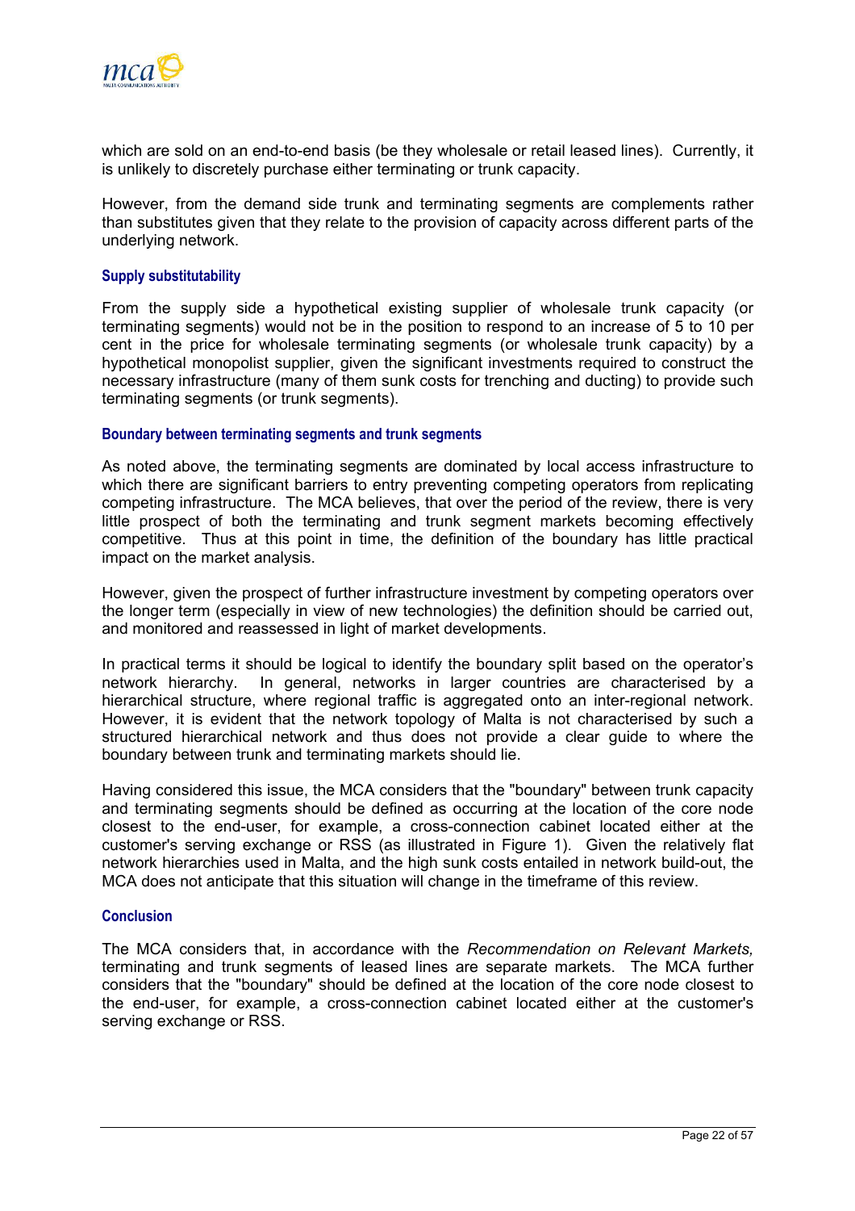which are sold on an end-to-end basis (be they wholesale or retail leased lines). Currently, it is unlikely to discretely purchase either terminating or trunk capacity.

However, from the demand side trunk and terminating segments are complements rather than substitutes given that they relate to the provision of capacity across different parts of the underlying network.

#### Supply substitutability

From the supply side a hypothetical existing supplier of wholesale trunk capacity (or terminating segments) would not be in the position to respond to an increase of 5 to 10 per cent in the price for wholesale terminating segments (or wholesale trunk capacity) by a hypothetical monopolist supplier, given the significant investments required to construct the necessary infrastructure (many of them sunk costs for trenching and ducting) to provide such terminating segments (or trunk segments).

#### Boundary between terminating segments and trunk segments

As noted above, the terminating segments are dominated by local access infrastructure to which there are significant barriers to entry preventing competing operators from replicating competing infrastructure. The MCA believes, that over the period of the review, there is very little prospect of both the terminating and trunk segment markets becoming effectively competitive. Thus at this point in time, the definition of the boundary has little practical impact on the market analysis.

However, given the prospect of further infrastructure investment by competing operators over the longer term (especially in view of new technologies) the definition should be carried out, and monitored and reassessed in light of market developments.

In practical terms it should be logical to identify the boundary split based on the operator's network hierarchy. In general, networks in larger countries are characterised by a hierarchical structure, where regional traffic is aggregated onto an inter-regional network. However, it is evident that the network topology of Malta is not characterised by such a structured hierarchical network and thus does not provide a clear guide to where the boundary between trunk and terminating markets should lie.

Having considered this issue, the MCA considers that the "boundary" between trunk capacity and terminating segments should be defined as occurring at the location of the core node closest to the end-user, for example, a cross-connection cabinet located either at the customer's serving exchange or RSS (as illustrated in Figure 1). Given the relatively flat network hierarchies used in Malta, and the high sunk costs entailed in network build-out, the MCA does not anticipate that this situation will change in the timeframe of this review.

#### Conclusion

The MCA considers that, in accordance with the *Recommendation on Relevant Markets,* terminating and trunk segments of leased lines are separate markets. The MCA further considers that the "boundary" should be defined at the location of the core node closest to the end-user, for example, a cross-connection cabinet located either at the customer's serving exchange or RSS.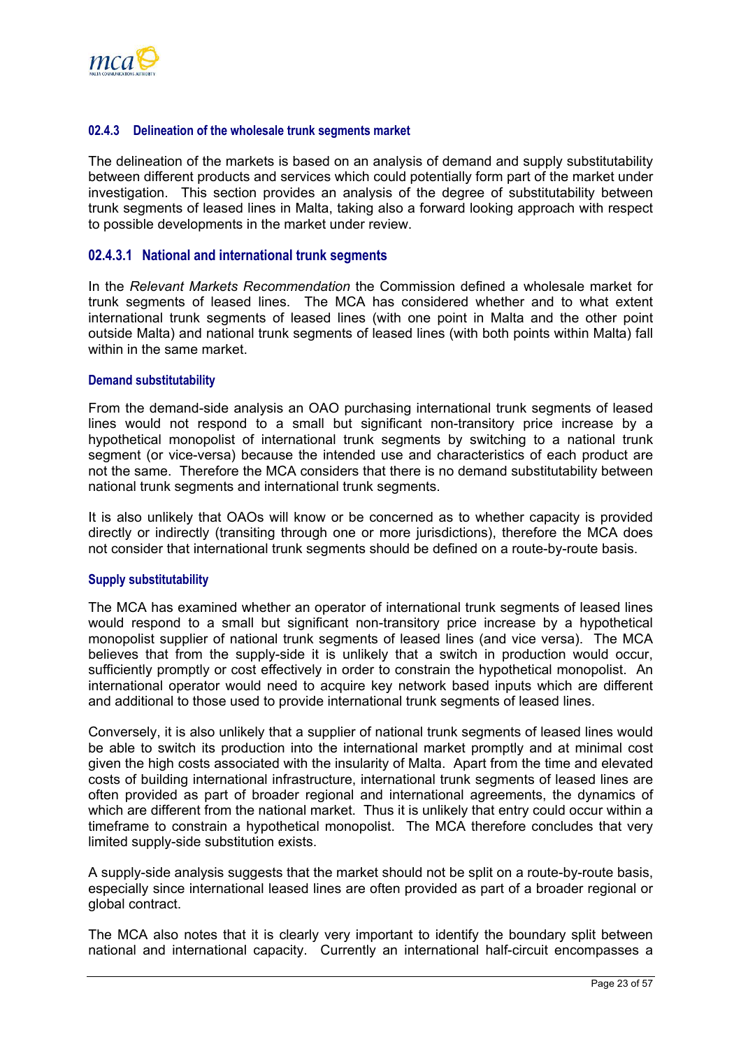### 02.4.3 Delineation of the wholesale trunk segments market

The delineation of the markets is based on an analysis of demand and supply substitutability between different products and services which could potentially form part of the market under investigation. This section provides an analysis of the degree of substitutability between trunk segments of leased lines in Malta, taking also a forward looking approach with respect to possible developments in the market under review.

#### 02.4.3.1 National and international trunk segments

In the *Relevant Markets Recommendation* the Commission defined a wholesale market for trunk segments of leased lines. The MCA has considered whether and to what extent international trunk segments of leased lines (with one point in Malta and the other point outside Malta) and national trunk segments of leased lines (with both points within Malta) fall within in the same market.

**Demand substitutability**

From the demand-side analysis an OAO purchasing international trunk segments of leased lines would not respond to a small but significant non-transitory price increase by a hypothetical monopolist of international trunk segments by switching to a national trunk segment (or vice-versa) because the intended use and characteristics of each product are not the same. Therefore the MCA considers that there is no demand substitutability between national trunk segments and international trunk segments.

It is also unlikely that OAOs will know or be concerned as to whether capacity is provided directly or indirectly (transiting through one or more jurisdictions), therefore the MCA does not consider that international trunk segments should be defined on a route-by-route basis.

**Supply substitutability**

The MCA has examined whether an operator of international trunk segments of leased lines would respond to a small but significant non-transitory price increase by a hypothetical monopolist supplier of national trunk segments of leased lines (and vice versa). The MCA believes that from the supply-side it is unlikely that a switch in production would occur, sufficiently promptly or cost effectively in order to constrain the hypothetical monopolist. An international operator would need to acquire key network based inputs which are different and additional to those used to provide international trunk segments of leased lines.

Conversely, it is also unlikely that a supplier of national trunk segments of leased lines would be able to switch its production into the international market promptly and at minimal cost given the high costs associated with the insularity of Malta. Apart from the time and elevated costs of building international infrastructure, international trunk segments of leased lines are often provided as part of broader regional and international agreements, the dynamics of which are different from the national market. Thus it is unlikely that entry could occur within a timeframe to constrain a hypothetical monopolist. The MCA therefore concludes that very limited supply-side substitution exists.

A supply-side analysis suggests that the market should not be split on a route-by-route basis, especially since international leased lines are often provided as part of a broader regional or global contract.

The MCA also notes that it is clearly very important to identify the boundary split between national and international capacity. Currently an international half-circuit encompasses a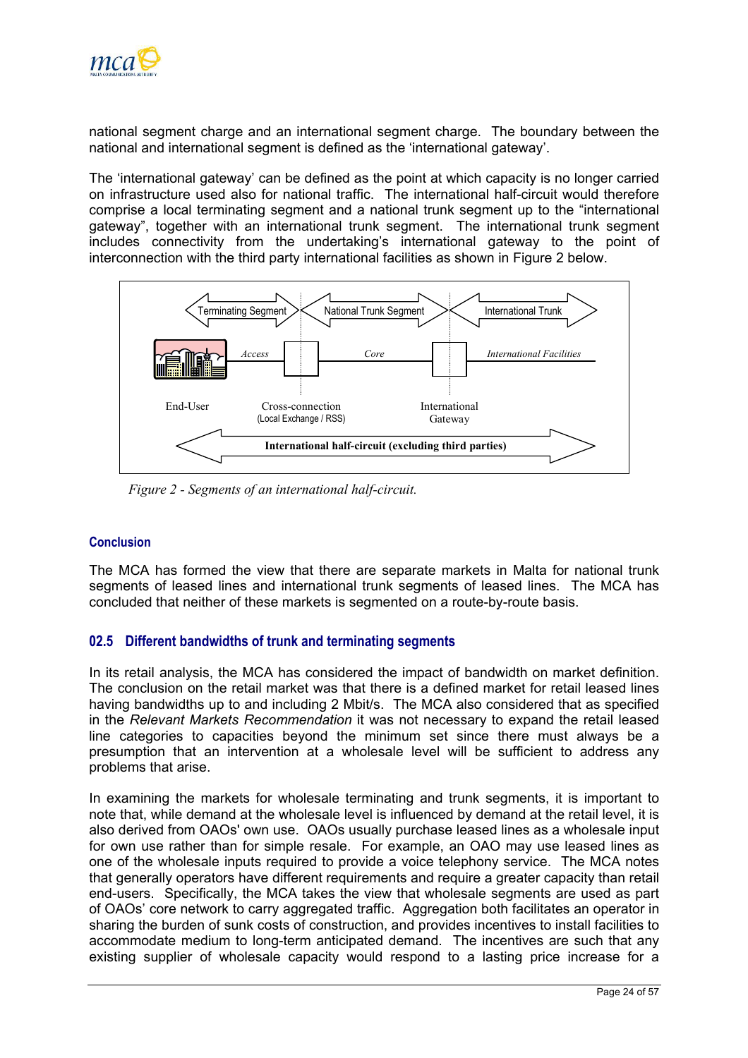national segment charge and an international segment charge. The boundary between the national and international segment is defined as the 'international gateway'.

The 'international gateway' can be defined as the point at which capacity is no longer carried on infrastructure used also for national traffic. The international half-circuit would therefore comprise a local terminating segment and a national trunk segment up to the "international gateway", together with an international trunk segment. The international trunk segment includes connectivity from the undertaking's international gateway to the point of interconnection with the third party international facilities as shown in Figure 2 below.

*Figure 2 - Segments of an international half-circuit.*

### Conclusion

The MCA has formed the view that there are separate markets in Malta for national trunk segments of leased lines and international trunk segments of leased lines. The MCA has concluded that neither of these markets is segmented on a route-by-route basis.

## 02.5 Different bandwidths of trunk and terminating segments

In its retail analysis, the MCA has considered the impact of bandwidth on market definition. The conclusion on the retail market was that there is a defined market for retail leased lines having bandwidths up to and including 2 Mbit/s. The MCA also considered that as specified in the *Relevant Markets Recommendation* it was not necessary to expand the retail leased line categories to capacities beyond the minimum set since there must always be a presumption that an intervention at a wholesale level will be sufficient to address any problems that arise.

In examining the markets for wholesale terminating and trunk segments, it is important to note that, while demand at the wholesale level is influenced by demand at the retail level, it is also derived from OAOs' own use. OAOs usually purchase leased lines as a wholesale input for own use rather than for simple resale. For example, an OAO may use leased lines as one of the wholesale inputs required to provide a voice telephony service. The MCA notes that generally operators have different requirements and require a greater capacity than retail end-users. Specifically, the MCA takes the view that wholesale segments are used as part of OAOs' core network to carry aggregated traffic. Aggregation both facilitates an operator in sharing the burden of sunk costs of construction, and provides incentives to install facilities to accommodate medium to long-term anticipated demand. The incentives are such that any existing supplier of wholesale capacity would respond to a lasting price increase for a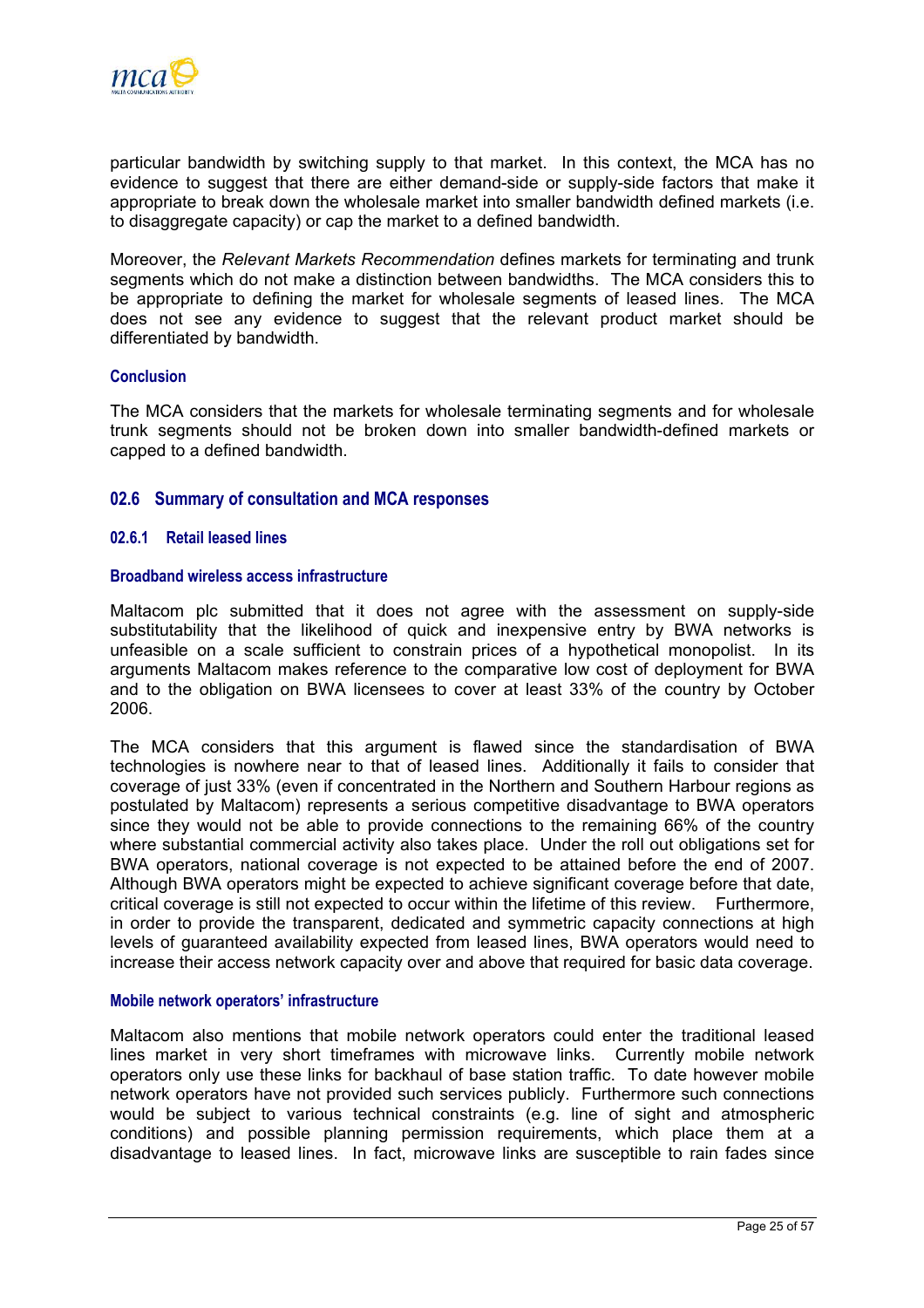particular bandwidth by switching supply to that market. In this context, the MCA has no evidence to suggest that there are either demand-side or supply-side factors that make it appropriate to break down the wholesale market into smaller bandwidth defined markets (i.e. to disaggregate capacity) or cap the market to a defined bandwidth.

Moreover, the *Relevant Markets Recommendation* defines markets for terminating and trunk segments which do not make a distinction between bandwidths. The MCA considers this to be appropriate to defining the market for wholesale segments of leased lines. The MCA does not see any evidence to suggest that the relevant product market should be differentiated by bandwidth.

#### Conclusion

The MCA considers that the markets for wholesale terminating segments and for wholesale trunk segments should not be broken down into smaller bandwidth-defined markets or capped to a defined bandwidth.

## 02.6 Summary of consultation and MCA responses

### 02.6.1 Retail leased lines

#### Broadband wireless access infrastructure

Maltacom plc submitted that it does not agree with the assessment on supply-side substitutability that the likelihood of quick and inexpensive entry by BWA networks is unfeasible on a scale sufficient to constrain prices of a hypothetical monopolist. In its arguments Maltacom makes reference to the comparative low cost of deployment for BWA and to the obligation on BWA licensees to cover at least 33% of the country by October 2006.

The MCA considers that this argument is flawed since the standardisation of BWA technologies is nowhere near to that of leased lines. Additionally it fails to consider that coverage of just 33% (even if concentrated in the Northern and Southern Harbour regions as postulated by Maltacom) represents a serious competitive disadvantage to BWA operators since they would not be able to provide connections to the remaining 66% of the country where substantial commercial activity also takes place. Under the roll out obligations set for BWA operators, national coverage is not expected to be attained before the end of 2007. Although BWA operators might be expected to achieve significant coverage before that date, critical coverage is still not expected to occur within the lifetime of this review. Furthermore, in order to provide the transparent, dedicated and symmetric capacity connections at high levels of guaranteed availability expected from leased lines, BWA operators would need to increase their access network capacity over and above that required for basic data coverage.

#### Mobile network operators' infrastructure

Maltacom also mentions that mobile network operators could enter the traditional leased lines market in very short timeframes with microwave links. Currently mobile network operators only use these links for backhaul of base station traffic. To date however mobile network operators have not provided such services publicly. Furthermore such connections would be subject to various technical constraints (e.g. line of sight and atmospheric conditions) and possible planning permission requirements, which place them at a disadvantage to leased lines. In fact, microwave links are susceptible to rain fades since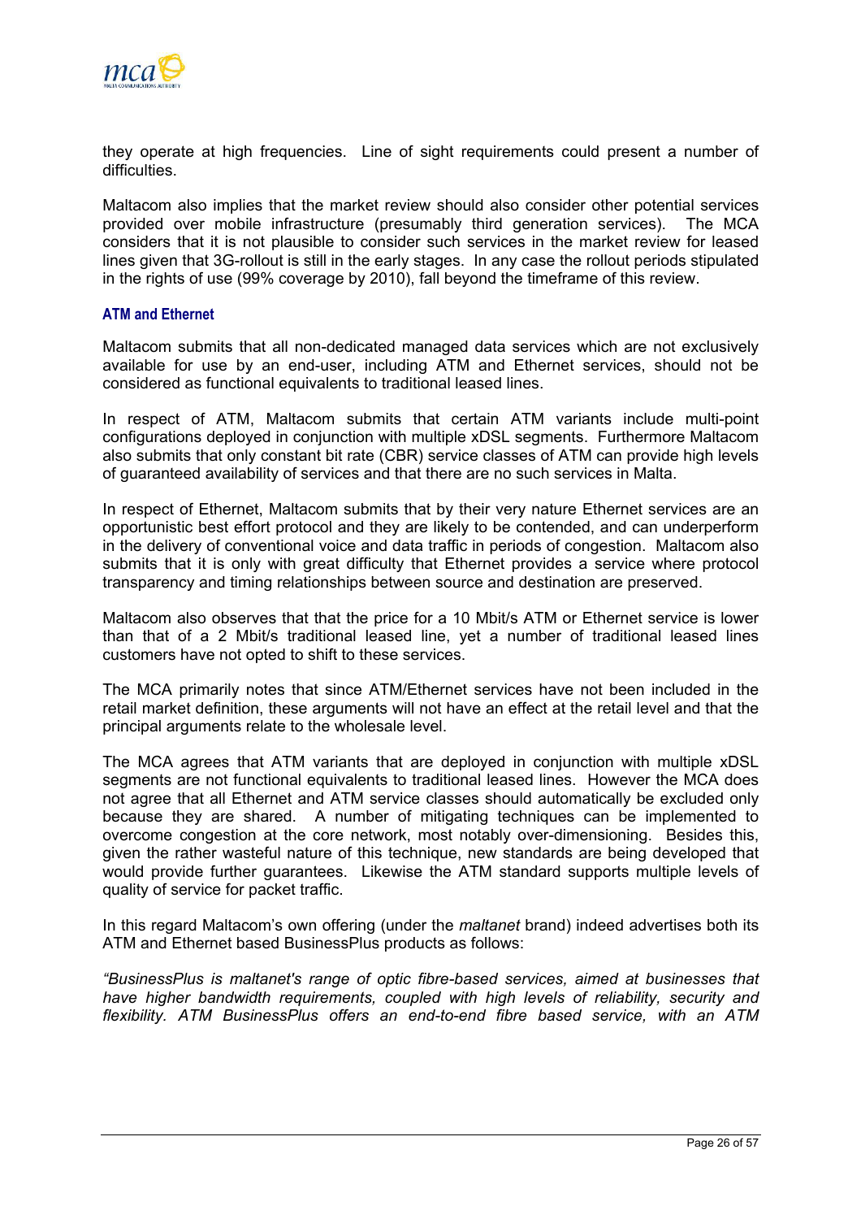they operate at high frequencies. Line of sight requirements could present a number of difficulties.

Maltacom also implies that the market review should also consider other potential services provided over mobile infrastructure (presumably third generation services). The MCA considers that it is not plausible to consider such services in the market review for leased lines given that 3G-rollout is still in the early stages. In any case the rollout periods stipulated in the rights of use (99% coverage by 2010), fall beyond the timeframe of this review.

### ATM and Ethernet

Maltacom submits that all non-dedicated managed data services which are not exclusively available for use by an end-user, including ATM and Ethernet services, should not be considered as functional equivalents to traditional leased lines.

In respect of ATM, Maltacom submits that certain ATM variants include multi-point configurations deployed in conjunction with multiple xDSL segments. Furthermore Maltacom also submits that only constant bit rate (CBR) service classes of ATM can provide high levels of guaranteed availability of services and that there are no such services in Malta.

In respect of Ethernet, Maltacom submits that by their very nature Ethernet services are an opportunistic best effort protocol and they are likely to be contended, and can underperform in the delivery of conventional voice and data traffic in periods of congestion. Maltacom also submits that it is only with great difficulty that Ethernet provides a service where protocol transparency and timing relationships between source and destination are preserved.

Maltacom also observes that that the price for a 10 Mbit/s ATM or Ethernet service is lower than that of a 2 Mbit/s traditional leased line, yet a number of traditional leased lines customers have not opted to shift to these services.

The MCA primarily notes that since ATM/Ethernet services have not been included in the retail market definition, these arguments will not have an effect at the retail level and that the principal arguments relate to the wholesale level.

The MCA agrees that ATM variants that are deployed in conjunction with multiple xDSL segments are not functional equivalents to traditional leased lines. However the MCA does not agree that all Ethernet and ATM service classes should automatically be excluded only because they are shared. A number of mitigating techniques can be implemented to overcome congestion at the core network, most notably over-dimensioning. Besides this, given the rather wasteful nature of this technique, new standards are being developed that would provide further guarantees. Likewise the ATM standard supports multiple levels of quality of service for packet traffic.

In this regard Maltacom's own offering (under the *maltanet* brand) indeed advertises both its ATM and Ethernet based BusinessPlus products as follows:

*"BusinessPlus is maltanet's range of optic fibre-based services, aimed at businesses that have higher bandwidth requirements, coupled with high levels of reliability, security and flexibility. ATM BusinessPlus offers an end-to-end fibre based service, with an ATM*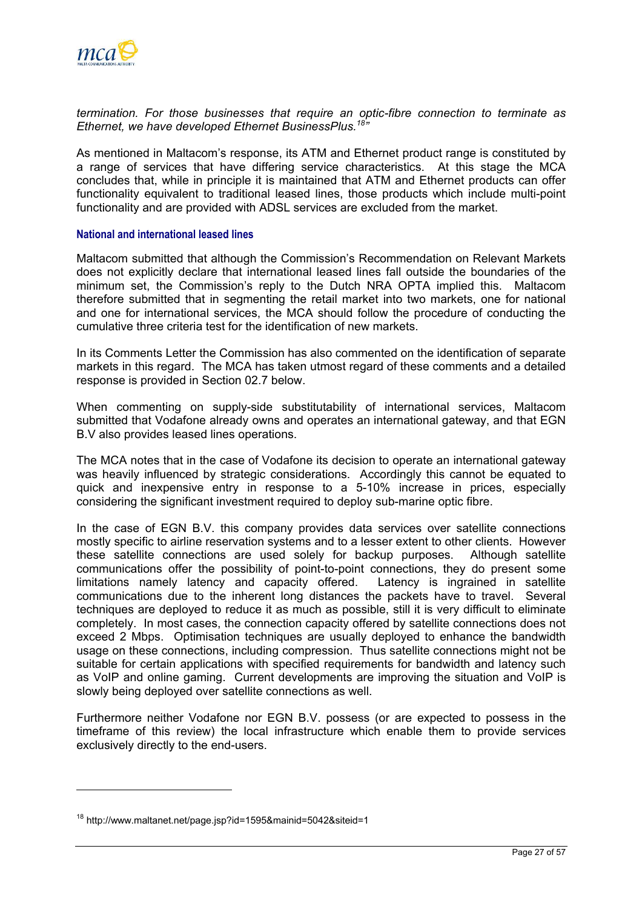*termination. For those businesses that require an optic-fibre connection to terminate as Ethernet, we have developed Ethernet BusinessPlus.[18]"*

As mentioned in Maltacom's response, its ATM and Ethernet product range is constituted by a range of services that have differing service characteristics. At this stage the MCA concludes that, while in principle it is maintained that ATM and Ethernet products can offer functionality equivalent to traditional leased lines, those products which include multi-point functionality and are provided with ADSL services are excluded from the market.

### National and international leased lines

Maltacom submitted that although the Commission's Recommendation on Relevant Markets does not explicitly declare that international leased lines fall outside the boundaries of the minimum set, the Commission's reply to the Dutch NRA OPTA implied this. Maltacom therefore submitted that in segmenting the retail market into two markets, one for national and one for international services, the MCA should follow the procedure of conducting the cumulative three criteria test for the identification of new markets.

In its Comments Letter the Commission has also commented on the identification of separate markets in this regard. The MCA has taken utmost regard of these comments and a detailed response is provided in Section 02.7 below.

When commenting on supply-side substitutability of international services, Maltacom submitted that Vodafone already owns and operates an international gateway, and that EGN B.V also provides leased lines operations.

The MCA notes that in the case of Vodafone its decision to operate an international gateway was heavily influenced by strategic considerations. Accordingly this cannot be equated to quick and inexpensive entry in response to a 5-10% increase in prices, especially considering the significant investment required to deploy sub-marine optic fibre.

In the case of EGN B.V. this company provides data services over satellite connections mostly specific to airline reservation systems and to a lesser extent to other clients. However these satellite connections are used solely for backup purposes. Although satellite communications offer the possibility of point-to-point connections, they do present some limitations namely latency and capacity offered. Latency is ingrained in satellite communications due to the inherent long distances the packets have to travel. Several techniques are deployed to reduce it as much as possible, still it is very difficult to eliminate completely. In most cases, the connection capacity offered by satellite connections does not exceed 2 Mbps. Optimisation techniques are usually deployed to enhance the bandwidth usage on these connections, including compression. Thus satellite connections might not be suitable for certain applications with specified requirements for bandwidth and latency such as VoIP and online gaming. Current developments are improving the situation and VoIP is slowly being deployed over satellite connections as well.

Furthermore neither Vodafone nor EGN B.V. possess (or are expected to possess in the timeframe of this review) the local infrastructure which enable them to provide services exclusively directly to the end-users.

---

[18] http://www.maltanet.net/page.jsp?id=1595&mainid=5042&siteid=1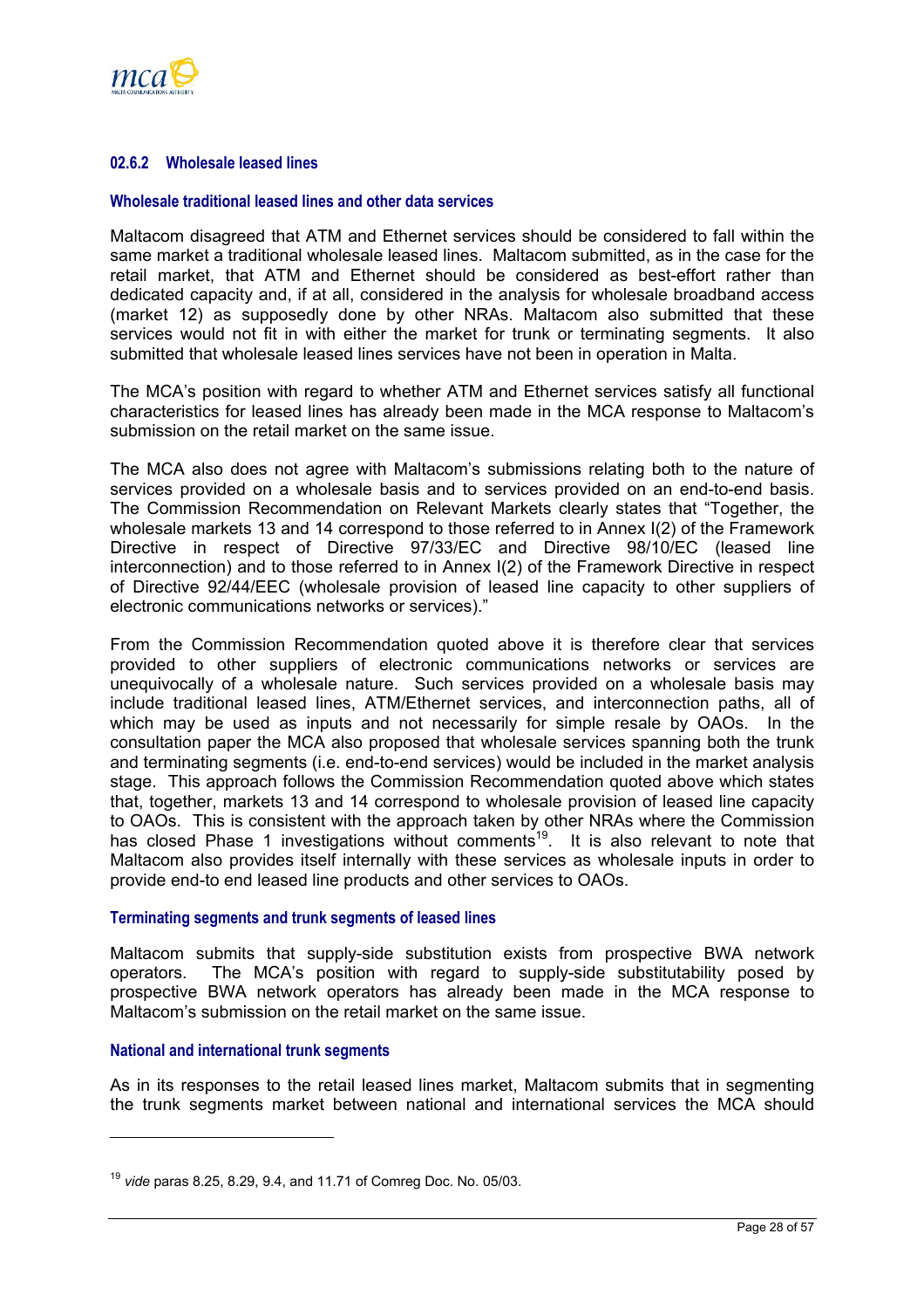### 02.6.2 Wholesale leased lines

#### Wholesale traditional leased lines and other data services

Maltacom disagreed that ATM and Ethernet services should be considered to fall within the same market a traditional wholesale leased lines. Maltacom submitted, as in the case for the retail market, that ATM and Ethernet should be considered as best-effort rather than dedicated capacity and, if at all, considered in the analysis for wholesale broadband access (market 12) as supposedly done by other NRAs. Maltacom also submitted that these services would not fit in with either the market for trunk or terminating segments. It also submitted that wholesale leased lines services have not been in operation in Malta.

The MCA's position with regard to whether ATM and Ethernet services satisfy all functional characteristics for leased lines has already been made in the MCA response to Maltacom's submission on the retail market on the same issue.

The MCA also does not agree with Maltacom's submissions relating both to the nature of services provided on a wholesale basis and to services provided on an end-to-end basis. The Commission Recommendation on Relevant Markets clearly states that "Together, the wholesale markets 13 and 14 correspond to those referred to in Annex I(2) of the Framework Directive in respect of Directive 97/33/EC and Directive 98/10/EC (leased line interconnection) and to those referred to in Annex I(2) of the Framework Directive in respect of Directive 92/44/EEC (wholesale provision of leased line capacity to other suppliers of electronic communications networks or services)."

From the Commission Recommendation quoted above it is therefore clear that services provided to other suppliers of electronic communications networks or services are unequivocally of a wholesale nature. Such services provided on a wholesale basis may include traditional leased lines, ATM/Ethernet services, and interconnection paths, all of which may be used as inputs and not necessarily for simple resale by OAOs. In the consultation paper the MCA also proposed that wholesale services spanning both the trunk and terminating segments (i.e. end-to-end services) would be included in the market analysis stage. This approach follows the Commission Recommendation quoted above which states that, together, markets 13 and 14 correspond to wholesale provision of leased line capacity to OAOs. This is consistent with the approach taken by other NRAs where the Commission has closed Phase 1 investigations without comments[19]. It is also relevant to note that Maltacom also provides itself internally with these services as wholesale inputs in order to provide end-to end leased line products and other services to OAOs.

#### Terminating segments and trunk segments of leased lines

Maltacom submits that supply-side substitution exists from prospective BWA network operators. The MCA's position with regard to supply-side substitutability posed by prospective BWA network operators has already been made in the MCA response to Maltacom's submission on the retail market on the same issue.

#### National and international trunk segments

As in its responses to the retail leased lines market, Maltacom submits that in segmenting the trunk segments market between national and international services the MCA should

---

[19] *vide* paras 8.25, 8.29, 9.4, and 11.71 of Comreg Doc. No. 05/03.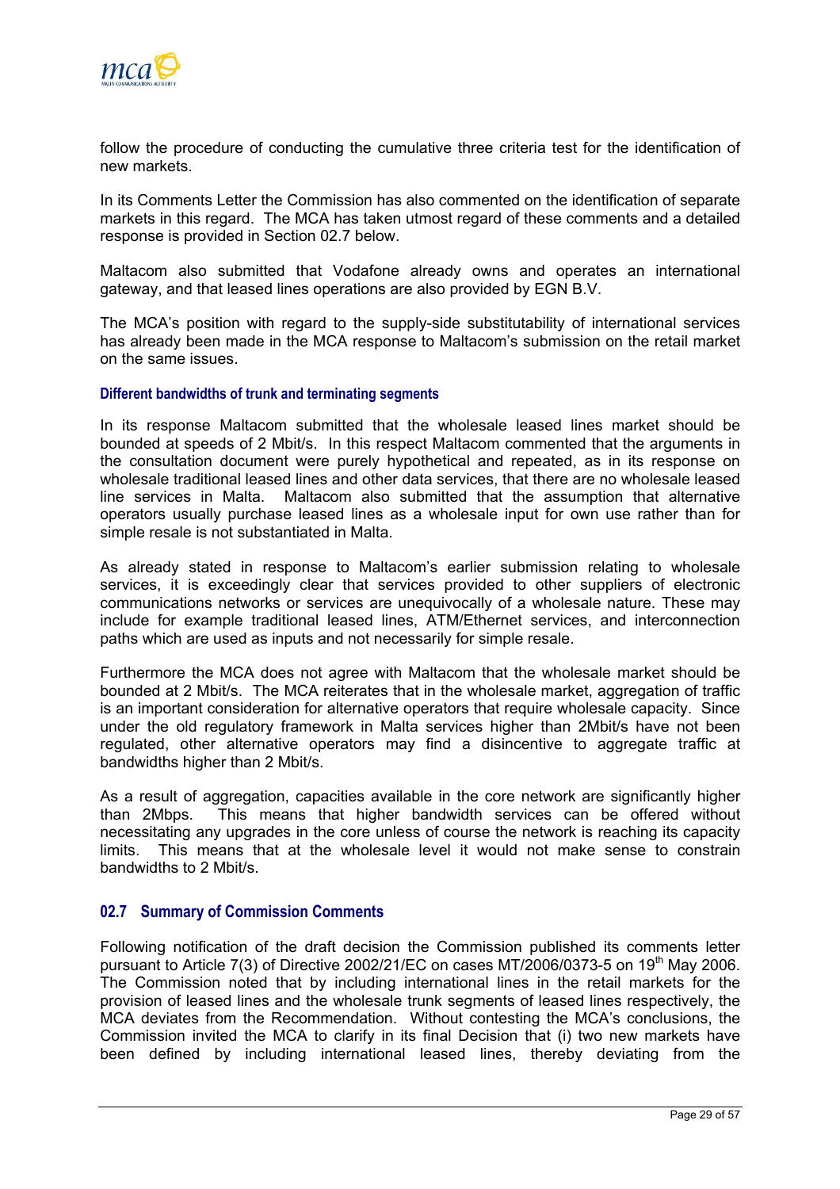follow the procedure of conducting the cumulative three criteria test for the identification of new markets.

In its Comments Letter the Commission has also commented on the identification of separate markets in this regard. The MCA has taken utmost regard of these comments and a detailed response is provided in Section 02.7 below.

Maltacom also submitted that Vodafone already owns and operates an international gateway, and that leased lines operations are also provided by EGN B.V.

The MCA's position with regard to the supply-side substitutability of international services has already been made in the MCA response to Maltacom's submission on the retail market on the same issues.

#### Different bandwidths of trunk and terminating segments

In its response Maltacom submitted that the wholesale leased lines market should be bounded at speeds of 2 Mbit/s. In this respect Maltacom commented that the arguments in the consultation document were purely hypothetical and repeated, as in its response on wholesale traditional leased lines and other data services, that there are no wholesale leased line services in Malta. Maltacom also submitted that the assumption that alternative operators usually purchase leased lines as a wholesale input for own use rather than for simple resale is not substantiated in Malta.

As already stated in response to Maltacom's earlier submission relating to wholesale services, it is exceedingly clear that services provided to other suppliers of electronic communications networks or services are unequivocally of a wholesale nature. These may include for example traditional leased lines, ATM/Ethernet services, and interconnection paths which are used as inputs and not necessarily for simple resale.

Furthermore the MCA does not agree with Maltacom that the wholesale market should be bounded at 2 Mbit/s. The MCA reiterates that in the wholesale market, aggregation of traffic is an important consideration for alternative operators that require wholesale capacity. Since under the old regulatory framework in Malta services higher than 2Mbit/s have not been regulated, other alternative operators may find a disincentive to aggregate traffic at bandwidths higher than 2 Mbit/s.

As a result of aggregation, capacities available in the core network are significantly higher than 2Mbps. This means that higher bandwidth services can be offered without necessitating any upgrades in the core unless of course the network is reaching its capacity limits. This means that at the wholesale level it would not make sense to constrain bandwidths to 2 Mbit/s.

## 02.7 Summary of Commission Comments

Following notification of the draft decision the Commission published its comments letter pursuant to Article 7(3) of Directive 2002/21/EC on cases MT/2006/0373-5 on 19th May 2006. The Commission noted that by including international lines in the retail markets for the provision of leased lines and the wholesale trunk segments of leased lines respectively, the MCA deviates from the Recommendation. Without contesting the MCA's conclusions, the Commission invited the MCA to clarify in its final Decision that (i) two new markets have been defined by including international leased lines, thereby deviating from the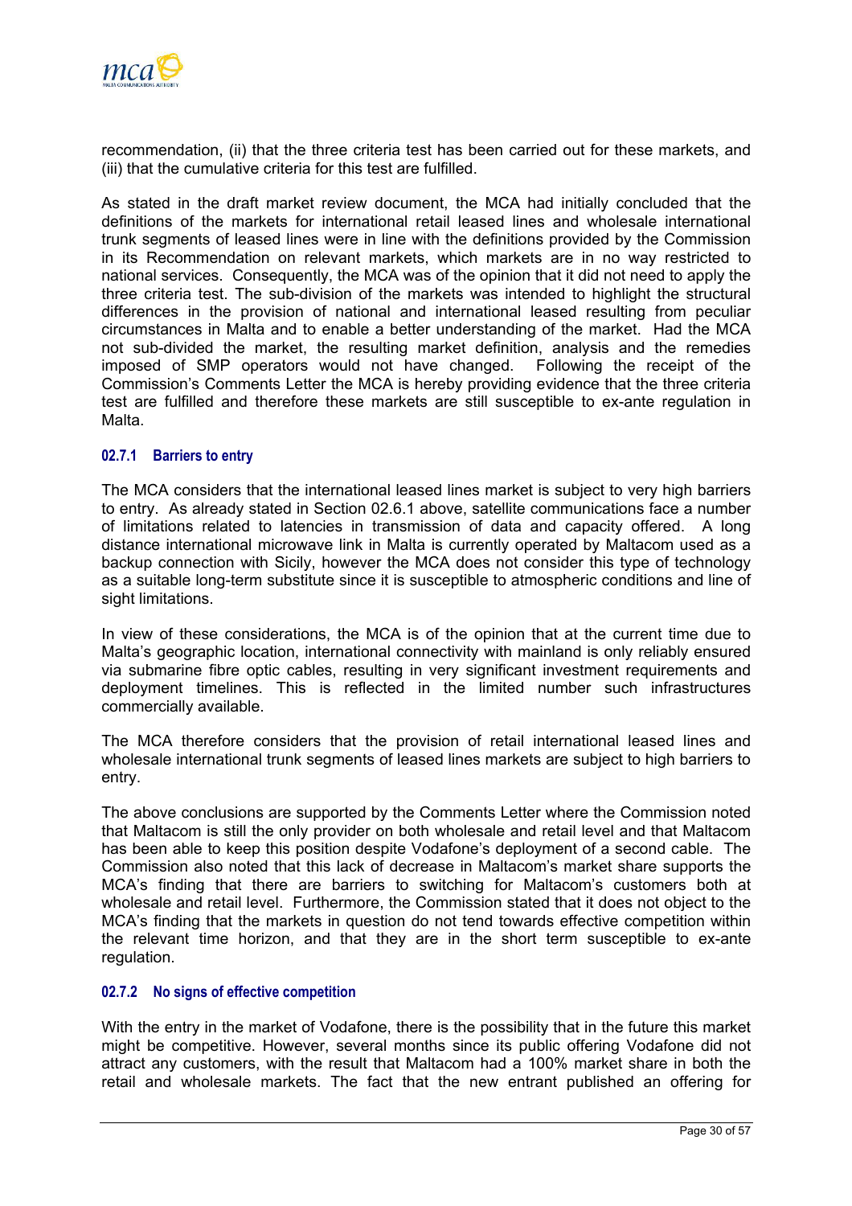recommendation, (ii) that the three criteria test has been carried out for these markets, and (iii) that the cumulative criteria for this test are fulfilled.

As stated in the draft market review document, the MCA had initially concluded that the definitions of the markets for international retail leased lines and wholesale international trunk segments of leased lines were in line with the definitions provided by the Commission in its Recommendation on relevant markets, which markets are in no way restricted to national services. Consequently, the MCA was of the opinion that it did not need to apply the three criteria test. The sub-division of the markets was intended to highlight the structural differences in the provision of national and international leased resulting from peculiar circumstances in Malta and to enable a better understanding of the market. Had the MCA not sub-divided the market, the resulting market definition, analysis and the remedies imposed of SMP operators would not have changed. Following the receipt of the Commission's Comments Letter the MCA is hereby providing evidence that the three criteria test are fulfilled and therefore these markets are still susceptible to ex-ante regulation in Malta.

### 02.7.1 Barriers to entry

The MCA considers that the international leased lines market is subject to very high barriers to entry. As already stated in Section 02.6.1 above, satellite communications face a number of limitations related to latencies in transmission of data and capacity offered. A long distance international microwave link in Malta is currently operated by Maltacom used as a backup connection with Sicily, however the MCA does not consider this type of technology as a suitable long-term substitute since it is susceptible to atmospheric conditions and line of sight limitations.

In view of these considerations, the MCA is of the opinion that at the current time due to Malta's geographic location, international connectivity with mainland is only reliably ensured via submarine fibre optic cables, resulting in very significant investment requirements and deployment timelines. This is reflected in the limited number such infrastructures commercially available.

The MCA therefore considers that the provision of retail international leased lines and wholesale international trunk segments of leased lines markets are subject to high barriers to entry.

The above conclusions are supported by the Comments Letter where the Commission noted that Maltacom is still the only provider on both wholesale and retail level and that Maltacom has been able to keep this position despite Vodafone's deployment of a second cable. The Commission also noted that this lack of decrease in Maltacom's market share supports the MCA's finding that there are barriers to switching for Maltacom's customers both at wholesale and retail level. Furthermore, the Commission stated that it does not object to the MCA's finding that the markets in question do not tend towards effective competition within the relevant time horizon, and that they are in the short term susceptible to ex-ante regulation.

### 02.7.2 No signs of effective competition

With the entry in the market of Vodafone, there is the possibility that in the future this market might be competitive. However, several months since its public offering Vodafone did not attract any customers, with the result that Maltacom had a 100% market share in both the retail and wholesale markets. The fact that the new entrant published an offering for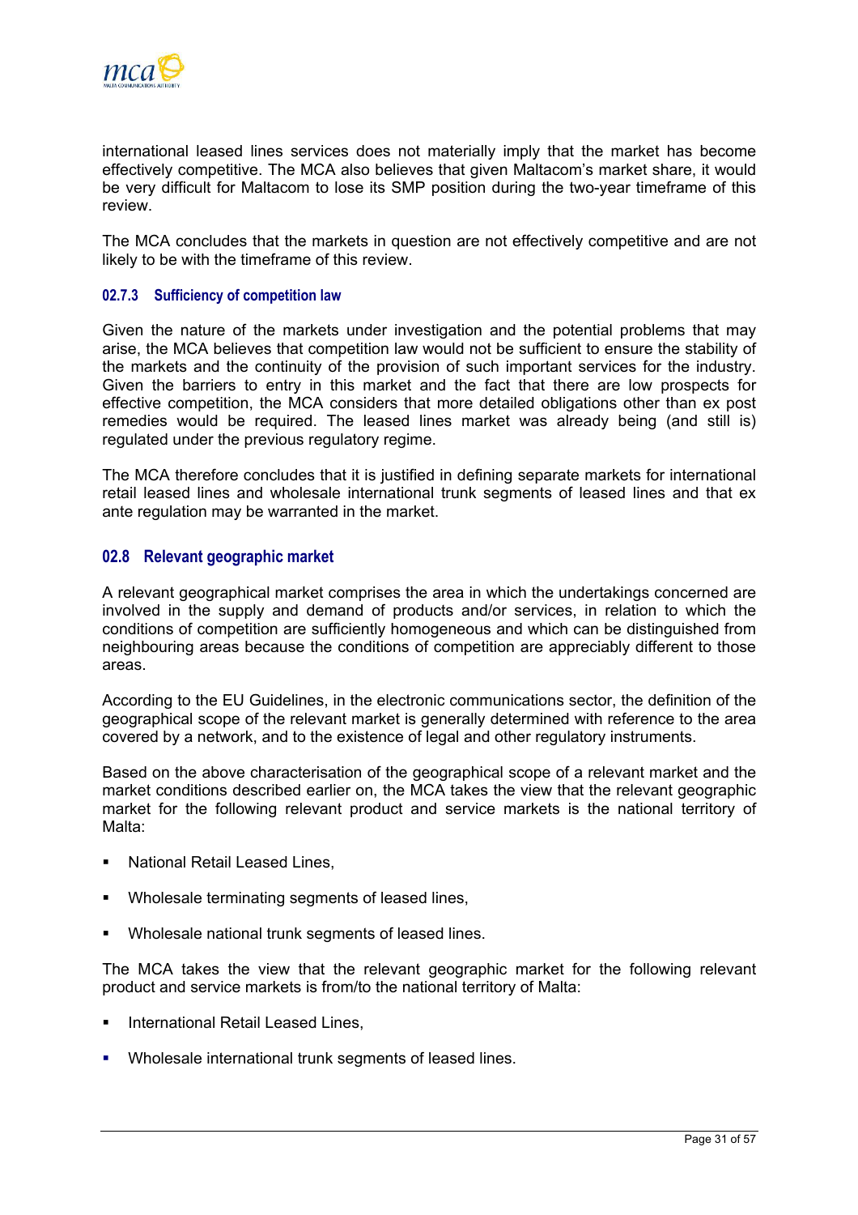international leased lines services does not materially imply that the market has become effectively competitive. The MCA also believes that given Maltacom's market share, it would be very difficult for Maltacom to lose its SMP position during the two-year timeframe of this review.

The MCA concludes that the markets in question are not effectively competitive and are not likely to be with the timeframe of this review.

### 02.7.3 Sufficiency of competition law

Given the nature of the markets under investigation and the potential problems that may arise, the MCA believes that competition law would not be sufficient to ensure the stability of the markets and the continuity of the provision of such important services for the industry. Given the barriers to entry in this market and the fact that there are low prospects for effective competition, the MCA considers that more detailed obligations other than ex post remedies would be required. The leased lines market was already being (and still is) regulated under the previous regulatory regime.

The MCA therefore concludes that it is justified in defining separate markets for international retail leased lines and wholesale international trunk segments of leased lines and that ex ante regulation may be warranted in the market.

## 02.8 Relevant geographic market

A relevant geographical market comprises the area in which the undertakings concerned are involved in the supply and demand of products and/or services, in relation to which the conditions of competition are sufficiently homogeneous and which can be distinguished from neighbouring areas because the conditions of competition are appreciably different to those areas.

According to the EU Guidelines, in the electronic communications sector, the definition of the geographical scope of the relevant market is generally determined with reference to the area covered by a network, and to the existence of legal and other regulatory instruments.

Based on the above characterisation of the geographical scope of a relevant market and the market conditions described earlier on, the MCA takes the view that the relevant geographic market for the following relevant product and service markets is the national territory of Malta:

- National Retail Leased Lines,
- Wholesale terminating segments of leased lines,
- Wholesale national trunk segments of leased lines.

The MCA takes the view that the relevant geographic market for the following relevant product and service markets is from/to the national territory of Malta:

- International Retail Leased Lines,
- Wholesale international trunk segments of leased lines.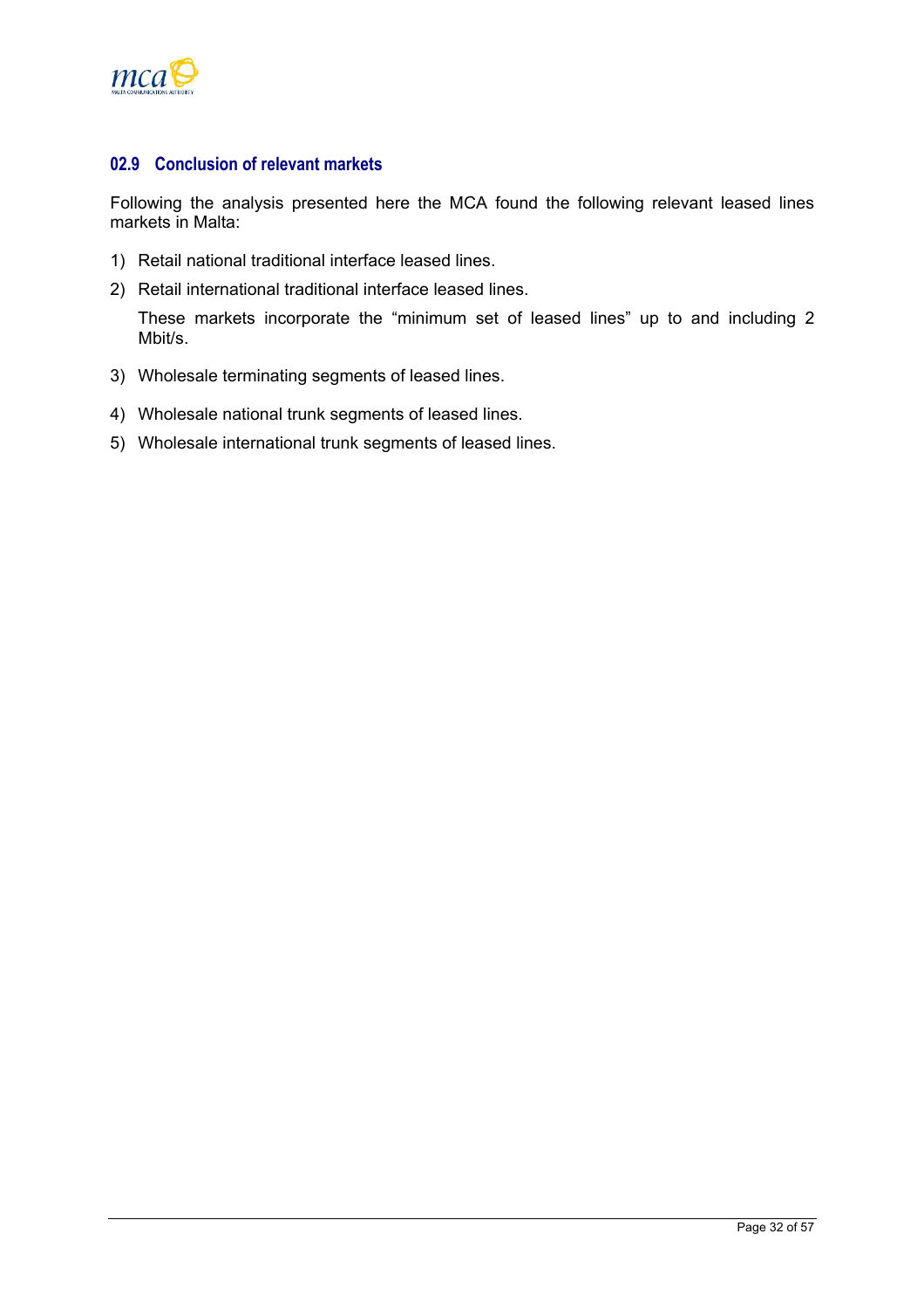## 02.9 Conclusion of relevant markets

Following the analysis presented here the MCA found the following relevant leased lines markets in Malta:

1) Retail national traditional interface leased lines.
2) Retail international traditional interface leased lines.

   These markets incorporate the “minimum set of leased lines” up to and including 2 Mbit/s.

3) Wholesale terminating segments of leased lines.
4) Wholesale national trunk segments of leased lines.
5) Wholesale international trunk segments of leased lines.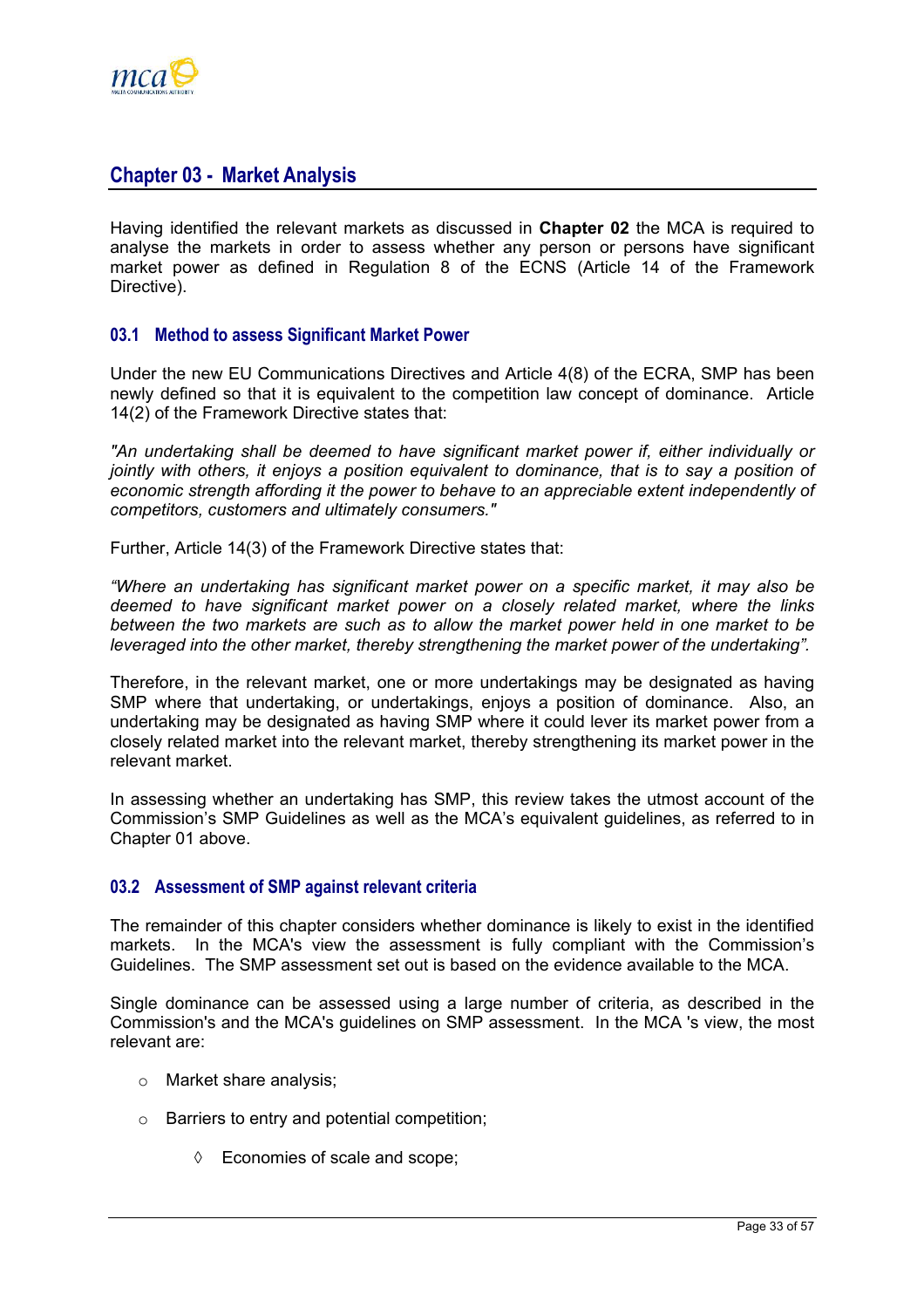## Chapter 03 - Market Analysis

Having identified the relevant markets as discussed in **Chapter 02** the MCA is required to analyse the markets in order to assess whether any person or persons have significant market power as defined in Regulation 8 of the ECNS (Article 14 of the Framework Directive).

### 03.1 Method to assess Significant Market Power

Under the new EU Communications Directives and Article 4(8) of the ECRA, SMP has been newly defined so that it is equivalent to the competition law concept of dominance. Article 14(2) of the Framework Directive states that:

*"An undertaking shall be deemed to have significant market power if, either individually or jointly with others, it enjoys a position equivalent to dominance, that is to say a position of economic strength affording it the power to behave to an appreciable extent independently of competitors, customers and ultimately consumers."*

Further, Article 14(3) of the Framework Directive states that:

*"Where an undertaking has significant market power on a specific market, it may also be deemed to have significant market power on a closely related market, where the links between the two markets are such as to allow the market power held in one market to be leveraged into the other market, thereby strengthening the market power of the undertaking".*

Therefore, in the relevant market, one or more undertakings may be designated as having SMP where that undertaking, or undertakings, enjoys a position of dominance. Also, an undertaking may be designated as having SMP where it could lever its market power from a closely related market into the relevant market, thereby strengthening its market power in the relevant market.

In assessing whether an undertaking has SMP, this review takes the utmost account of the Commission's SMP Guidelines as well as the MCA's equivalent guidelines, as referred to in Chapter 01 above.

### 03.2 Assessment of SMP against relevant criteria

The remainder of this chapter considers whether dominance is likely to exist in the identified markets. In the MCA's view the assessment is fully compliant with the Commission's Guidelines. The SMP assessment set out is based on the evidence available to the MCA.

Single dominance can be assessed using a large number of criteria, as described in the Commission's and the MCA's guidelines on SMP assessment. In the MCA 's view, the most relevant are:

- Market share analysis;
- Barriers to entry and potential competition;
  - Economies of scale and scope;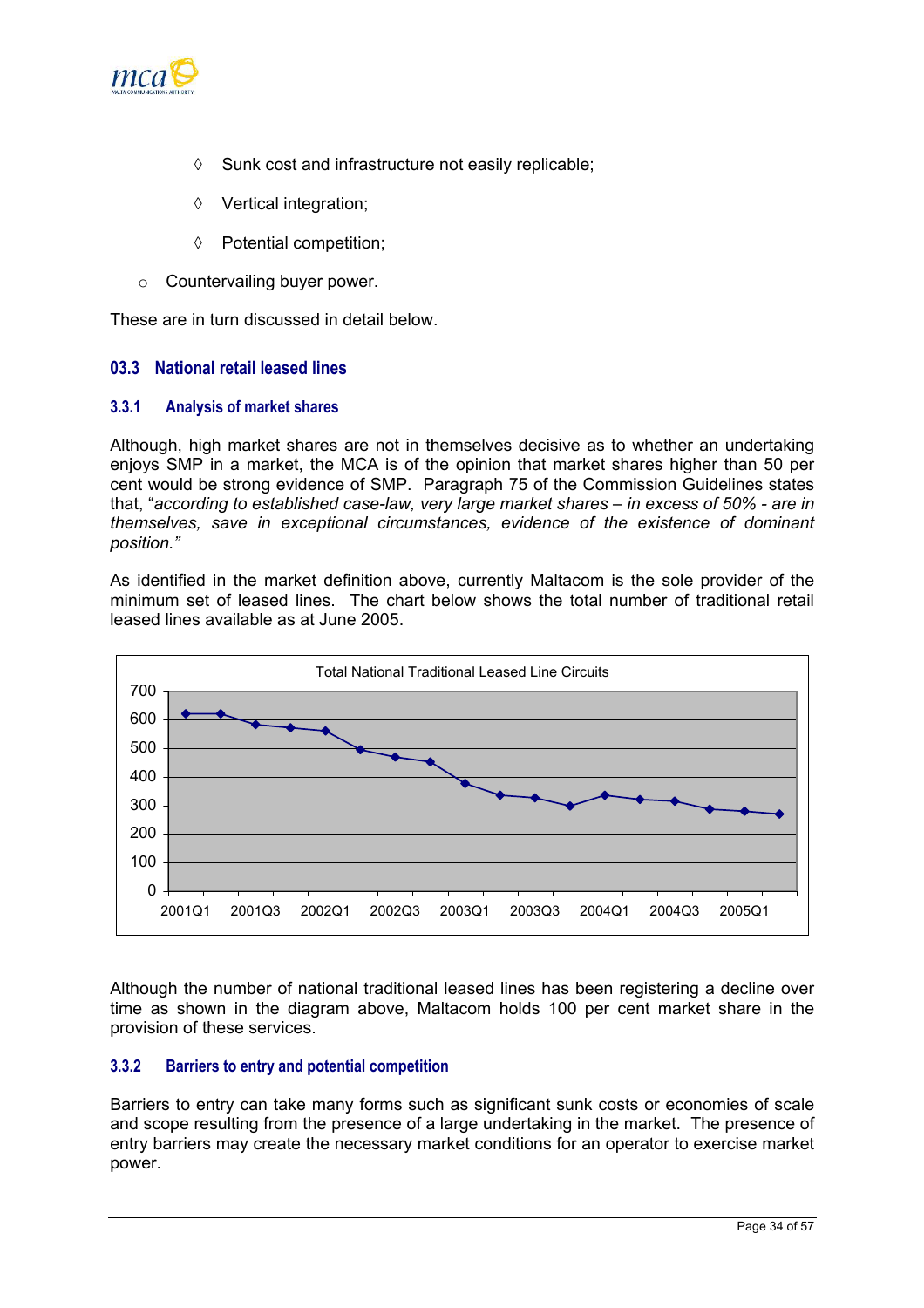- ◊ Sunk cost and infrastructure not easily replicable;
- ◊ Vertical integration;
- ◊ Potential competition;

- Countervailing buyer power.

These are in turn discussed in detail below.

## 03.3 National retail leased lines

### 3.3.1 Analysis of market shares

Although, high market shares are not in themselves decisive as to whether an undertaking enjoys SMP in a market, the MCA is of the opinion that market shares higher than 50 per cent would be strong evidence of SMP. Paragraph 75 of the Commission Guidelines states that, "*according to established case-law, very large market shares – in excess of 50% - are in themselves, save in exceptional circumstances, evidence of the existence of dominant position.*"

As identified in the market definition above, currently Maltacom is the sole provider of the minimum set of leased lines. The chart below shows the total number of traditional retail leased lines available as at June 2005.

Total National Traditional Leased Line Circuits

Although the number of national traditional leased lines has been registering a decline over time as shown in the diagram above, Maltacom holds 100 per cent market share in the provision of these services.

### 3.3.2 Barriers to entry and potential competition

Barriers to entry can take many forms such as significant sunk costs or economies of scale and scope resulting from the presence of a large undertaking in the market. The presence of entry barriers may create the necessary market conditions for an operator to exercise market power.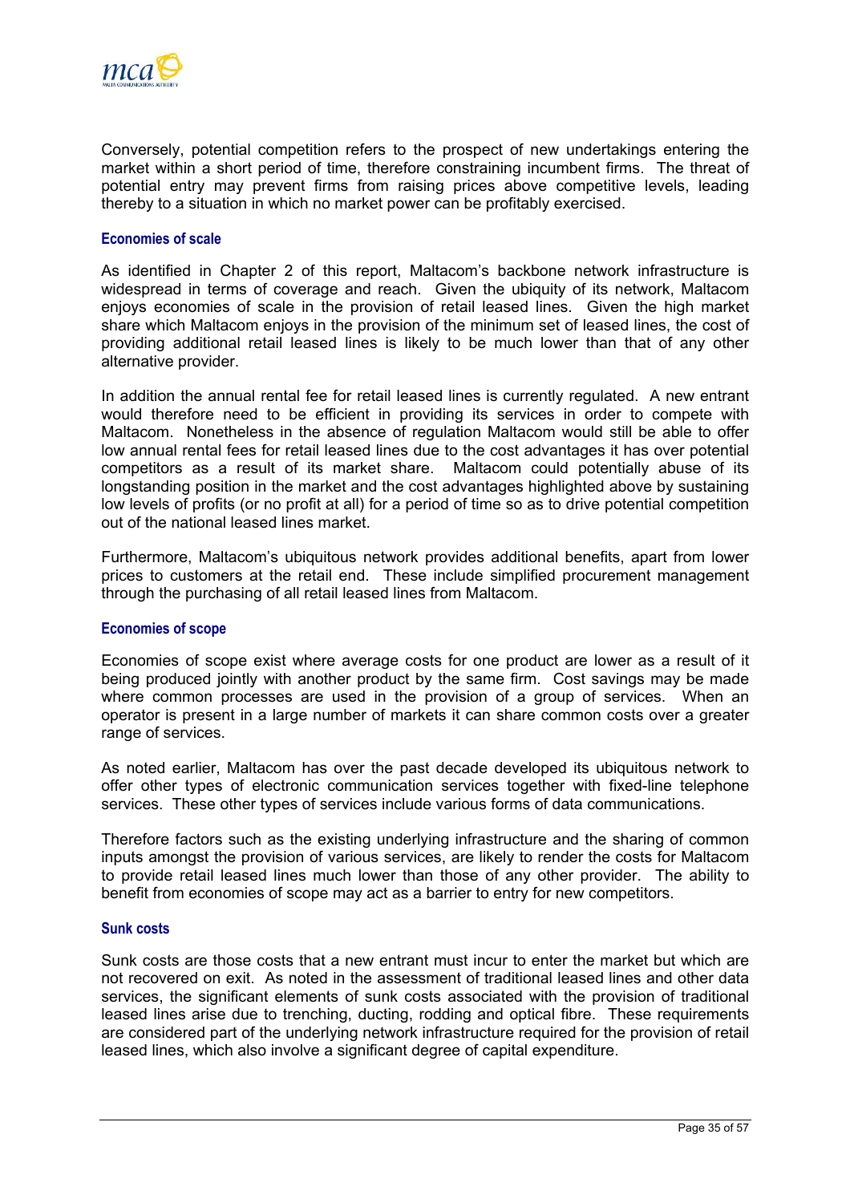Conversely, potential competition refers to the prospect of new undertakings entering the market within a short period of time, therefore constraining incumbent firms. The threat of potential entry may prevent firms from raising prices above competitive levels, leading thereby to a situation in which no market power can be profitably exercised.

#### Economies of scale

As identified in Chapter 2 of this report, Maltacom's backbone network infrastructure is widespread in terms of coverage and reach. Given the ubiquity of its network, Maltacom enjoys economies of scale in the provision of retail leased lines. Given the high market share which Maltacom enjoys in the provision of the minimum set of leased lines, the cost of providing additional retail leased lines is likely to be much lower than that of any other alternative provider.

In addition the annual rental fee for retail leased lines is currently regulated. A new entrant would therefore need to be efficient in providing its services in order to compete with Maltacom. Nonetheless in the absence of regulation Maltacom would still be able to offer low annual rental fees for retail leased lines due to the cost advantages it has over potential competitors as a result of its market share. Maltacom could potentially abuse of its longstanding position in the market and the cost advantages highlighted above by sustaining low levels of profits (or no profit at all) for a period of time so as to drive potential competition out of the national leased lines market.

Furthermore, Maltacom's ubiquitous network provides additional benefits, apart from lower prices to customers at the retail end. These include simplified procurement management through the purchasing of all retail leased lines from Maltacom.

#### Economies of scope

Economies of scope exist where average costs for one product are lower as a result of it being produced jointly with another product by the same firm. Cost savings may be made where common processes are used in the provision of a group of services. When an operator is present in a large number of markets it can share common costs over a greater range of services.

As noted earlier, Maltacom has over the past decade developed its ubiquitous network to offer other types of electronic communication services together with fixed-line telephone services. These other types of services include various forms of data communications.

Therefore factors such as the existing underlying infrastructure and the sharing of common inputs amongst the provision of various services, are likely to render the costs for Maltacom to provide retail leased lines much lower than those of any other provider. The ability to benefit from economies of scope may act as a barrier to entry for new competitors.

#### Sunk costs

Sunk costs are those costs that a new entrant must incur to enter the market but which are not recovered on exit. As noted in the assessment of traditional leased lines and other data services, the significant elements of sunk costs associated with the provision of traditional leased lines arise due to trenching, ducting, rodding and optical fibre. These requirements are considered part of the underlying network infrastructure required for the provision of retail leased lines, which also involve a significant degree of capital expenditure.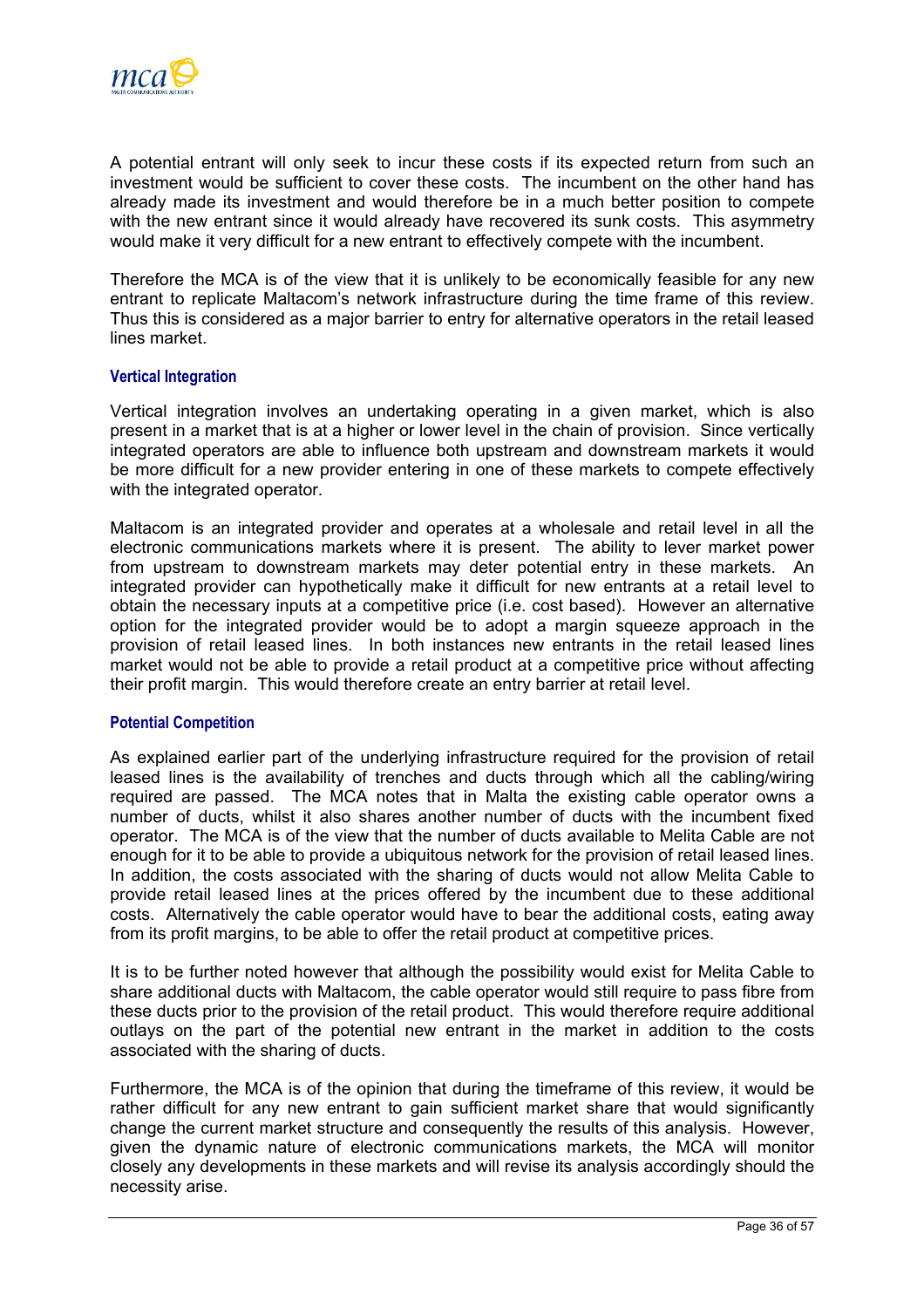A potential entrant will only seek to incur these costs if its expected return from such an investment would be sufficient to cover these costs. The incumbent on the other hand has already made its investment and would therefore be in a much better position to compete with the new entrant since it would already have recovered its sunk costs. This asymmetry would make it very difficult for a new entrant to effectively compete with the incumbent.

Therefore the MCA is of the view that it is unlikely to be economically feasible for any new entrant to replicate Maltacom's network infrastructure during the time frame of this review. Thus this is considered as a major barrier to entry for alternative operators in the retail leased lines market.

#### Vertical Integration

Vertical integration involves an undertaking operating in a given market, which is also present in a market that is at a higher or lower level in the chain of provision. Since vertically integrated operators are able to influence both upstream and downstream markets it would be more difficult for a new provider entering in one of these markets to compete effectively with the integrated operator.

Maltacom is an integrated provider and operates at a wholesale and retail level in all the electronic communications markets where it is present. The ability to lever market power from upstream to downstream markets may deter potential entry in these markets. An integrated provider can hypothetically make it difficult for new entrants at a retail level to obtain the necessary inputs at a competitive price (i.e. cost based). However an alternative option for the integrated provider would be to adopt a margin squeeze approach in the provision of retail leased lines. In both instances new entrants in the retail leased lines market would not be able to provide a retail product at a competitive price without affecting their profit margin. This would therefore create an entry barrier at retail level.

#### Potential Competition

As explained earlier part of the underlying infrastructure required for the provision of retail leased lines is the availability of trenches and ducts through which all the cabling/wiring required are passed. The MCA notes that in Malta the existing cable operator owns a number of ducts, whilst it also shares another number of ducts with the incumbent fixed operator. The MCA is of the view that the number of ducts available to Melita Cable are not enough for it to be able to provide a ubiquitous network for the provision of retail leased lines. In addition, the costs associated with the sharing of ducts would not allow Melita Cable to provide retail leased lines at the prices offered by the incumbent due to these additional costs. Alternatively the cable operator would have to bear the additional costs, eating away from its profit margins, to be able to offer the retail product at competitive prices.

It is to be further noted however that although the possibility would exist for Melita Cable to share additional ducts with Maltacom, the cable operator would still require to pass fibre from these ducts prior to the provision of the retail product. This would therefore require additional outlays on the part of the potential new entrant in the market in addition to the costs associated with the sharing of ducts.

Furthermore, the MCA is of the opinion that during the timeframe of this review, it would be rather difficult for any new entrant to gain sufficient market share that would significantly change the current market structure and consequently the results of this analysis. However, given the dynamic nature of electronic communications markets, the MCA will monitor closely any developments in these markets and will revise its analysis accordingly should the necessity arise.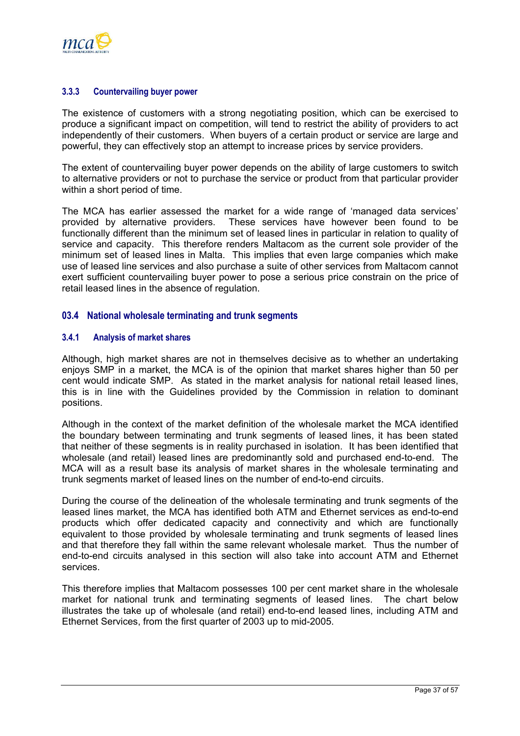### 3.3.3 Countervailing buyer power

The existence of customers with a strong negotiating position, which can be exercised to produce a significant impact on competition, will tend to restrict the ability of providers to act independently of their customers. When buyers of a certain product or service are large and powerful, they can effectively stop an attempt to increase prices by service providers.

The extent of countervailing buyer power depends on the ability of large customers to switch to alternative providers or not to purchase the service or product from that particular provider within a short period of time.

The MCA has earlier assessed the market for a wide range of 'managed data services' provided by alternative providers. These services have however been found to be functionally different than the minimum set of leased lines in particular in relation to quality of service and capacity. This therefore renders Maltacom as the current sole provider of the minimum set of leased lines in Malta. This implies that even large companies which make use of leased line services and also purchase a suite of other services from Maltacom cannot exert sufficient countervailing buyer power to pose a serious price constrain on the price of retail leased lines in the absence of regulation.

## 03.4 National wholesale terminating and trunk segments

### 3.4.1 Analysis of market shares

Although, high market shares are not in themselves decisive as to whether an undertaking enjoys SMP in a market, the MCA is of the opinion that market shares higher than 50 per cent would indicate SMP. As stated in the market analysis for national retail leased lines, this is in line with the Guidelines provided by the Commission in relation to dominant positions.

Although in the context of the market definition of the wholesale market the MCA identified the boundary between terminating and trunk segments of leased lines, it has been stated that neither of these segments is in reality purchased in isolation. It has been identified that wholesale (and retail) leased lines are predominantly sold and purchased end-to-end. The MCA will as a result base its analysis of market shares in the wholesale terminating and trunk segments market of leased lines on the number of end-to-end circuits.

During the course of the delineation of the wholesale terminating and trunk segments of the leased lines market, the MCA has identified both ATM and Ethernet services as end-to-end products which offer dedicated capacity and connectivity and which are functionally equivalent to those provided by wholesale terminating and trunk segments of leased lines and that therefore they fall within the same relevant wholesale market. Thus the number of end-to-end circuits analysed in this section will also take into account ATM and Ethernet services.

This therefore implies that Maltacom possesses 100 per cent market share in the wholesale market for national trunk and terminating segments of leased lines. The chart below illustrates the take up of wholesale (and retail) end-to-end leased lines, including ATM and Ethernet Services, from the first quarter of 2003 up to mid-2005.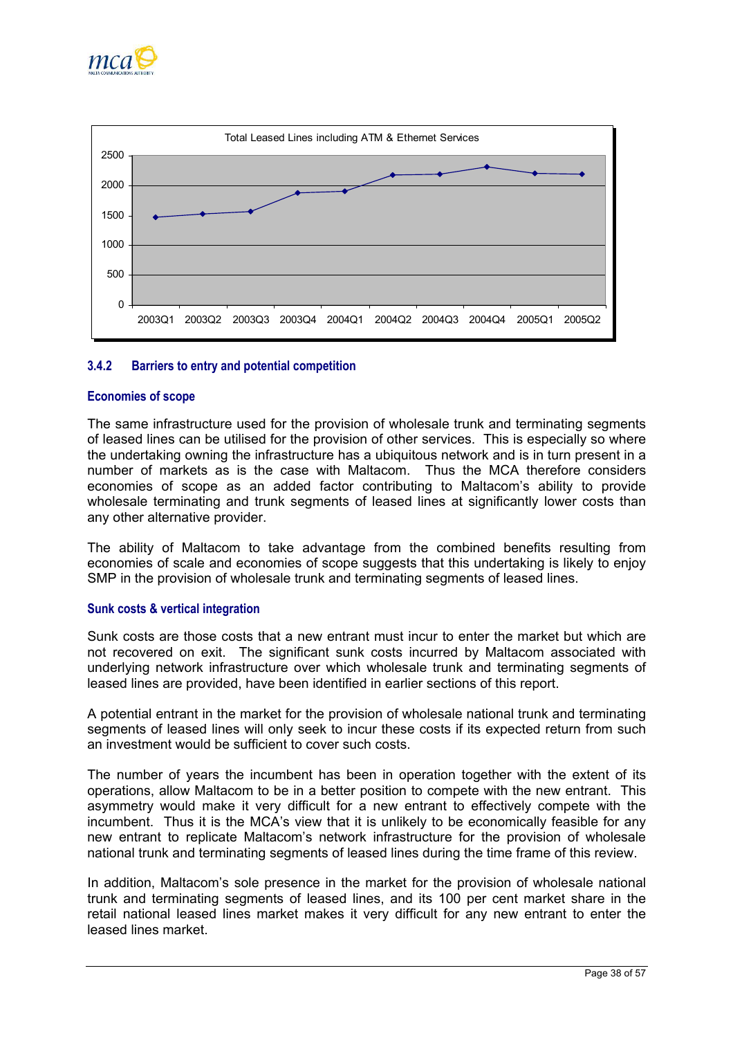Total Leased Lines including ATM & Ethernet Services

### 3.4.2 Barriers to entry and potential competition

#### Economies of scope

The same infrastructure used for the provision of wholesale trunk and terminating segments of leased lines can be utilised for the provision of other services. This is especially so where the undertaking owning the infrastructure has a ubiquitous network and is in turn present in a number of markets as is the case with Maltacom. Thus the MCA therefore considers economies of scope as an added factor contributing to Maltacom's ability to provide wholesale terminating and trunk segments of leased lines at significantly lower costs than any other alternative provider.

The ability of Maltacom to take advantage from the combined benefits resulting from economies of scale and economies of scope suggests that this undertaking is likely to enjoy SMP in the provision of wholesale trunk and terminating segments of leased lines.

#### Sunk costs & vertical integration

Sunk costs are those costs that a new entrant must incur to enter the market but which are not recovered on exit. The significant sunk costs incurred by Maltacom associated with underlying network infrastructure over which wholesale trunk and terminating segments of leased lines are provided, have been identified in earlier sections of this report.

A potential entrant in the market for the provision of wholesale national trunk and terminating segments of leased lines will only seek to incur these costs if its expected return from such an investment would be sufficient to cover such costs.

The number of years the incumbent has been in operation together with the extent of its operations, allow Maltacom to be in a better position to compete with the new entrant. This asymmetry would make it very difficult for a new entrant to effectively compete with the incumbent. Thus it is the MCA's view that it is unlikely to be economically feasible for any new entrant to replicate Maltacom's network infrastructure for the provision of wholesale national trunk and terminating segments of leased lines during the time frame of this review.

In addition, Maltacom's sole presence in the market for the provision of wholesale national trunk and terminating segments of leased lines, and its 100 per cent market share in the retail national leased lines market makes it very difficult for any new entrant to enter the leased lines market.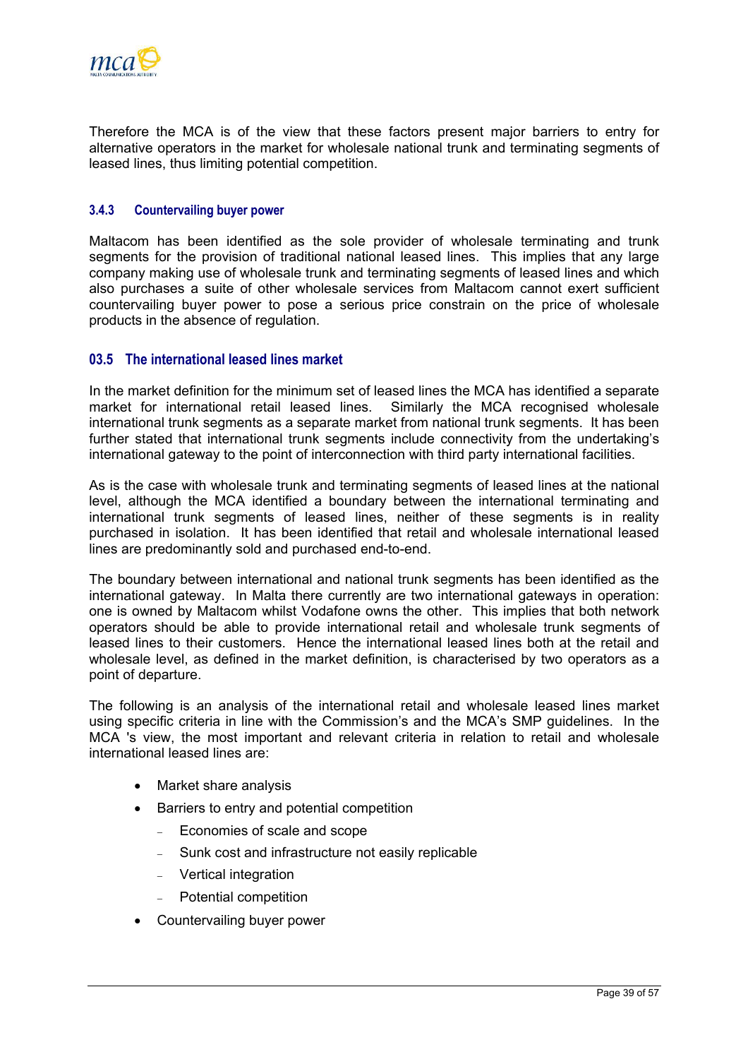Therefore the MCA is of the view that these factors present major barriers to entry for alternative operators in the market for wholesale national trunk and terminating segments of leased lines, thus limiting potential competition.

#### 3.4.3 Countervailing buyer power

Maltacom has been identified as the sole provider of wholesale terminating and trunk segments for the provision of traditional national leased lines. This implies that any large company making use of wholesale trunk and terminating segments of leased lines and which also purchases a suite of other wholesale services from Maltacom cannot exert sufficient countervailing buyer power to pose a serious price constrain on the price of wholesale products in the absence of regulation.

### 03.5 The international leased lines market

In the market definition for the minimum set of leased lines the MCA has identified a separate market for international retail leased lines. Similarly the MCA recognised wholesale international trunk segments as a separate market from national trunk segments. It has been further stated that international trunk segments include connectivity from the undertaking's international gateway to the point of interconnection with third party international facilities.

As is the case with wholesale trunk and terminating segments of leased lines at the national level, although the MCA identified a boundary between the international terminating and international trunk segments of leased lines, neither of these segments is in reality purchased in isolation. It has been identified that retail and wholesale international leased lines are predominantly sold and purchased end-to-end.

The boundary between international and national trunk segments has been identified as the international gateway. In Malta there currently are two international gateways in operation: one is owned by Maltacom whilst Vodafone owns the other. This implies that both network operators should be able to provide international retail and wholesale trunk segments of leased lines to their customers. Hence the international leased lines both at the retail and wholesale level, as defined in the market definition, is characterised by two operators as a point of departure.

The following is an analysis of the international retail and wholesale leased lines market using specific criteria in line with the Commission's and the MCA's SMP guidelines. In the MCA 's view, the most important and relevant criteria in relation to retail and wholesale international leased lines are:

- Market share analysis
- Barriers to entry and potential competition
  - Economies of scale and scope
  - Sunk cost and infrastructure not easily replicable
  - Vertical integration
  - Potential competition
- Countervailing buyer power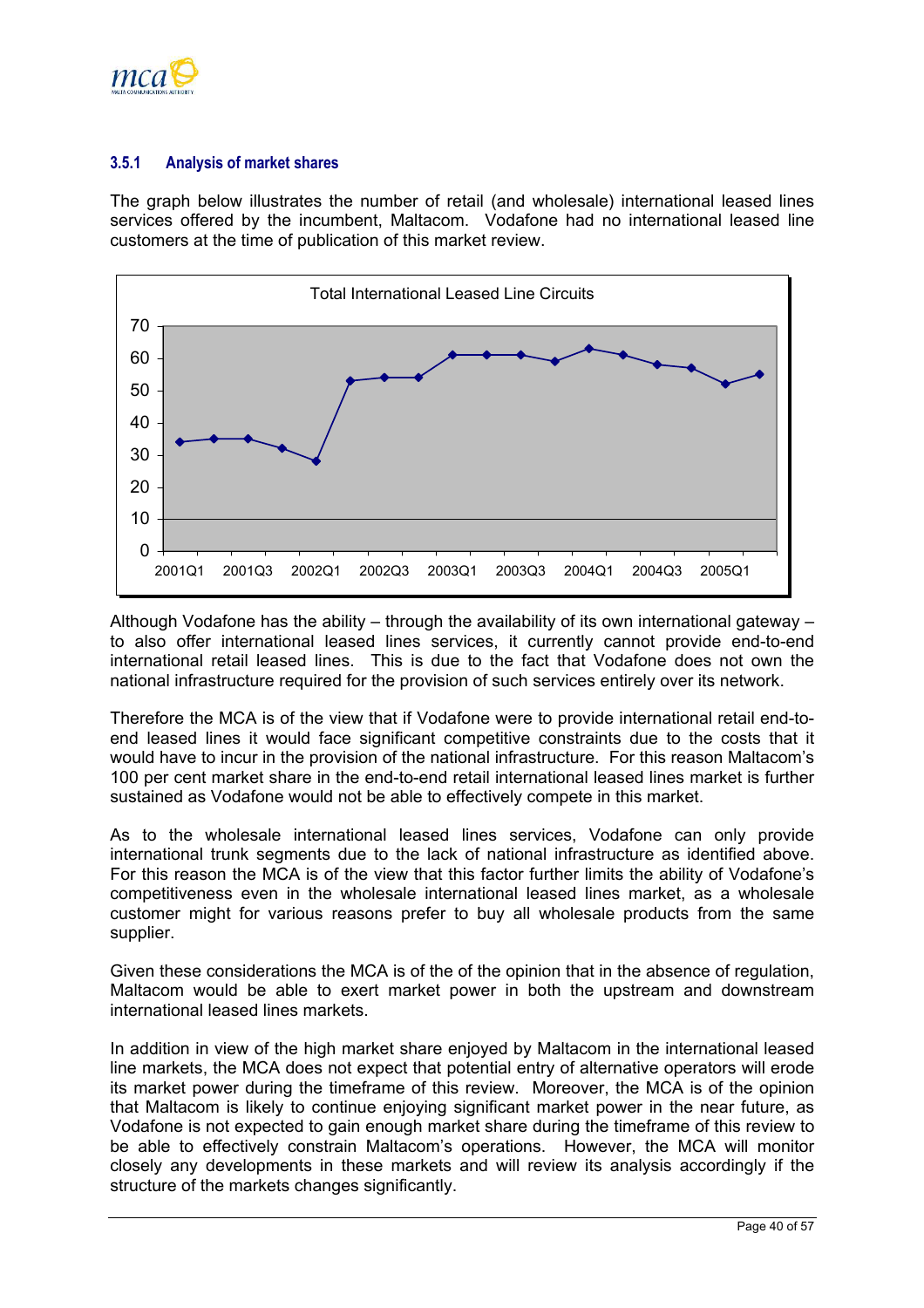### 3.5.1 Analysis of market shares

The graph below illustrates the number of retail (and wholesale) international leased lines services offered by the incumbent, Maltacom. Vodafone had no international leased line customers at the time of publication of this market review.

Total International Leased Line Circuits

Although Vodafone has the ability – through the availability of its own international gateway – to also offer international leased lines services, it currently cannot provide end-to-end international retail leased lines. This is due to the fact that Vodafone does not own the national infrastructure required for the provision of such services entirely over its network.

Therefore the MCA is of the view that if Vodafone were to provide international retail end-to-end leased lines it would face significant competitive constraints due to the costs that it would have to incur in the provision of the national infrastructure. For this reason Maltacom's 100 per cent market share in the end-to-end retail international leased lines market is further sustained as Vodafone would not be able to effectively compete in this market.

As to the wholesale international leased lines services, Vodafone can only provide international trunk segments due to the lack of national infrastructure as identified above. For this reason the MCA is of the view that this factor further limits the ability of Vodafone's competitiveness even in the wholesale international leased lines market, as a wholesale customer might for various reasons prefer to buy all wholesale products from the same supplier.

Given these considerations the MCA is of the of the opinion that in the absence of regulation, Maltacom would be able to exert market power in both the upstream and downstream international leased lines markets.

In addition in view of the high market share enjoyed by Maltacom in the international leased line markets, the MCA does not expect that potential entry of alternative operators will erode its market power during the timeframe of this review. Moreover, the MCA is of the opinion that Maltacom is likely to continue enjoying significant market power in the near future, as Vodafone is not expected to gain enough market share during the timeframe of this review to be able to effectively constrain Maltacom's operations. However, the MCA will monitor closely any developments in these markets and will review its analysis accordingly if the structure of the markets changes significantly.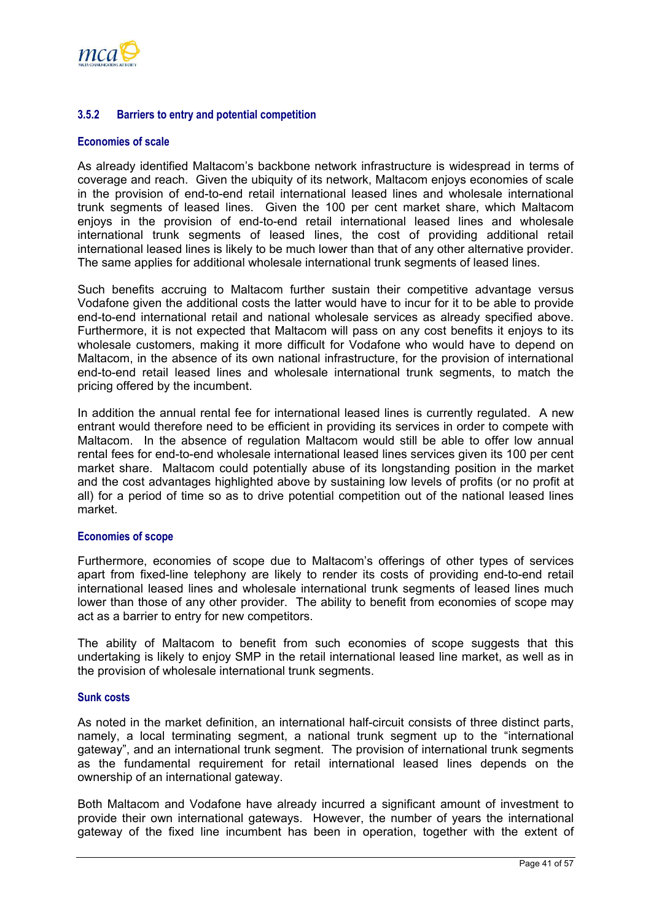### 3.5.2 Barriers to entry and potential competition

#### Economies of scale

As already identified Maltacom's backbone network infrastructure is widespread in terms of coverage and reach. Given the ubiquity of its network, Maltacom enjoys economies of scale in the provision of end-to-end retail international leased lines and wholesale international trunk segments of leased lines. Given the 100 per cent market share, which Maltacom enjoys in the provision of end-to-end retail international leased lines and wholesale international trunk segments of leased lines, the cost of providing additional retail international leased lines is likely to be much lower than that of any other alternative provider. The same applies for additional wholesale international trunk segments of leased lines.

Such benefits accruing to Maltacom further sustain their competitive advantage versus Vodafone given the additional costs the latter would have to incur for it to be able to provide end-to-end international retail and national wholesale services as already specified above. Furthermore, it is not expected that Maltacom will pass on any cost benefits it enjoys to its wholesale customers, making it more difficult for Vodafone who would have to depend on Maltacom, in the absence of its own national infrastructure, for the provision of international end-to-end retail leased lines and wholesale international trunk segments, to match the pricing offered by the incumbent.

In addition the annual rental fee for international leased lines is currently regulated. A new entrant would therefore need to be efficient in providing its services in order to compete with Maltacom. In the absence of regulation Maltacom would still be able to offer low annual rental fees for end-to-end wholesale international leased lines services given its 100 per cent market share. Maltacom could potentially abuse of its longstanding position in the market and the cost advantages highlighted above by sustaining low levels of profits (or no profit at all) for a period of time so as to drive potential competition out of the national leased lines market.

#### Economies of scope

Furthermore, economies of scope due to Maltacom's offerings of other types of services apart from fixed-line telephony are likely to render its costs of providing end-to-end retail international leased lines and wholesale international trunk segments of leased lines much lower than those of any other provider. The ability to benefit from economies of scope may act as a barrier to entry for new competitors.

The ability of Maltacom to benefit from such economies of scope suggests that this undertaking is likely to enjoy SMP in the retail international leased line market, as well as in the provision of wholesale international trunk segments.

#### Sunk costs

As noted in the market definition, an international half-circuit consists of three distinct parts, namely, a local terminating segment, a national trunk segment up to the "international gateway", and an international trunk segment. The provision of international trunk segments as the fundamental requirement for retail international leased lines depends on the ownership of an international gateway.

Both Maltacom and Vodafone have already incurred a significant amount of investment to provide their own international gateways. However, the number of years the international gateway of the fixed line incumbent has been in operation, together with the extent of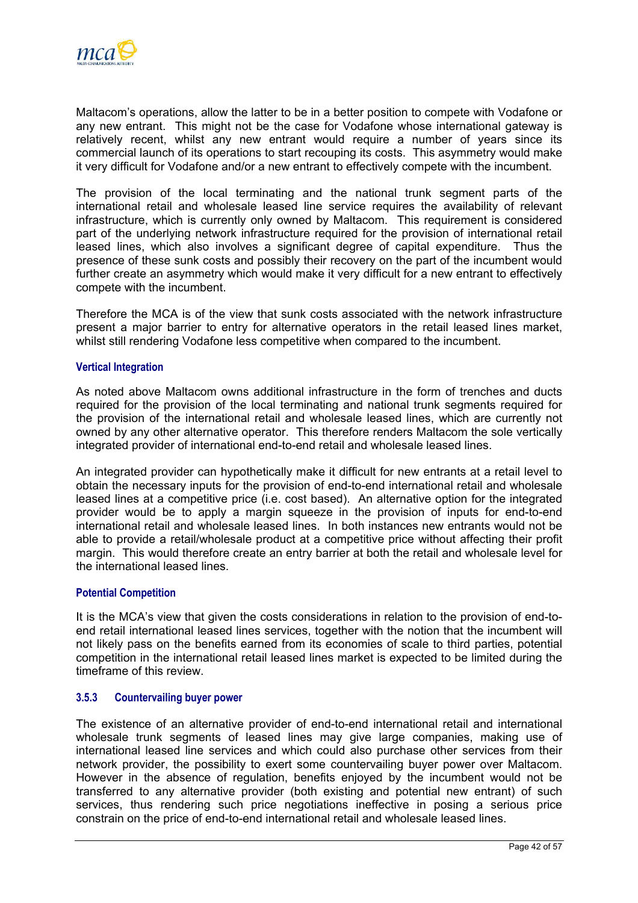Maltacom's operations, allow the latter to be in a better position to compete with Vodafone or any new entrant. This might not be the case for Vodafone whose international gateway is relatively recent, whilst any new entrant would require a number of years since its commercial launch of its operations to start recouping its costs. This asymmetry would make it very difficult for Vodafone and/or a new entrant to effectively compete with the incumbent.

The provision of the local terminating and the national trunk segment parts of the international retail and wholesale leased line service requires the availability of relevant infrastructure, which is currently only owned by Maltacom. This requirement is considered part of the underlying network infrastructure required for the provision of international retail leased lines, which also involves a significant degree of capital expenditure. Thus the presence of these sunk costs and possibly their recovery on the part of the incumbent would further create an asymmetry which would make it very difficult for a new entrant to effectively compete with the incumbent.

Therefore the MCA is of the view that sunk costs associated with the network infrastructure present a major barrier to entry for alternative operators in the retail leased lines market, whilst still rendering Vodafone less competitive when compared to the incumbent.

#### Vertical Integration

As noted above Maltacom owns additional infrastructure in the form of trenches and ducts required for the provision of the local terminating and national trunk segments required for the provision of the international retail and wholesale leased lines, which are currently not owned by any other alternative operator. This therefore renders Maltacom the sole vertically integrated provider of international end-to-end retail and wholesale leased lines.

An integrated provider can hypothetically make it difficult for new entrants at a retail level to obtain the necessary inputs for the provision of end-to-end international retail and wholesale leased lines at a competitive price (i.e. cost based). An alternative option for the integrated provider would be to apply a margin squeeze in the provision of inputs for end-to-end international retail and wholesale leased lines. In both instances new entrants would not be able to provide a retail/wholesale product at a competitive price without affecting their profit margin. This would therefore create an entry barrier at both the retail and wholesale level for the international leased lines.

#### Potential Competition

It is the MCA's view that given the costs considerations in relation to the provision of end-to-end retail international leased lines services, together with the notion that the incumbent will not likely pass on the benefits earned from its economies of scale to third parties, potential competition in the international retail leased lines market is expected to be limited during the timeframe of this review.

### 3.5.3 Countervailing buyer power

The existence of an alternative provider of end-to-end international retail and international wholesale trunk segments of leased lines may give large companies, making use of international leased line services and which could also purchase other services from their network provider, the possibility to exert some countervailing buyer power over Maltacom. However in the absence of regulation, benefits enjoyed by the incumbent would not be transferred to any alternative provider (both existing and potential new entrant) of such services, thus rendering such price negotiations ineffective in posing a serious price constrain on the price of end-to-end international retail and wholesale leased lines.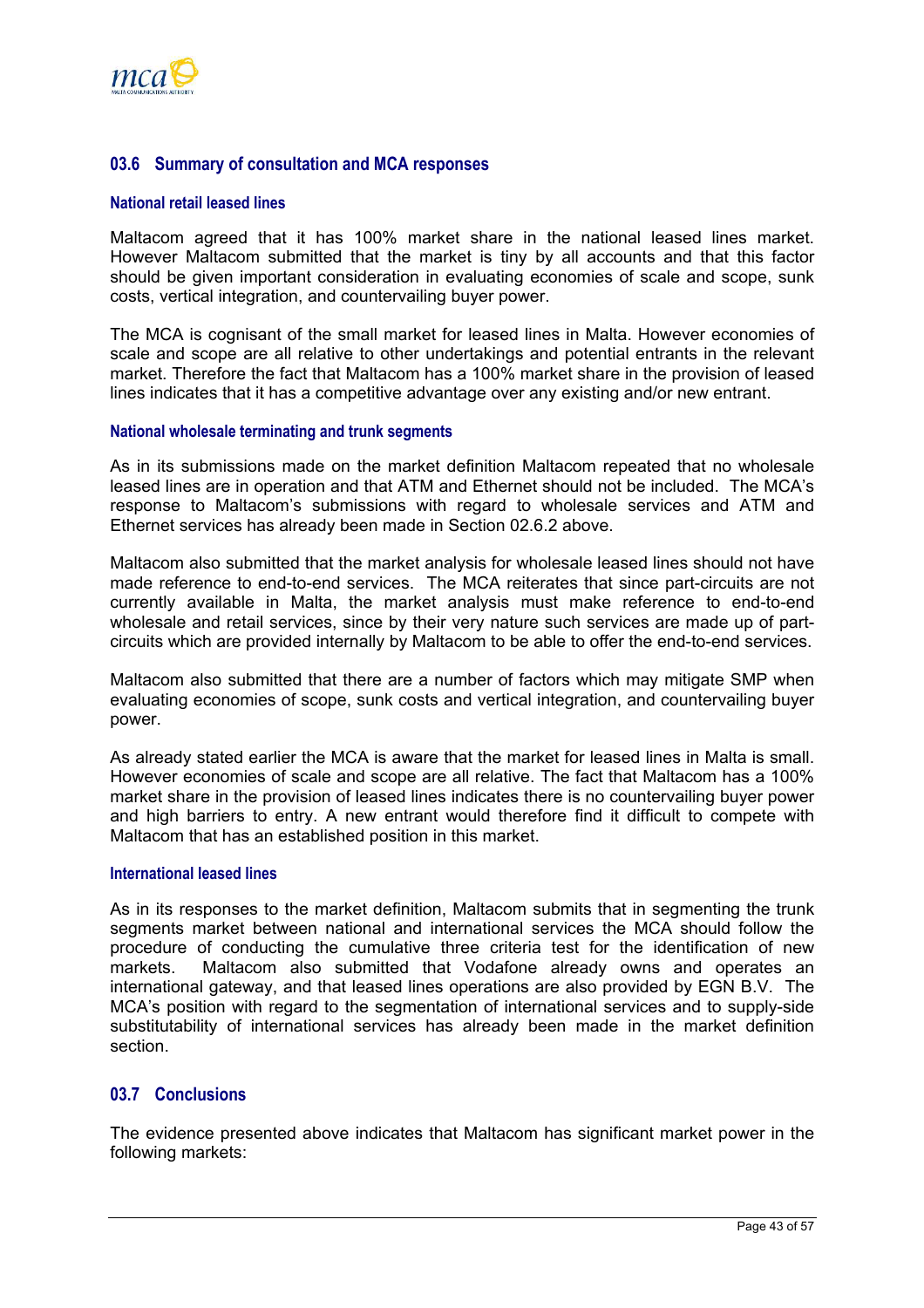## 03.6 Summary of consultation and MCA responses

### National retail leased lines

Maltacom agreed that it has 100% market share in the national leased lines market. However Maltacom submitted that the market is tiny by all accounts and that this factor should be given important consideration in evaluating economies of scale and scope, sunk costs, vertical integration, and countervailing buyer power.

The MCA is cognisant of the small market for leased lines in Malta. However economies of scale and scope are all relative to other undertakings and potential entrants in the relevant market. Therefore the fact that Maltacom has a 100% market share in the provision of leased lines indicates that it has a competitive advantage over any existing and/or new entrant.

### National wholesale terminating and trunk segments

As in its submissions made on the market definition Maltacom repeated that no wholesale leased lines are in operation and that ATM and Ethernet should not be included. The MCA's response to Maltacom's submissions with regard to wholesale services and ATM and Ethernet services has already been made in Section 02.6.2 above.

Maltacom also submitted that the market analysis for wholesale leased lines should not have made reference to end-to-end services. The MCA reiterates that since part-circuits are not currently available in Malta, the market analysis must make reference to end-to-end wholesale and retail services, since by their very nature such services are made up of part-circuits which are provided internally by Maltacom to be able to offer the end-to-end services.

Maltacom also submitted that there are a number of factors which may mitigate SMP when evaluating economies of scope, sunk costs and vertical integration, and countervailing buyer power.

As already stated earlier the MCA is aware that the market for leased lines in Malta is small. However economies of scale and scope are all relative. The fact that Maltacom has a 100% market share in the provision of leased lines indicates there is no countervailing buyer power and high barriers to entry. A new entrant would therefore find it difficult to compete with Maltacom that has an established position in this market.

### International leased lines

As in its responses to the market definition, Maltacom submits that in segmenting the trunk segments market between national and international services the MCA should follow the procedure of conducting the cumulative three criteria test for the identification of new markets. Maltacom also submitted that Vodafone already owns and operates an international gateway, and that leased lines operations are also provided by EGN B.V. The MCA's position with regard to the segmentation of international services and to supply-side substitutability of international services has already been made in the market definition section.

## 03.7 Conclusions

The evidence presented above indicates that Maltacom has significant market power in the following markets: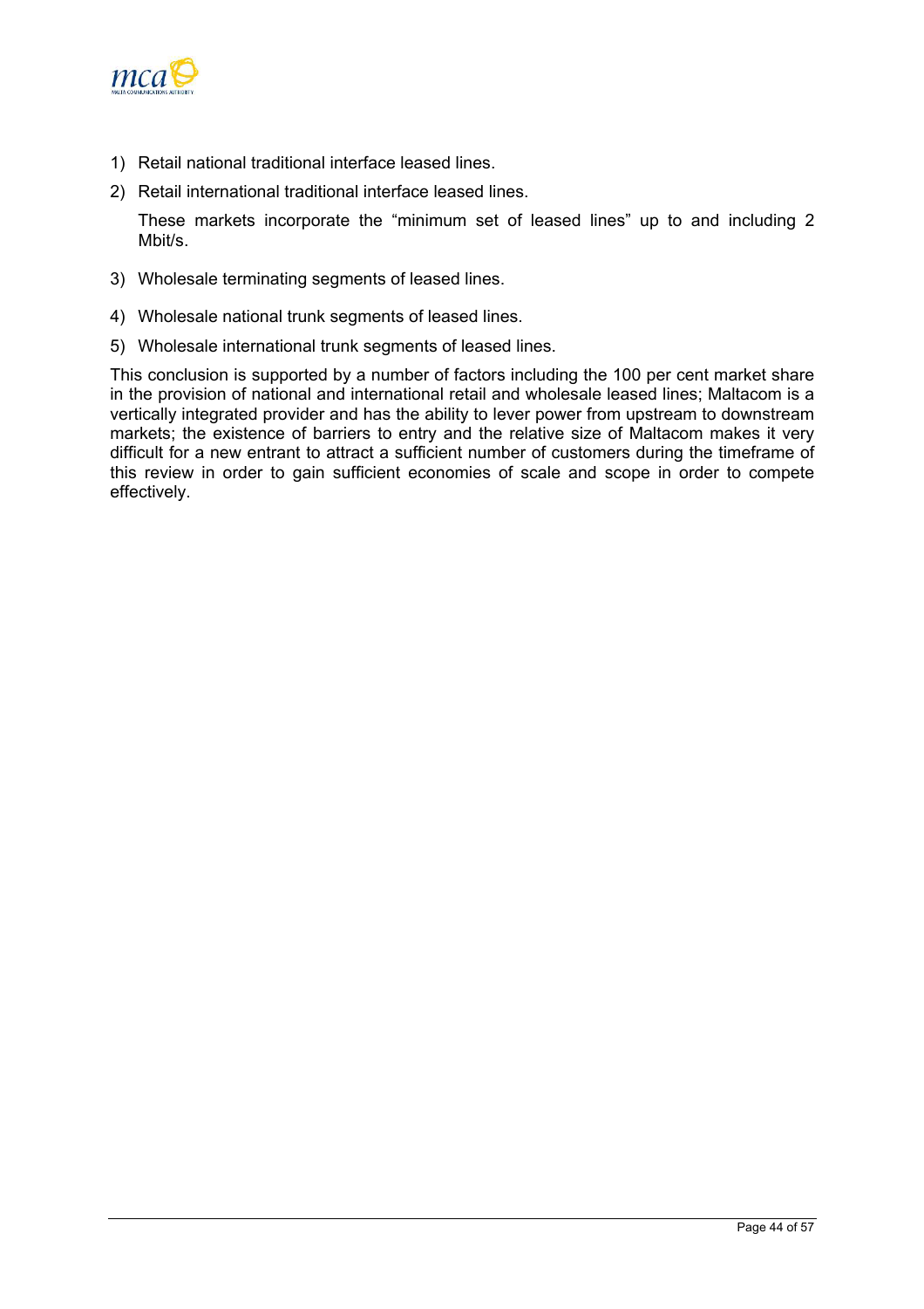1) Retail national traditional interface leased lines.
2) Retail international traditional interface leased lines.

   These markets incorporate the “minimum set of leased lines” up to and including 2 Mbit/s.

3) Wholesale terminating segments of leased lines.
4) Wholesale national trunk segments of leased lines.
5) Wholesale international trunk segments of leased lines.

This conclusion is supported by a number of factors including the 100 per cent market share in the provision of national and international retail and wholesale leased lines; Maltacom is a vertically integrated provider and has the ability to lever power from upstream to downstream markets; the existence of barriers to entry and the relative size of Maltacom makes it very difficult for a new entrant to attract a sufficient number of customers during the timeframe of this review in order to gain sufficient economies of scale and scope in order to compete effectively.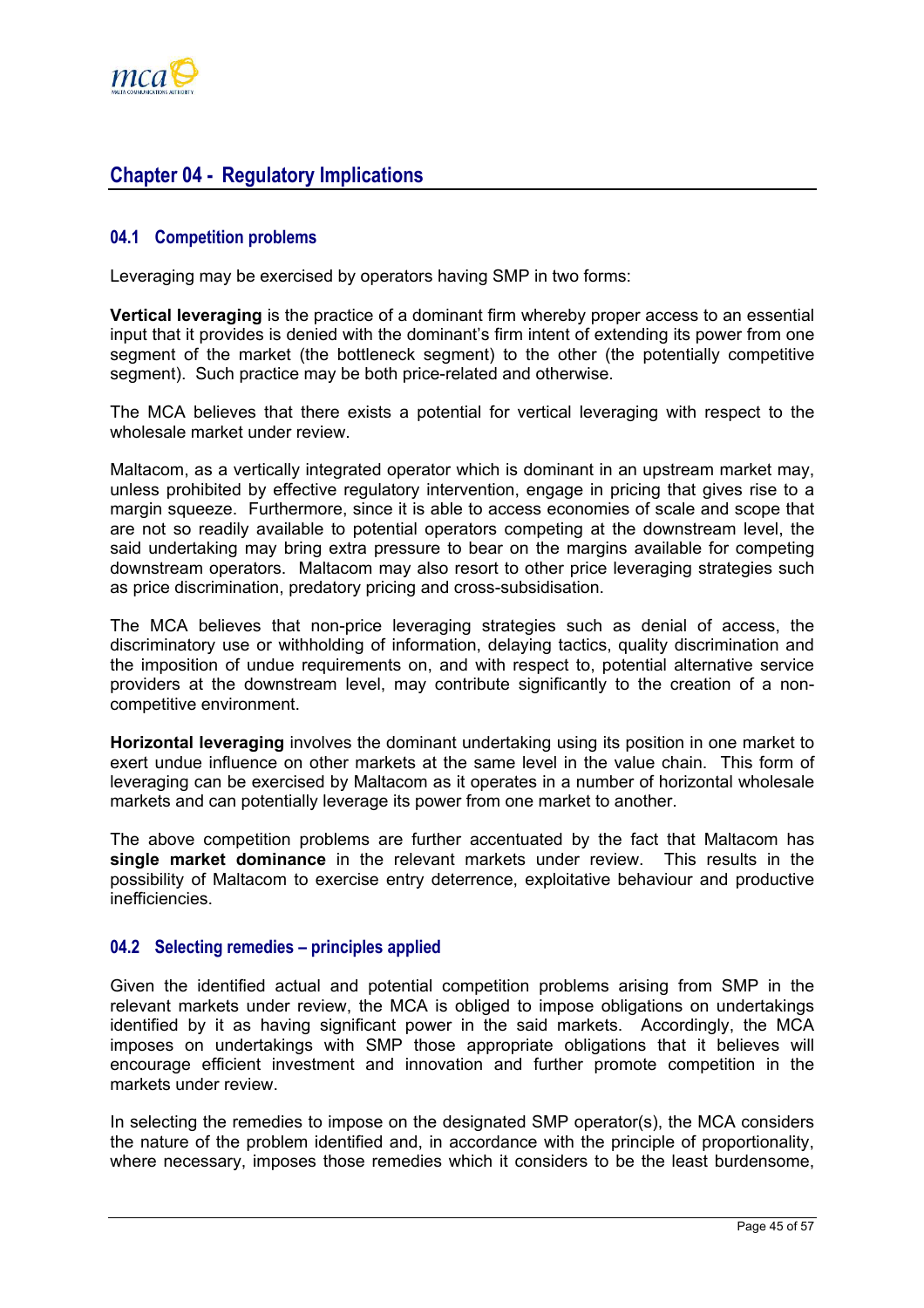## Chapter 04 - Regulatory Implications

### 04.1 Competition problems

Leveraging may be exercised by operators having SMP in two forms:

**Vertical leveraging** is the practice of a dominant firm whereby proper access to an essential input that it provides is denied with the dominant's firm intent of extending its power from one segment of the market (the bottleneck segment) to the other (the potentially competitive segment). Such practice may be both price-related and otherwise.

The MCA believes that there exists a potential for vertical leveraging with respect to the wholesale market under review.

Maltacom, as a vertically integrated operator which is dominant in an upstream market may, unless prohibited by effective regulatory intervention, engage in pricing that gives rise to a margin squeeze. Furthermore, since it is able to access economies of scale and scope that are not so readily available to potential operators competing at the downstream level, the said undertaking may bring extra pressure to bear on the margins available for competing downstream operators. Maltacom may also resort to other price leveraging strategies such as price discrimination, predatory pricing and cross-subsidisation.

The MCA believes that non-price leveraging strategies such as denial of access, the discriminatory use or withholding of information, delaying tactics, quality discrimination and the imposition of undue requirements on, and with respect to, potential alternative service providers at the downstream level, may contribute significantly to the creation of a non-competitive environment.

**Horizontal leveraging** involves the dominant undertaking using its position in one market to exert undue influence on other markets at the same level in the value chain. This form of leveraging can be exercised by Maltacom as it operates in a number of horizontal wholesale markets and can potentially leverage its power from one market to another.

The above competition problems are further accentuated by the fact that Maltacom has **single market dominance** in the relevant markets under review. This results in the possibility of Maltacom to exercise entry deterrence, exploitative behaviour and productive inefficiencies.

### 04.2 Selecting remedies – principles applied

Given the identified actual and potential competition problems arising from SMP in the relevant markets under review, the MCA is obliged to impose obligations on undertakings identified by it as having significant power in the said markets. Accordingly, the MCA imposes on undertakings with SMP those appropriate obligations that it believes will encourage efficient investment and innovation and further promote competition in the markets under review.

In selecting the remedies to impose on the designated SMP operator(s), the MCA considers the nature of the problem identified and, in accordance with the principle of proportionality, where necessary, imposes those remedies which it considers to be the least burdensome,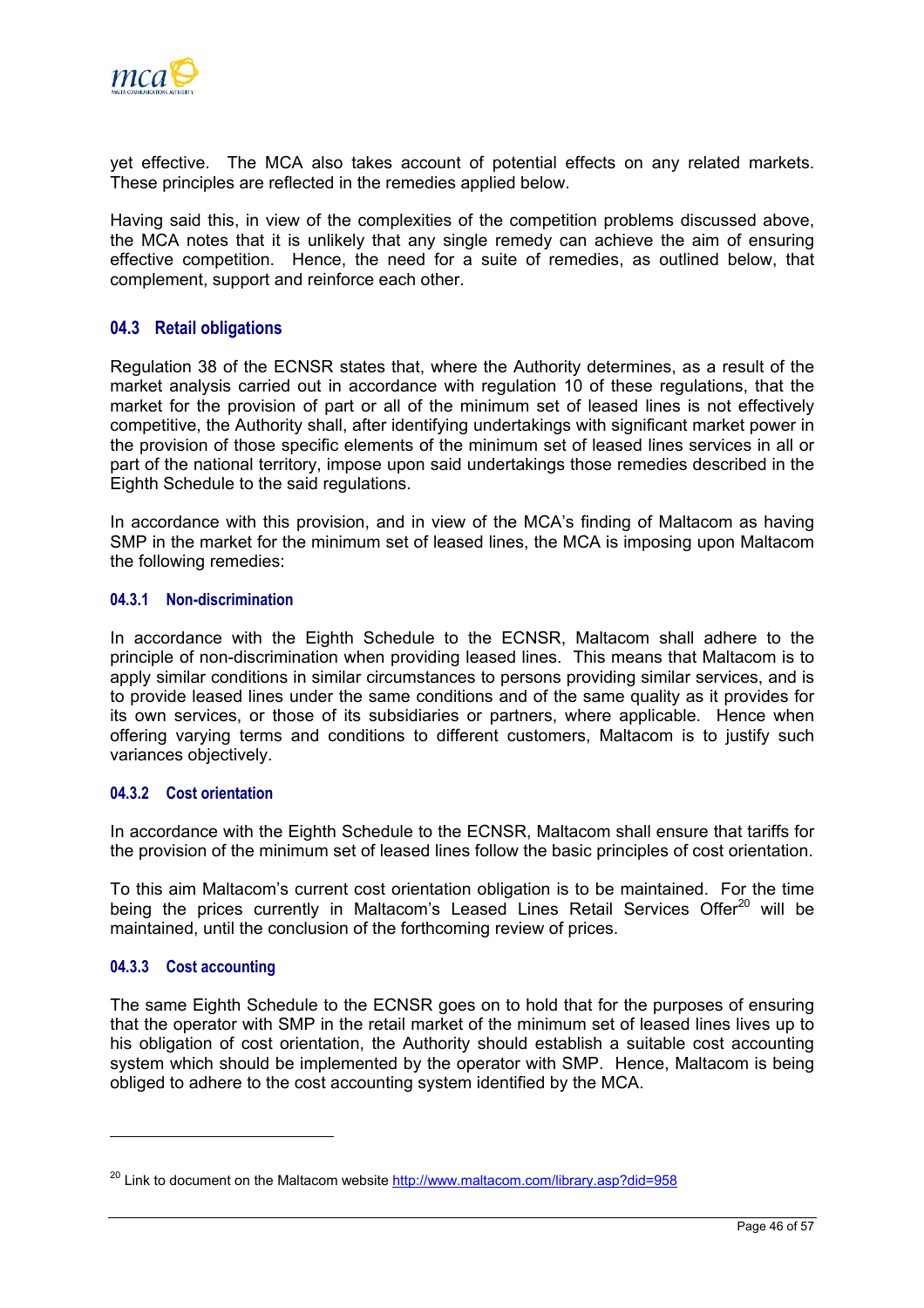yet effective. The MCA also takes account of potential effects on any related markets. These principles are reflected in the remedies applied below.

Having said this, in view of the complexities of the competition problems discussed above, the MCA notes that it is unlikely that any single remedy can achieve the aim of ensuring effective competition. Hence, the need for a suite of remedies, as outlined below, that complement, support and reinforce each other.

## 04.3 Retail obligations

Regulation 38 of the ECNSR states that, where the Authority determines, as a result of the market analysis carried out in accordance with regulation 10 of these regulations, that the market for the provision of part or all of the minimum set of leased lines is not effectively competitive, the Authority shall, after identifying undertakings with significant market power in the provision of those specific elements of the minimum set of leased lines services in all or part of the national territory, impose upon said undertakings those remedies described in the Eighth Schedule to the said regulations.

In accordance with this provision, and in view of the MCA's finding of Maltacom as having SMP in the market for the minimum set of leased lines, the MCA is imposing upon Maltacom the following remedies:

### 04.3.1 Non-discrimination

In accordance with the Eighth Schedule to the ECNSR, Maltacom shall adhere to the principle of non-discrimination when providing leased lines. This means that Maltacom is to apply similar conditions in similar circumstances to persons providing similar services, and is to provide leased lines under the same conditions and of the same quality as it provides for its own services, or those of its subsidiaries or partners, where applicable. Hence when offering varying terms and conditions to different customers, Maltacom is to justify such variances objectively.

### 04.3.2 Cost orientation

In accordance with the Eighth Schedule to the ECNSR, Maltacom shall ensure that tariffs for the provision of the minimum set of leased lines follow the basic principles of cost orientation.

To this aim Maltacom's current cost orientation obligation is to be maintained. For the time being the prices currently in Maltacom's Leased Lines Retail Services Offer[20] will be maintained, until the conclusion of the forthcoming review of prices.

### 04.3.3 Cost accounting

The same Eighth Schedule to the ECNSR goes on to hold that for the purposes of ensuring that the operator with SMP in the retail market of the minimum set of leased lines lives up to his obligation of cost orientation, the Authority should establish a suitable cost accounting system which should be implemented by the operator with SMP. Hence, Maltacom is being obliged to adhere to the cost accounting system identified by the MCA.

---

[20] Link to document on the Maltacom website http://www.maltacom.com/library.asp?did=958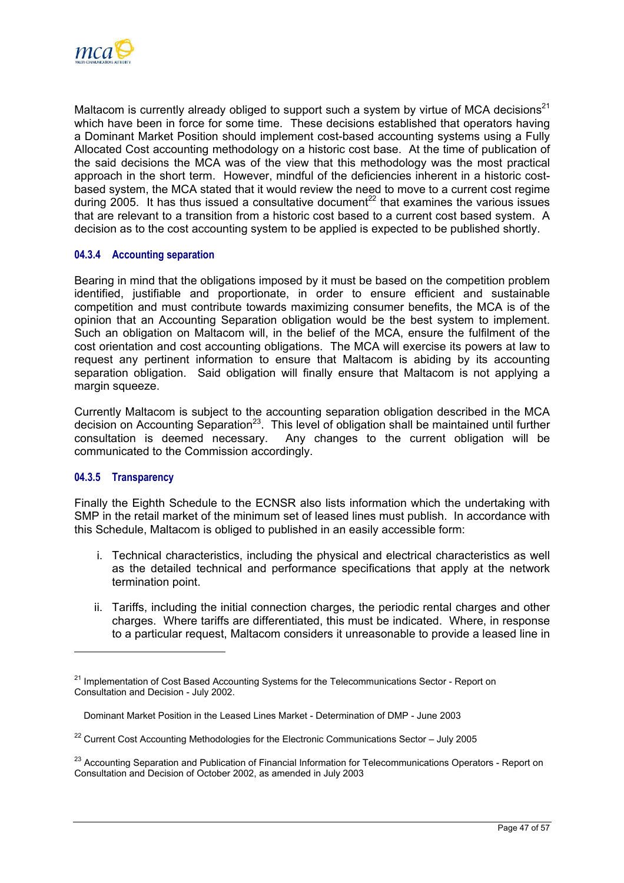Maltacom is currently already obliged to support such a system by virtue of MCA decisions[21] which have been in force for some time. These decisions established that operators having a Dominant Market Position should implement cost-based accounting systems using a Fully Allocated Cost accounting methodology on a historic cost base. At the time of publication of the said decisions the MCA was of the view that this methodology was the most practical approach in the short term. However, mindful of the deficiencies inherent in a historic cost-based system, the MCA stated that it would review the need to move to a current cost regime during 2005. It has thus issued a consultative document[22] that examines the various issues that are relevant to a transition from a historic cost based to a current cost based system. A decision as to the cost accounting system to be applied is expected to be published shortly.

### 04.3.4 Accounting separation

Bearing in mind that the obligations imposed by it must be based on the competition problem identified, justifiable and proportionate, in order to ensure efficient and sustainable competition and must contribute towards maximizing consumer benefits, the MCA is of the opinion that an Accounting Separation obligation would be the best system to implement. Such an obligation on Maltacom will, in the belief of the MCA, ensure the fulfilment of the cost orientation and cost accounting obligations. The MCA will exercise its powers at law to request any pertinent information to ensure that Maltacom is abiding by its accounting separation obligation. Said obligation will finally ensure that Maltacom is not applying a margin squeeze.

Currently Maltacom is subject to the accounting separation obligation described in the MCA decision on Accounting Separation[23]. This level of obligation shall be maintained until further consultation is deemed necessary. Any changes to the current obligation will be communicated to the Commission accordingly.

### 04.3.5 Transparency

Finally the Eighth Schedule to the ECNSR also lists information which the undertaking with SMP in the retail market of the minimum set of leased lines must publish. In accordance with this Schedule, Maltacom is obliged to published in an easily accessible form:

i. Technical characteristics, including the physical and electrical characteristics as well as the detailed technical and performance specifications that apply at the network termination point.

ii. Tariffs, including the initial connection charges, the periodic rental charges and other charges. Where tariffs are differentiated, this must be indicated. Where, in response to a particular request, Maltacom considers it unreasonable to provide a leased line in

---

[21] Implementation of Cost Based Accounting Systems for the Telecommunications Sector - Report on Consultation and Decision - July 2002.

Dominant Market Position in the Leased Lines Market - Determination of DMP - June 2003

[22] Current Cost Accounting Methodologies for the Electronic Communications Sector – July 2005

[23] Accounting Separation and Publication of Financial Information for Telecommunications Operators - Report on Consultation and Decision of October 2002, as amended in July 2003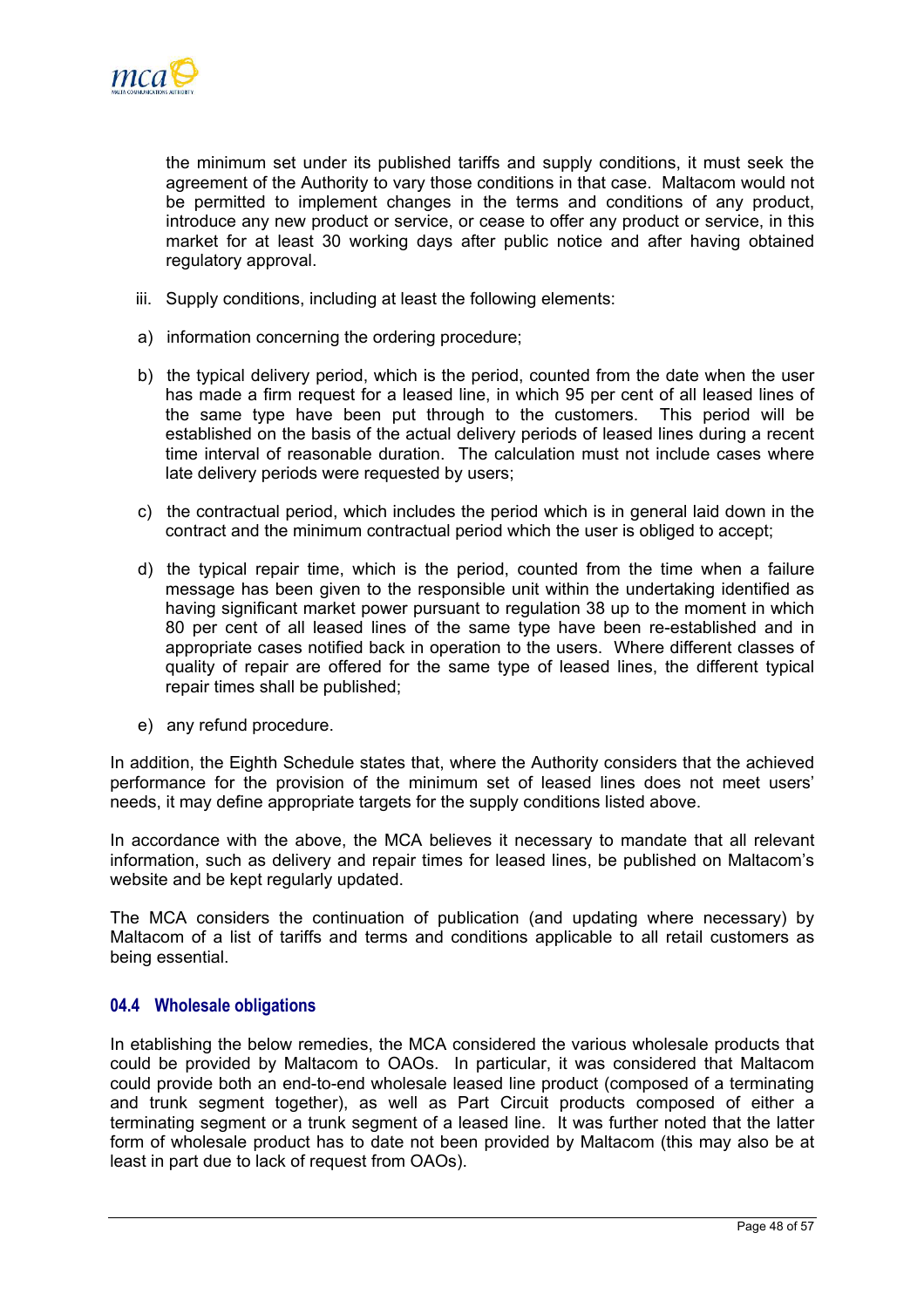the minimum set under its published tariffs and supply conditions, it must seek the agreement of the Authority to vary those conditions in that case. Maltacom would not be permitted to implement changes in the terms and conditions of any product, introduce any new product or service, or cease to offer any product or service, in this market for at least 30 working days after public notice and after having obtained regulatory approval.

iii. Supply conditions, including at least the following elements:

a) information concerning the ordering procedure;

b) the typical delivery period, which is the period, counted from the date when the user has made a firm request for a leased line, in which 95 per cent of all leased lines of the same type have been put through to the customers. This period will be established on the basis of the actual delivery periods of leased lines during a recent time interval of reasonable duration. The calculation must not include cases where late delivery periods were requested by users;

c) the contractual period, which includes the period which is in general laid down in the contract and the minimum contractual period which the user is obliged to accept;

d) the typical repair time, which is the period, counted from the time when a failure message has been given to the responsible unit within the undertaking identified as having significant market power pursuant to regulation 38 up to the moment in which 80 per cent of all leased lines of the same type have been re-established and in appropriate cases notified back in operation to the users. Where different classes of quality of repair are offered for the same type of leased lines, the different typical repair times shall be published;

e) any refund procedure.

In addition, the Eighth Schedule states that, where the Authority considers that the achieved performance for the provision of the minimum set of leased lines does not meet users' needs, it may define appropriate targets for the supply conditions listed above.

In accordance with the above, the MCA believes it necessary to mandate that all relevant information, such as delivery and repair times for leased lines, be published on Maltacom's website and be kept regularly updated.

The MCA considers the continuation of publication (and updating where necessary) by Maltacom of a list of tariffs and terms and conditions applicable to all retail customers as being essential.

### 04.4 Wholesale obligations

In etablishing the below remedies, the MCA considered the various wholesale products that could be provided by Maltacom to OAOs. In particular, it was considered that Maltacom could provide both an end-to-end wholesale leased line product (composed of a terminating and trunk segment together), as well as Part Circuit products composed of either a terminating segment or a trunk segment of a leased line. It was further noted that the latter form of wholesale product has to date not been provided by Maltacom (this may also be at least in part due to lack of request from OAOs).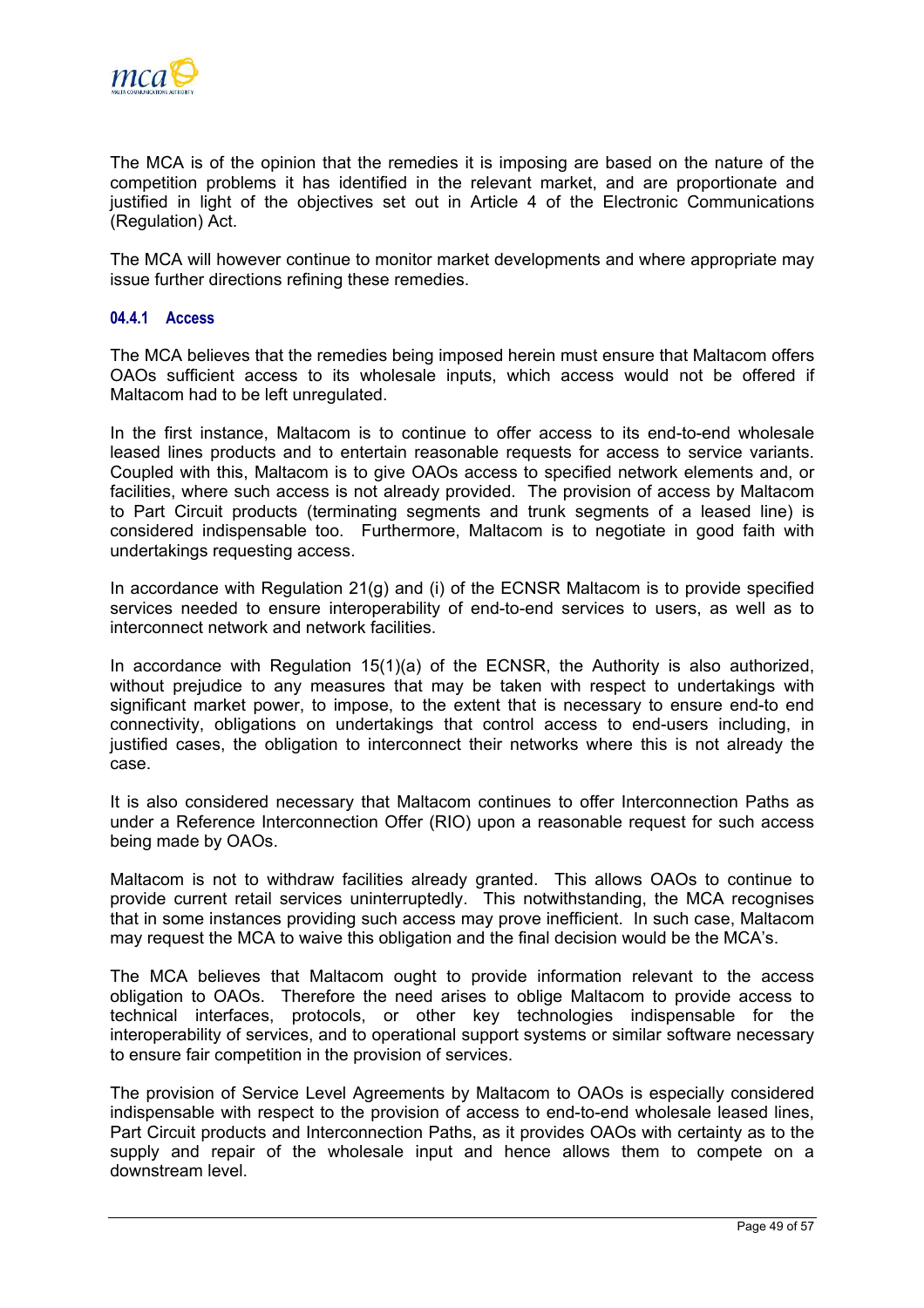The MCA is of the opinion that the remedies it is imposing are based on the nature of the competition problems it has identified in the relevant market, and are proportionate and justified in light of the objectives set out in Article 4 of the Electronic Communications (Regulation) Act.

The MCA will however continue to monitor market developments and where appropriate may issue further directions refining these remedies.

#### 04.4.1 Access

The MCA believes that the remedies being imposed herein must ensure that Maltacom offers OAOs sufficient access to its wholesale inputs, which access would not be offered if Maltacom had to be left unregulated.

In the first instance, Maltacom is to continue to offer access to its end-to-end wholesale leased lines products and to entertain reasonable requests for access to service variants. Coupled with this, Maltacom is to give OAOs access to specified network elements and, or facilities, where such access is not already provided. The provision of access by Maltacom to Part Circuit products (terminating segments and trunk segments of a leased line) is considered indispensable too. Furthermore, Maltacom is to negotiate in good faith with undertakings requesting access.

In accordance with Regulation 21(g) and (i) of the ECNSR Maltacom is to provide specified services needed to ensure interoperability of end-to-end services to users, as well as to interconnect network and network facilities.

In accordance with Regulation 15(1)(a) of the ECNSR, the Authority is also authorized, without prejudice to any measures that may be taken with respect to undertakings with significant market power, to impose, to the extent that is necessary to ensure end-to end connectivity, obligations on undertakings that control access to end-users including, in justified cases, the obligation to interconnect their networks where this is not already the case.

It is also considered necessary that Maltacom continues to offer Interconnection Paths as under a Reference Interconnection Offer (RIO) upon a reasonable request for such access being made by OAOs.

Maltacom is not to withdraw facilities already granted. This allows OAOs to continue to provide current retail services uninterruptedly. This notwithstanding, the MCA recognises that in some instances providing such access may prove inefficient. In such case, Maltacom may request the MCA to waive this obligation and the final decision would be the MCA's.

The MCA believes that Maltacom ought to provide information relevant to the access obligation to OAOs. Therefore the need arises to oblige Maltacom to provide access to technical interfaces, protocols, or other key technologies indispensable for the interoperability of services, and to operational support systems or similar software necessary to ensure fair competition in the provision of services.

The provision of Service Level Agreements by Maltacom to OAOs is especially considered indispensable with respect to the provision of access to end-to-end wholesale leased lines, Part Circuit products and Interconnection Paths, as it provides OAOs with certainty as to the supply and repair of the wholesale input and hence allows them to compete on a downstream level.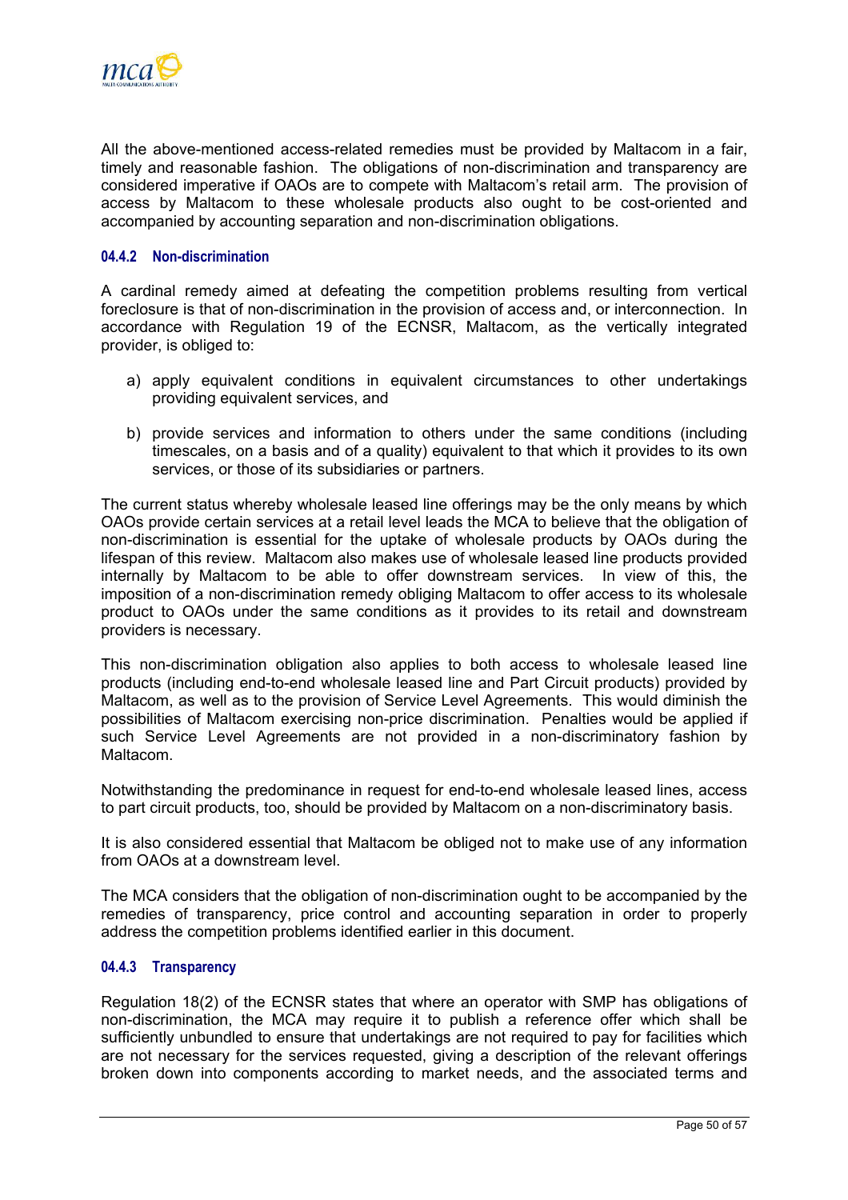All the above-mentioned access-related remedies must be provided by Maltacom in a fair, timely and reasonable fashion. The obligations of non-discrimination and transparency are considered imperative if OAOs are to compete with Maltacom's retail arm. The provision of access by Maltacom to these wholesale products also ought to be cost-oriented and accompanied by accounting separation and non-discrimination obligations.

### 04.4.2 Non-discrimination

A cardinal remedy aimed at defeating the competition problems resulting from vertical foreclosure is that of non-discrimination in the provision of access and, or interconnection. In accordance with Regulation 19 of the ECNSR, Maltacom, as the vertically integrated provider, is obliged to:

a) apply equivalent conditions in equivalent circumstances to other undertakings providing equivalent services, and

b) provide services and information to others under the same conditions (including timescales, on a basis and of a quality) equivalent to that which it provides to its own services, or those of its subsidiaries or partners.

The current status whereby wholesale leased line offerings may be the only means by which OAOs provide certain services at a retail level leads the MCA to believe that the obligation of non-discrimination is essential for the uptake of wholesale products by OAOs during the lifespan of this review. Maltacom also makes use of wholesale leased line products provided internally by Maltacom to be able to offer downstream services. In view of this, the imposition of a non-discrimination remedy obliging Maltacom to offer access to its wholesale product to OAOs under the same conditions as it provides to its retail and downstream providers is necessary.

This non-discrimination obligation also applies to both access to wholesale leased line products (including end-to-end wholesale leased line and Part Circuit products) provided by Maltacom, as well as to the provision of Service Level Agreements. This would diminish the possibilities of Maltacom exercising non-price discrimination. Penalties would be applied if such Service Level Agreements are not provided in a non-discriminatory fashion by Maltacom.

Notwithstanding the predominance in request for end-to-end wholesale leased lines, access to part circuit products, too, should be provided by Maltacom on a non-discriminatory basis.

It is also considered essential that Maltacom be obliged not to make use of any information from OAOs at a downstream level.

The MCA considers that the obligation of non-discrimination ought to be accompanied by the remedies of transparency, price control and accounting separation in order to properly address the competition problems identified earlier in this document.

### 04.4.3 Transparency

Regulation 18(2) of the ECNSR states that where an operator with SMP has obligations of non-discrimination, the MCA may require it to publish a reference offer which shall be sufficiently unbundled to ensure that undertakings are not required to pay for facilities which are not necessary for the services requested, giving a description of the relevant offerings broken down into components according to market needs, and the associated terms and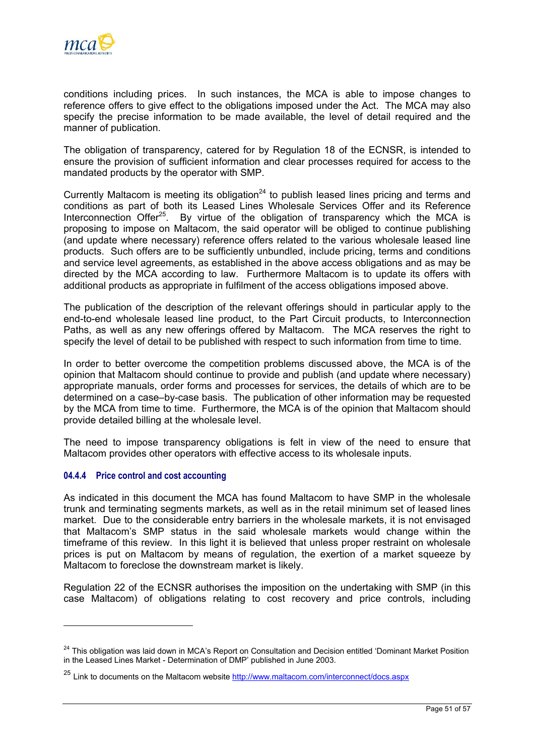conditions including prices. In such instances, the MCA is able to impose changes to reference offers to give effect to the obligations imposed under the Act. The MCA may also specify the precise information to be made available, the level of detail required and the manner of publication.

The obligation of transparency, catered for by Regulation 18 of the ECNSR, is intended to ensure the provision of sufficient information and clear processes required for access to the mandated products by the operator with SMP.

Currently Maltacom is meeting its obligation[24] to publish leased lines pricing and terms and conditions as part of both its Leased Lines Wholesale Services Offer and its Reference Interconnection Offer[25]. By virtue of the obligation of transparency which the MCA is proposing to impose on Maltacom, the said operator will be obliged to continue publishing (and update where necessary) reference offers related to the various wholesale leased line products. Such offers are to be sufficiently unbundled, include pricing, terms and conditions and service level agreements, as established in the above access obligations and as may be directed by the MCA according to law. Furthermore Maltacom is to update its offers with additional products as appropriate in fulfilment of the access obligations imposed above.

The publication of the description of the relevant offerings should in particular apply to the end-to-end wholesale leased line product, to the Part Circuit products, to Interconnection Paths, as well as any new offerings offered by Maltacom. The MCA reserves the right to specify the level of detail to be published with respect to such information from time to time.

In order to better overcome the competition problems discussed above, the MCA is of the opinion that Maltacom should continue to provide and publish (and update where necessary) appropriate manuals, order forms and processes for services, the details of which are to be determined on a case–by-case basis. The publication of other information may be requested by the MCA from time to time. Furthermore, the MCA is of the opinion that Maltacom should provide detailed billing at the wholesale level.

The need to impose transparency obligations is felt in view of the need to ensure that Maltacom provides other operators with effective access to its wholesale inputs.

#### 04.4.4 Price control and cost accounting

As indicated in this document the MCA has found Maltacom to have SMP in the wholesale trunk and terminating segments markets, as well as in the retail minimum set of leased lines market. Due to the considerable entry barriers in the wholesale markets, it is not envisaged that Maltacom's SMP status in the said wholesale markets would change within the timeframe of this review. In this light it is believed that unless proper restraint on wholesale prices is put on Maltacom by means of regulation, the exertion of a market squeeze by Maltacom to foreclose the downstream market is likely.

Regulation 22 of the ECNSR authorises the imposition on the undertaking with SMP (in this case Maltacom) of obligations relating to cost recovery and price controls, including

---

[24] This obligation was laid down in MCA's Report on Consultation and Decision entitled 'Dominant Market Position in the Leased Lines Market - Determination of DMP' published in June 2003.

[25] Link to documents on the Maltacom website http://www.maltacom.com/interconnect/docs.aspx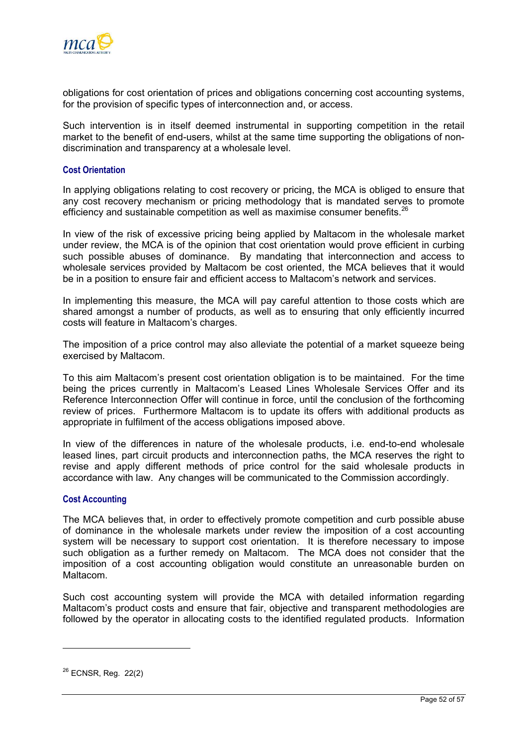obligations for cost orientation of prices and obligations concerning cost accounting systems, for the provision of specific types of interconnection and, or access.

Such intervention is in itself deemed instrumental in supporting competition in the retail market to the benefit of end-users, whilst at the same time supporting the obligations of non-discrimination and transparency at a wholesale level.

### Cost Orientation

In applying obligations relating to cost recovery or pricing, the MCA is obliged to ensure that any cost recovery mechanism or pricing methodology that is mandated serves to promote efficiency and sustainable competition as well as maximise consumer benefits.[26]

In view of the risk of excessive pricing being applied by Maltacom in the wholesale market under review, the MCA is of the opinion that cost orientation would prove efficient in curbing such possible abuses of dominance. By mandating that interconnection and access to wholesale services provided by Maltacom be cost oriented, the MCA believes that it would be in a position to ensure fair and efficient access to Maltacom's network and services.

In implementing this measure, the MCA will pay careful attention to those costs which are shared amongst a number of products, as well as to ensuring that only efficiently incurred costs will feature in Maltacom's charges.

The imposition of a price control may also alleviate the potential of a market squeeze being exercised by Maltacom.

To this aim Maltacom's present cost orientation obligation is to be maintained. For the time being the prices currently in Maltacom's Leased Lines Wholesale Services Offer and its Reference Interconnection Offer will continue in force, until the conclusion of the forthcoming review of prices. Furthermore Maltacom is to update its offers with additional products as appropriate in fulfilment of the access obligations imposed above.

In view of the differences in nature of the wholesale products, i.e. end-to-end wholesale leased lines, part circuit products and interconnection paths, the MCA reserves the right to revise and apply different methods of price control for the said wholesale products in accordance with law. Any changes will be communicated to the Commission accordingly.

### Cost Accounting

The MCA believes that, in order to effectively promote competition and curb possible abuse of dominance in the wholesale markets under review the imposition of a cost accounting system will be necessary to support cost orientation. It is therefore necessary to impose such obligation as a further remedy on Maltacom. The MCA does not consider that the imposition of a cost accounting obligation would constitute an unreasonable burden on Maltacom.

Such cost accounting system will provide the MCA with detailed information regarding Maltacom's product costs and ensure that fair, objective and transparent methodologies are followed by the operator in allocating costs to the identified regulated products. Information

---

[26] ECNSR, Reg. 22(2)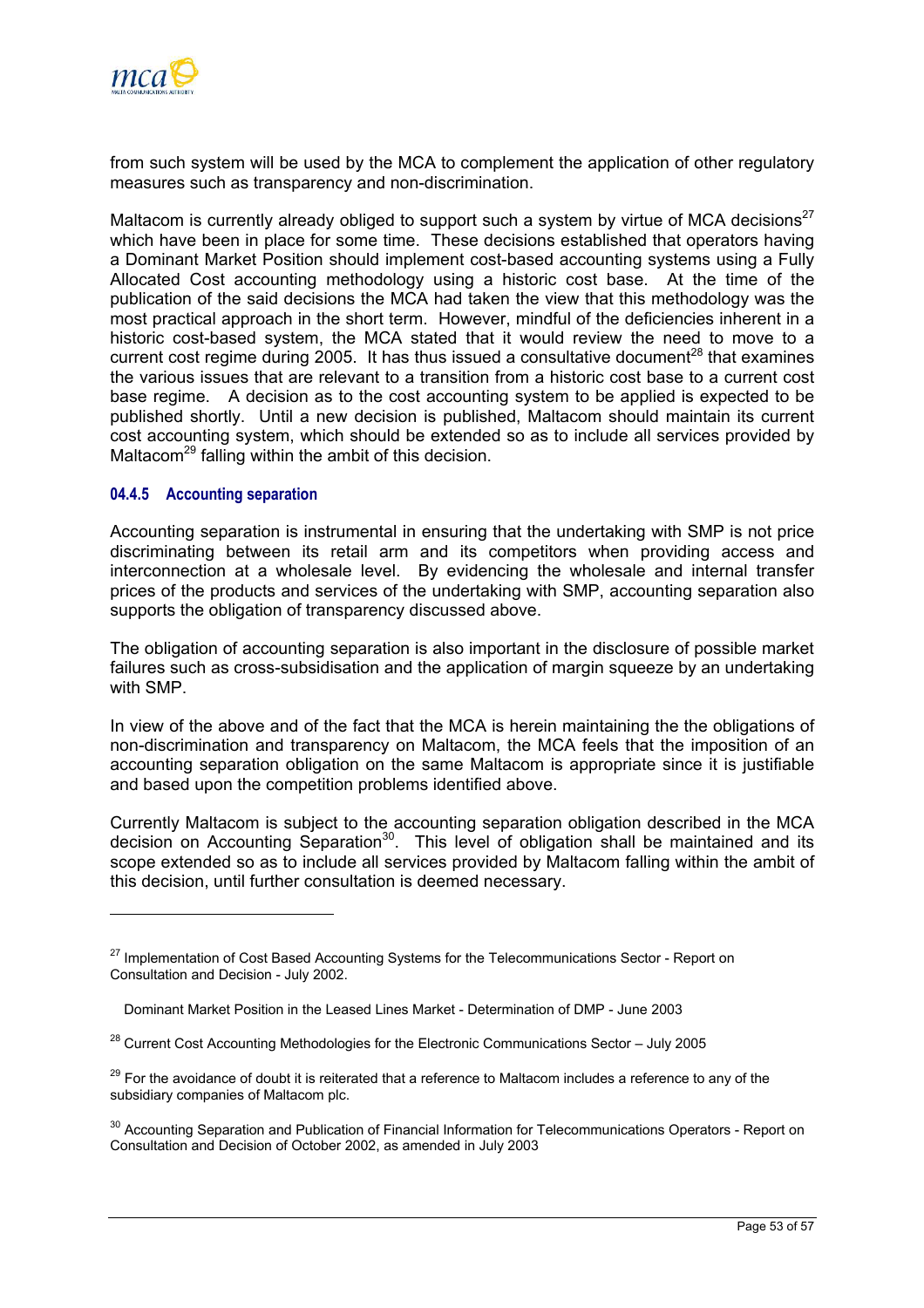from such system will be used by the MCA to complement the application of other regulatory measures such as transparency and non-discrimination.

Maltacom is currently already obliged to support such a system by virtue of MCA decisions[27] which have been in place for some time. These decisions established that operators having a Dominant Market Position should implement cost-based accounting systems using a Fully Allocated Cost accounting methodology using a historic cost base. At the time of the publication of the said decisions the MCA had taken the view that this methodology was the most practical approach in the short term. However, mindful of the deficiencies inherent in a historic cost-based system, the MCA stated that it would review the need to move to a current cost regime during 2005. It has thus issued a consultative document[28] that examines the various issues that are relevant to a transition from a historic cost base to a current cost base regime. A decision as to the cost accounting system to be applied is expected to be published shortly. Until a new decision is published, Maltacom should maintain its current cost accounting system, which should be extended so as to include all services provided by Maltacom[29] falling within the ambit of this decision.

#### 04.4.5 Accounting separation

Accounting separation is instrumental in ensuring that the undertaking with SMP is not price discriminating between its retail arm and its competitors when providing access and interconnection at a wholesale level. By evidencing the wholesale and internal transfer prices of the products and services of the undertaking with SMP, accounting separation also supports the obligation of transparency discussed above.

The obligation of accounting separation is also important in the disclosure of possible market failures such as cross-subsidisation and the application of margin squeeze by an undertaking with SMP.

In view of the above and of the fact that the MCA is herein maintaining the the obligations of non-discrimination and transparency on Maltacom, the MCA feels that the imposition of an accounting separation obligation on the same Maltacom is appropriate since it is justifiable and based upon the competition problems identified above.

Currently Maltacom is subject to the accounting separation obligation described in the MCA decision on Accounting Separation[30]. This level of obligation shall be maintained and its scope extended so as to include all services provided by Maltacom falling within the ambit of this decision, until further consultation is deemed necessary.

---

[27] Implementation of Cost Based Accounting Systems for the Telecommunications Sector - Report on Consultation and Decision - July 2002.

Dominant Market Position in the Leased Lines Market - Determination of DMP - June 2003

[28] Current Cost Accounting Methodologies for the Electronic Communications Sector – July 2005

[29] For the avoidance of doubt it is reiterated that a reference to Maltacom includes a reference to any of the subsidiary companies of Maltacom plc.

[30] Accounting Separation and Publication of Financial Information for Telecommunications Operators - Report on Consultation and Decision of October 2002, as amended in July 2003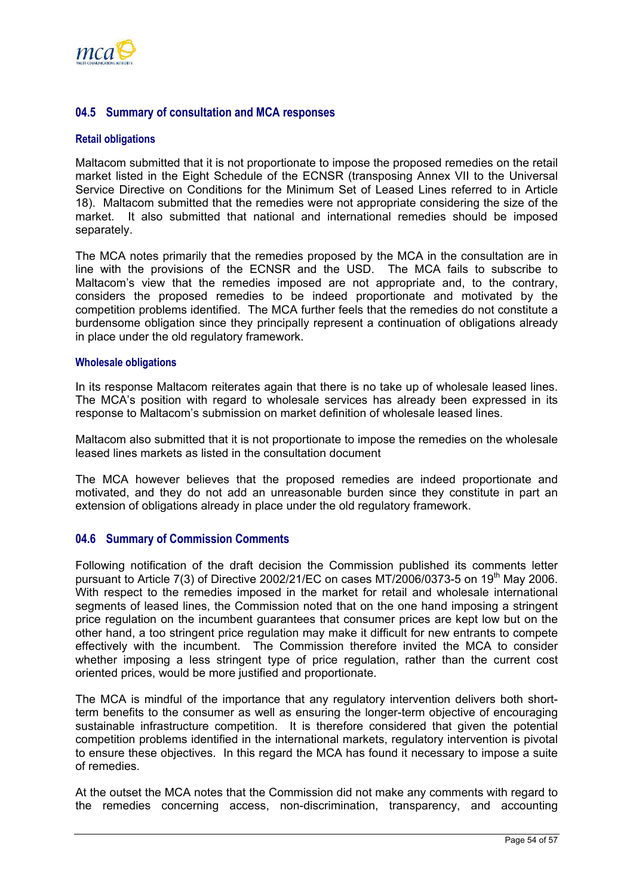## 04.5 Summary of consultation and MCA responses

### Retail obligations

Maltacom submitted that it is not proportionate to impose the proposed remedies on the retail market listed in the Eight Schedule of the ECNSR (transposing Annex VII to the Universal Service Directive on Conditions for the Minimum Set of Leased Lines referred to in Article 18). Maltacom submitted that the remedies were not appropriate considering the size of the market. It also submitted that national and international remedies should be imposed separately.

The MCA notes primarily that the remedies proposed by the MCA in the consultation are in line with the provisions of the ECNSR and the USD. The MCA fails to subscribe to Maltacom's view that the remedies imposed are not appropriate and, to the contrary, considers the proposed remedies to be indeed proportionate and motivated by the competition problems identified. The MCA further feels that the remedies do not constitute a burdensome obligation since they principally represent a continuation of obligations already in place under the old regulatory framework.

### Wholesale obligations

In its response Maltacom reiterates again that there is no take up of wholesale leased lines. The MCA's position with regard to wholesale services has already been expressed in its response to Maltacom's submission on market definition of wholesale leased lines.

Maltacom also submitted that it is not proportionate to impose the remedies on the wholesale leased lines markets as listed in the consultation document

The MCA however believes that the proposed remedies are indeed proportionate and motivated, and they do not add an unreasonable burden since they constitute in part an extension of obligations already in place under the old regulatory framework.

## 04.6 Summary of Commission Comments

Following notification of the draft decision the Commission published its comments letter pursuant to Article 7(3) of Directive 2002/21/EC on cases MT/2006/0373-5 on 19th May 2006. With respect to the remedies imposed in the market for retail and wholesale international segments of leased lines, the Commission noted that on the one hand imposing a stringent price regulation on the incumbent guarantees that consumer prices are kept low but on the other hand, a too stringent price regulation may make it difficult for new entrants to compete effectively with the incumbent. The Commission therefore invited the MCA to consider whether imposing a less stringent type of price regulation, rather than the current cost oriented prices, would be more justified and proportionate.

The MCA is mindful of the importance that any regulatory intervention delivers both short-term benefits to the consumer as well as ensuring the longer-term objective of encouraging sustainable infrastructure competition. It is therefore considered that given the potential competition problems identified in the international markets, regulatory intervention is pivotal to ensure these objectives. In this regard the MCA has found it necessary to impose a suite of remedies.

At the outset the MCA notes that the Commission did not make any comments with regard to the remedies concerning access, non-discrimination, transparency, and accounting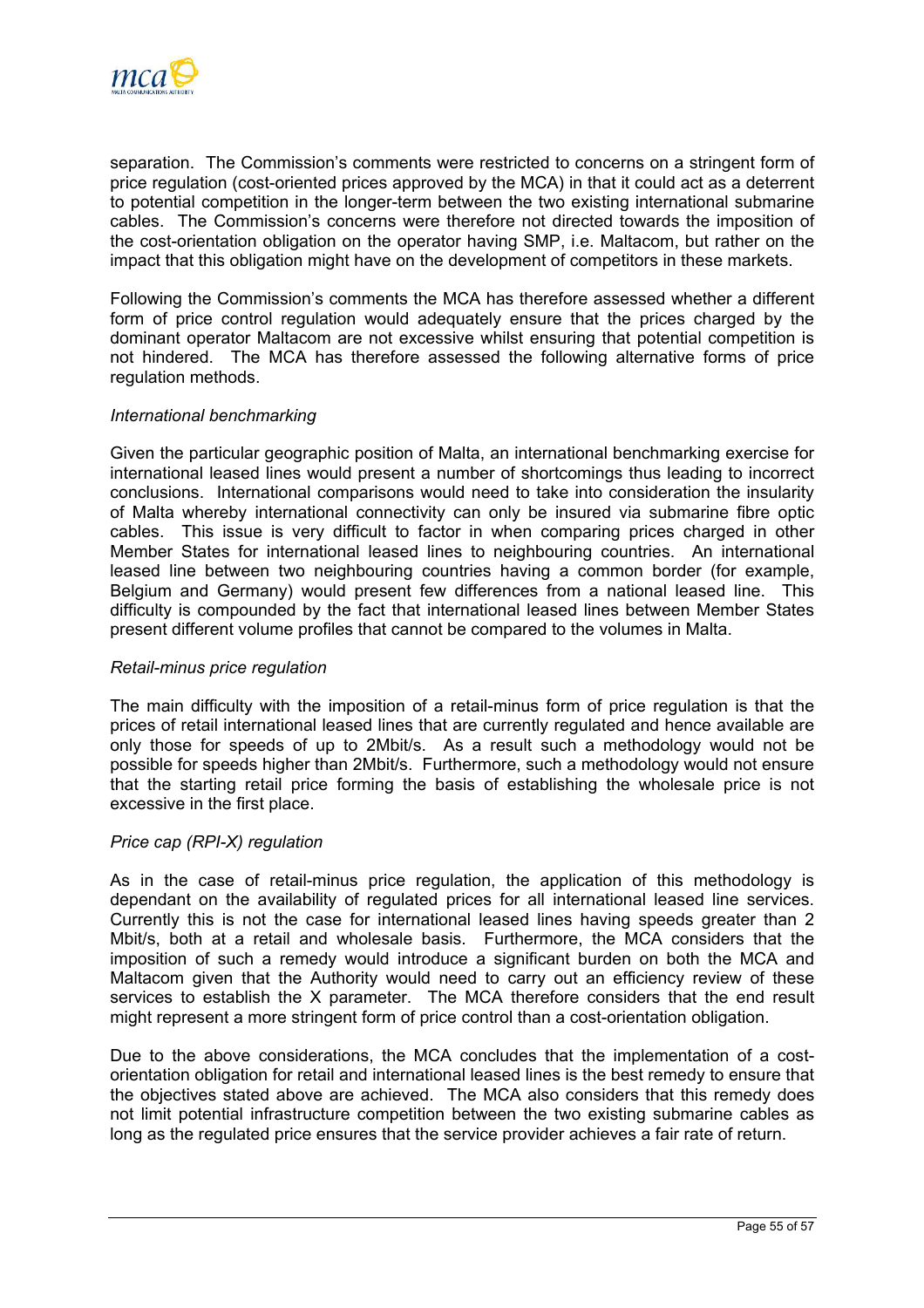separation. The Commission's comments were restricted to concerns on a stringent form of price regulation (cost-oriented prices approved by the MCA) in that it could act as a deterrent to potential competition in the longer-term between the two existing international submarine cables. The Commission's concerns were therefore not directed towards the imposition of the cost-orientation obligation on the operator having SMP, i.e. Maltacom, but rather on the impact that this obligation might have on the development of competitors in these markets.

Following the Commission's comments the MCA has therefore assessed whether a different form of price control regulation would adequately ensure that the prices charged by the dominant operator Maltacom are not excessive whilst ensuring that potential competition is not hindered. The MCA has therefore assessed the following alternative forms of price regulation methods.

*International benchmarking*

Given the particular geographic position of Malta, an international benchmarking exercise for international leased lines would present a number of shortcomings thus leading to incorrect conclusions. International comparisons would need to take into consideration the insularity of Malta whereby international connectivity can only be insured via submarine fibre optic cables. This issue is very difficult to factor in when comparing prices charged in other Member States for international leased lines to neighbouring countries. An international leased line between two neighbouring countries having a common border (for example, Belgium and Germany) would present few differences from a national leased line. This difficulty is compounded by the fact that international leased lines between Member States present different volume profiles that cannot be compared to the volumes in Malta.

*Retail-minus price regulation*

The main difficulty with the imposition of a retail-minus form of price regulation is that the prices of retail international leased lines that are currently regulated and hence available are only those for speeds of up to 2Mbit/s. As a result such a methodology would not be possible for speeds higher than 2Mbit/s. Furthermore, such a methodology would not ensure that the starting retail price forming the basis of establishing the wholesale price is not excessive in the first place.

*Price cap (RPI-X) regulation*

As in the case of retail-minus price regulation, the application of this methodology is dependant on the availability of regulated prices for all international leased line services. Currently this is not the case for international leased lines having speeds greater than 2 Mbit/s, both at a retail and wholesale basis. Furthermore, the MCA considers that the imposition of such a remedy would introduce a significant burden on both the MCA and Maltacom given that the Authority would need to carry out an efficiency review of these services to establish the X parameter. The MCA therefore considers that the end result might represent a more stringent form of price control than a cost-orientation obligation.

Due to the above considerations, the MCA concludes that the implementation of a cost-orientation obligation for retail and international leased lines is the best remedy to ensure that the objectives stated above are achieved. The MCA also considers that this remedy does not limit potential infrastructure competition between the two existing submarine cables as long as the regulated price ensures that the service provider achieves a fair rate of return.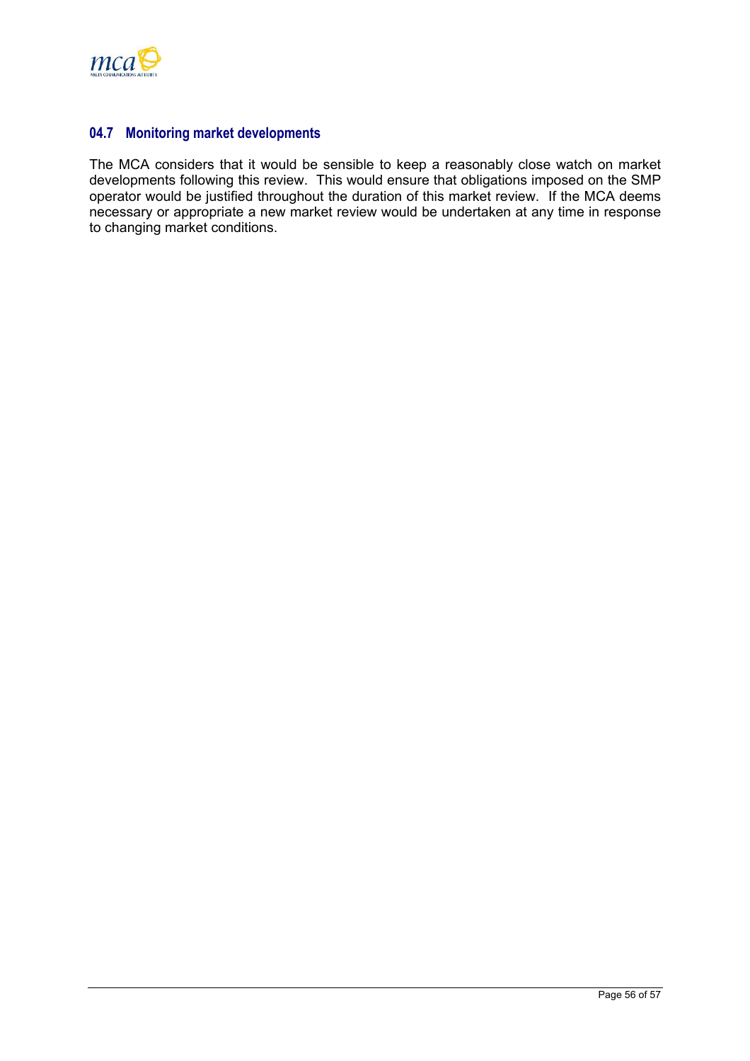### 04.7 Monitoring market developments

The MCA considers that it would be sensible to keep a reasonably close watch on market developments following this review. This would ensure that obligations imposed on the SMP operator would be justified throughout the duration of this market review. If the MCA deems necessary or appropriate a new market review would be undertaken at any time in response to changing market conditions.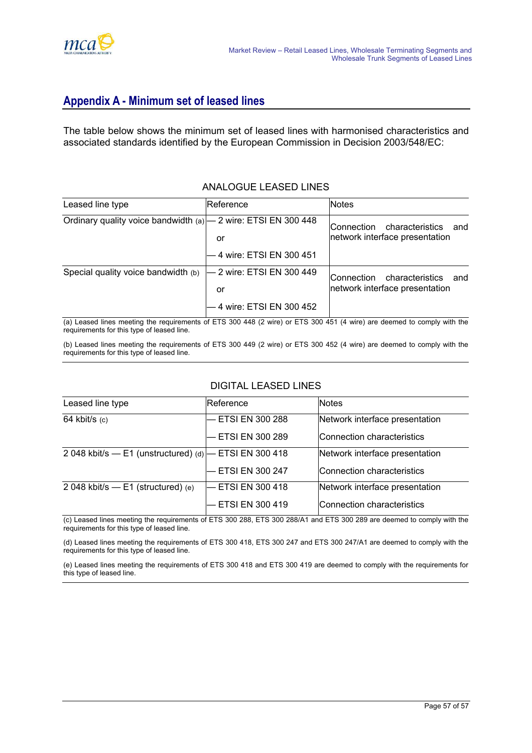## Appendix A - Minimum set of leased lines

The table below shows the minimum set of leased lines with harmonised characteristics and associated standards identified by the European Commission in Decision 2003/548/EC:

ANALOGUE LEASED LINES

| Leased line type | Reference | Notes |
|---|---|---|
| Ordinary quality voice bandwidth (a) | — 2 wire: ETSI EN 300 448<br>or<br>— 4 wire: ETSI EN 300 451 | Connection characteristics and network interface presentation |
| Special quality voice bandwidth (b) | — 2 wire: ETSI EN 300 449<br>or<br>— 4 wire: ETSI EN 300 452 | Connection characteristics and network interface presentation |

(a) Leased lines meeting the requirements of ETS 300 448 (2 wire) or ETS 300 451 (4 wire) are deemed to comply with the requirements for this type of leased line.

(b) Leased lines meeting the requirements of ETS 300 449 (2 wire) or ETS 300 452 (4 wire) are deemed to comply with the requirements for this type of leased line.

DIGITAL LEASED LINES

| Leased line type | Reference | Notes |
|---|---|---|
| 64 kbit/s (c) | — ETSI EN 300 288 | Network interface presentation |
| | — ETSI EN 300 289 | Connection characteristics |
| 2 048 kbit/s — E1 (unstructured) (d) | — ETSI EN 300 418 | Network interface presentation |
| | — ETSI EN 300 247 | Connection characteristics |
| 2 048 kbit/s — E1 (structured) (e) | — ETSI EN 300 418 | Network interface presentation |
| | — ETSI EN 300 419 | Connection characteristics |

(c) Leased lines meeting the requirements of ETS 300 288, ETS 300 288/A1 and ETS 300 289 are deemed to comply with the requirements for this type of leased line.

(d) Leased lines meeting the requirements of ETS 300 418, ETS 300 247 and ETS 300 247/A1 are deemed to comply with the requirements for this type of leased line.

(e) Leased lines meeting the requirements of ETS 300 418 and ETS 300 419 are deemed to comply with the requirements for this type of leased line.